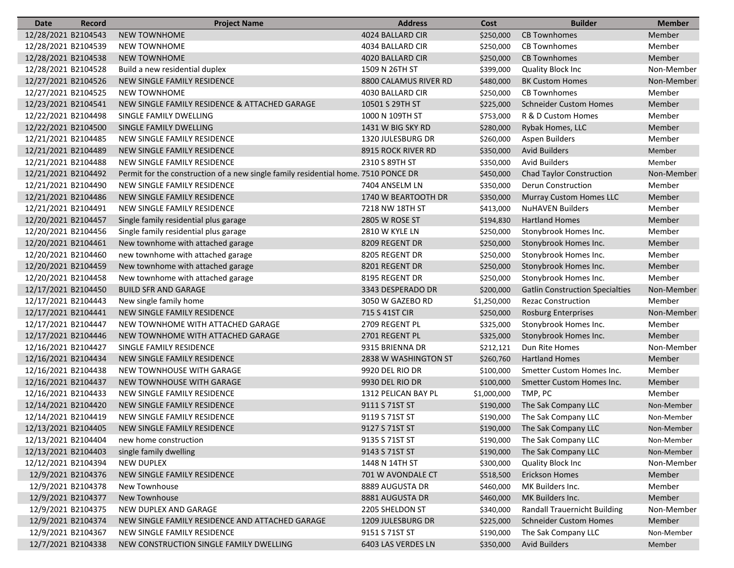| Date | Record | Project Name | Address | Cost | Builder | Member |
|---|---|---|---|---|---|---|
| 12/28/2021 | B2104543 | NEW TOWNHOME | 4024 BALLARD CIR | $250,000 | CB Townhomes | Member |
| 12/28/2021 | B2104539 | NEW TOWNHOME | 4034 BALLARD CIR | $250,000 | CB Townhomes | Member |
| 12/28/2021 | B2104538 | NEW TOWNHOME | 4020 BALLARD CIR | $250,000 | CB Townhomes | Member |
| 12/28/2021 | B2104528 | Build a new residential duplex | 1509 N 26TH ST | $399,000 | Quality Block Inc | Non-Member |
| 12/27/2021 | B2104526 | NEW SINGLE FAMILY RESIDENCE | 8800 CALAMUS RIVER RD | $480,000 | BK Custom Homes | Non-Member |
| 12/27/2021 | B2104525 | NEW TOWNHOME | 4030 BALLARD CIR | $250,000 | CB Townhomes | Member |
| 12/23/2021 | B2104541 | NEW SINGLE FAMILY RESIDENCE & ATTACHED GARAGE | 10501 S 29TH ST | $225,000 | Schneider Custom Homes | Member |
| 12/22/2021 | B2104498 | SINGLE FAMILY DWELLING | 1000 N 109TH ST | $753,000 | R & D Custom Homes | Member |
| 12/22/2021 | B2104500 | SINGLE FAMILY DWELLING | 1431 W BIG SKY RD | $280,000 | Rybak Homes, LLC | Member |
| 12/21/2021 | B2104485 | NEW SINGLE FAMILY RESIDENCE | 1320 JULESBURG DR | $260,000 | Aspen Builders | Member |
| 12/21/2021 | B2104489 | NEW SINGLE FAMILY RESIDENCE | 8915 ROCK RIVER RD | $350,000 | Avid Builders | Member |
| 12/21/2021 | B2104488 | NEW SINGLE FAMILY RESIDENCE | 2310 S 89TH ST | $350,000 | Avid Builders | Member |
| 12/21/2021 | B2104492 | Permit for the construction of a new single family residential home. | 7510 PONCE DR | $450,000 | Chad Taylor Construction | Non-Member |
| 12/21/2021 | B2104490 | NEW SINGLE FAMILY RESIDENCE | 7404 ANSELM LN | $350,000 | Derun Construction | Member |
| 12/21/2021 | B2104486 | NEW SINGLE FAMILY RESIDENCE | 1740 W BEARTOOTH DR | $350,000 | Murray Custom Homes LLC | Member |
| 12/21/2021 | B2104491 | NEW SINGLE FAMILY RESIDENCE | 7218 NW 18TH ST | $413,000 | NuHAVEN Builders | Member |
| 12/20/2021 | B2104457 | Single family residential plus garage | 2805 W ROSE ST | $194,830 | Hartland Homes | Member |
| 12/20/2021 | B2104456 | Single family residential plus garage | 2810 W KYLE LN | $250,000 | Stonybrook Homes Inc. | Member |
| 12/20/2021 | B2104461 | New townhome with attached garage | 8209 REGENT DR | $250,000 | Stonybrook Homes Inc. | Member |
| 12/20/2021 | B2104460 | new townhome with attached garage | 8205 REGENT DR | $250,000 | Stonybrook Homes Inc. | Member |
| 12/20/2021 | B2104459 | New townhome with attached garage | 8201 REGENT DR | $250,000 | Stonybrook Homes Inc. | Member |
| 12/20/2021 | B2104458 | New townhome with attached garage | 8195 REGENT DR | $250,000 | Stonybrook Homes Inc. | Member |
| 12/17/2021 | B2104450 | BUILD SFR AND GARAGE | 3343 DESPERADO DR | $200,000 | Gatlin Construction Specialties | Non-Member |
| 12/17/2021 | B2104443 | New single family home | 3050 W GAZEBO RD | $1,250,000 | Rezac Construction | Member |
| 12/17/2021 | B2104441 | NEW SINGLE FAMILY RESIDENCE | 715 S 41ST CIR | $250,000 | Rosburg Enterprises | Non-Member |
| 12/17/2021 | B2104447 | NEW TOWNHOME WITH ATTACHED GARAGE | 2709 REGENT PL | $325,000 | Stonybrook Homes Inc. | Member |
| 12/17/2021 | B2104446 | NEW TOWNHOME WITH ATTACHED GARAGE | 2701 REGENT PL | $325,000 | Stonybrook Homes Inc. | Member |
| 12/16/2021 | B2104427 | SINGLE FAMILY RESIDENCE | 9315 BRIENNA DR | $212,121 | Dun Rite Homes | Non-Member |
| 12/16/2021 | B2104434 | NEW SINGLE FAMILY RESIDENCE | 2838 W WASHINGTON ST | $260,760 | Hartland Homes | Member |
| 12/16/2021 | B2104438 | NEW TOWNHOUSE WITH GARAGE | 9920 DEL RIO DR | $100,000 | Smetter Custom Homes Inc. | Member |
| 12/16/2021 | B2104437 | NEW TOWNHOUSE WITH GARAGE | 9930 DEL RIO DR | $100,000 | Smetter Custom Homes Inc. | Member |
| 12/16/2021 | B2104433 | NEW SINGLE FAMILY RESIDENCE | 1312 PELICAN BAY PL | $1,000,000 | TMP, PC | Member |
| 12/14/2021 | B2104420 | NEW SINGLE FAMILY RESIDENCE | 9111 S 71ST ST | $190,000 | The Sak Company LLC | Non-Member |
| 12/14/2021 | B2104419 | NEW SINGLE FAMILY RESIDENCE | 9119 S 71ST ST | $190,000 | The Sak Company LLC | Non-Member |
| 12/13/2021 | B2104405 | NEW SINGLE FAMILY RESIDENCE | 9127 S 71ST ST | $190,000 | The Sak Company LLC | Non-Member |
| 12/13/2021 | B2104404 | new home construction | 9135 S 71ST ST | $190,000 | The Sak Company LLC | Non-Member |
| 12/13/2021 | B2104403 | single family dwelling | 9143 S 71ST ST | $190,000 | The Sak Company LLC | Non-Member |
| 12/12/2021 | B2104394 | NEW DUPLEX | 1448 N 14TH ST | $300,000 | Quality Block Inc | Non-Member |
| 12/9/2021 | B2104376 | NEW SINGLE FAMILY RESIDENCE | 701 W AVONDALE CT | $518,500 | Erickson Homes | Member |
| 12/9/2021 | B2104378 | New Townhouse | 8889 AUGUSTA DR | $460,000 | MK Builders Inc. | Member |
| 12/9/2021 | B2104377 | New Townhouse | 8881 AUGUSTA DR | $460,000 | MK Builders Inc. | Member |
| 12/9/2021 | B2104375 | NEW DUPLEX AND GARAGE | 2205 SHELDON ST | $340,000 | Randall Trauernicht Building | Non-Member |
| 12/9/2021 | B2104374 | NEW SINGLE FAMILY RESIDENCE AND ATTACHED GARAGE | 1209 JULESBURG DR | $225,000 | Schneider Custom Homes | Member |
| 12/9/2021 | B2104367 | NEW SINGLE FAMILY RESIDENCE | 9151 S 71ST ST | $190,000 | The Sak Company LLC | Non-Member |
| 12/7/2021 | B2104338 | NEW CONSTRUCTION SINGLE FAMILY DWELLING | 6403 LAS VERDES LN | $350,000 | Avid Builders | Member |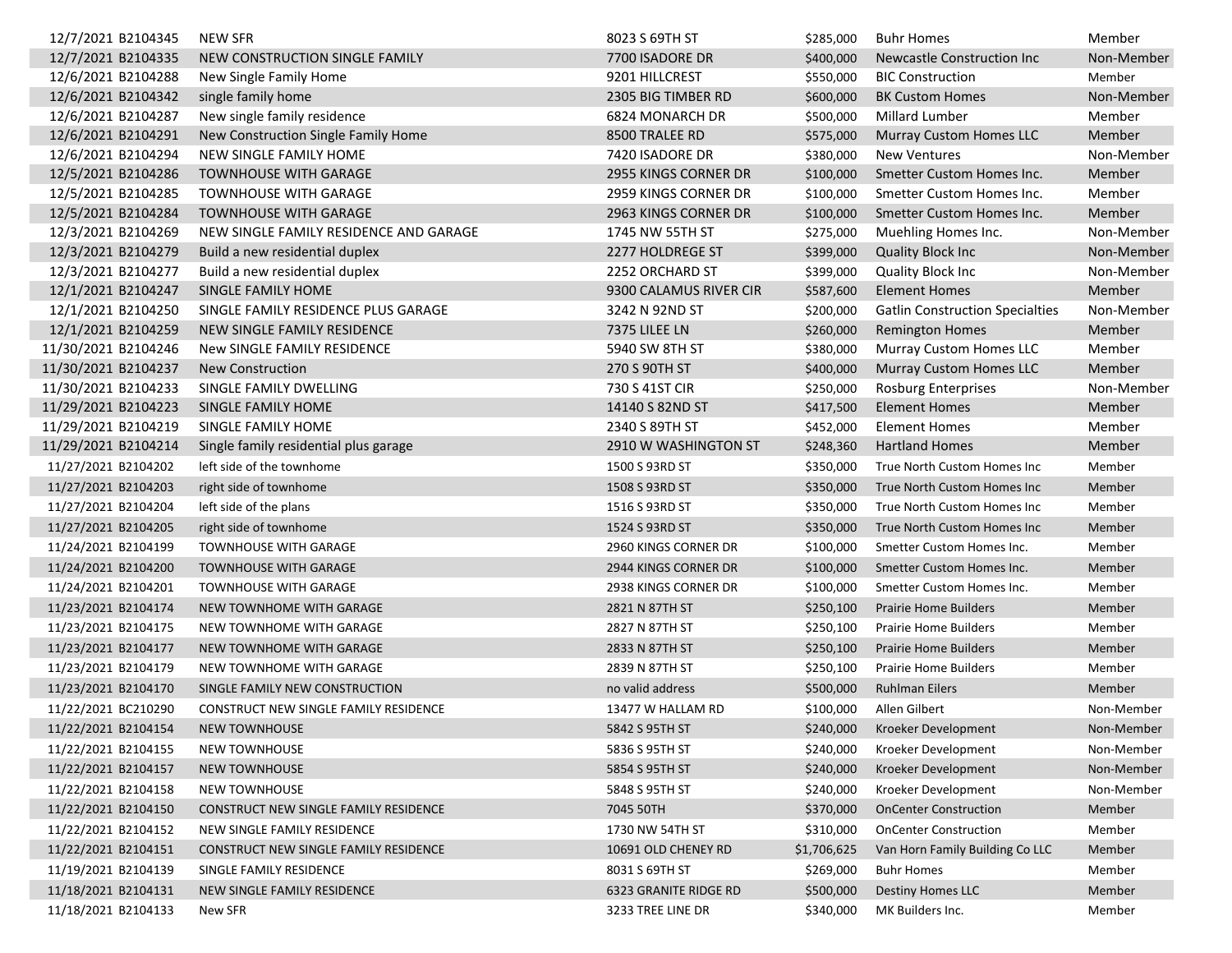| | | | | | | |
|---|---|---|---|---|---|---|
| 12/7/2021 | B2104345 | NEW SFR | 8023 S 69TH ST | $285,000 | Buhr Homes | Member |
| 12/7/2021 | B2104335 | NEW CONSTRUCTION SINGLE FAMILY | 7700 ISADORE DR | $400,000 | Newcastle Construction Inc | Non-Member |
| 12/6/2021 | B2104288 | New Single Family Home | 9201 HILLCREST | $550,000 | BIC Construction | Member |
| 12/6/2021 | B2104342 | single family home | 2305 BIG TIMBER RD | $600,000 | BK Custom Homes | Non-Member |
| 12/6/2021 | B2104287 | New single family residence | 6824 MONARCH DR | $500,000 | Millard Lumber | Member |
| 12/6/2021 | B2104291 | New Construction Single Family Home | 8500 TRALEE RD | $575,000 | Murray Custom Homes LLC | Member |
| 12/6/2021 | B2104294 | NEW SINGLE FAMILY HOME | 7420 ISADORE DR | $380,000 | New Ventures | Non-Member |
| 12/5/2021 | B2104286 | TOWNHOUSE WITH GARAGE | 2955 KINGS CORNER DR | $100,000 | Smetter Custom Homes Inc. | Member |
| 12/5/2021 | B2104285 | TOWNHOUSE WITH GARAGE | 2959 KINGS CORNER DR | $100,000 | Smetter Custom Homes Inc. | Member |
| 12/5/2021 | B2104284 | TOWNHOUSE WITH GARAGE | 2963 KINGS CORNER DR | $100,000 | Smetter Custom Homes Inc. | Member |
| 12/3/2021 | B2104269 | NEW SINGLE FAMILY RESIDENCE AND GARAGE | 1745 NW 55TH ST | $275,000 | Muehling Homes Inc. | Non-Member |
| 12/3/2021 | B2104279 | Build a new residential duplex | 2277 HOLDREGE ST | $399,000 | Quality Block Inc | Non-Member |
| 12/3/2021 | B2104277 | Build a new residential duplex | 2252 ORCHARD ST | $399,000 | Quality Block Inc | Non-Member |
| 12/1/2021 | B2104247 | SINGLE FAMILY HOME | 9300 CALAMUS RIVER CIR | $587,600 | Element Homes | Member |
| 12/1/2021 | B2104250 | SINGLE FAMILY RESIDENCE PLUS GARAGE | 3242 N 92ND ST | $200,000 | Gatlin Construction Specialties | Non-Member |
| 12/1/2021 | B2104259 | NEW SINGLE FAMILY RESIDENCE | 7375 LILEE LN | $260,000 | Remington Homes | Member |
| 11/30/2021 | B2104246 | New SINGLE FAMILY RESIDENCE | 5940 SW 8TH ST | $380,000 | Murray Custom Homes LLC | Member |
| 11/30/2021 | B2104237 | New Construction | 270 S 90TH ST | $400,000 | Murray Custom Homes LLC | Member |
| 11/30/2021 | B2104233 | SINGLE FAMILY DWELLING | 730 S 41ST CIR | $250,000 | Rosburg Enterprises | Non-Member |
| 11/29/2021 | B2104223 | SINGLE FAMILY HOME | 14140 S 82ND ST | $417,500 | Element Homes | Member |
| 11/29/2021 | B2104219 | SINGLE FAMILY HOME | 2340 S 89TH ST | $452,000 | Element Homes | Member |
| 11/29/2021 | B2104214 | Single family residential plus garage | 2910 W WASHINGTON ST | $248,360 | Hartland Homes | Member |
| 11/27/2021 | B2104202 | left side of the townhome | 1500 S 93RD ST | $350,000 | True North Custom Homes Inc | Member |
| 11/27/2021 | B2104203 | right side of townhome | 1508 S 93RD ST | $350,000 | True North Custom Homes Inc | Member |
| 11/27/2021 | B2104204 | left side of the plans | 1516 S 93RD ST | $350,000 | True North Custom Homes Inc | Member |
| 11/27/2021 | B2104205 | right side of townhome | 1524 S 93RD ST | $350,000 | True North Custom Homes Inc | Member |
| 11/24/2021 | B2104199 | TOWNHOUSE WITH GARAGE | 2960 KINGS CORNER DR | $100,000 | Smetter Custom Homes Inc. | Member |
| 11/24/2021 | B2104200 | TOWNHOUSE WITH GARAGE | 2944 KINGS CORNER DR | $100,000 | Smetter Custom Homes Inc. | Member |
| 11/24/2021 | B2104201 | TOWNHOUSE WITH GARAGE | 2938 KINGS CORNER DR | $100,000 | Smetter Custom Homes Inc. | Member |
| 11/23/2021 | B2104174 | NEW TOWNHOME WITH GARAGE | 2821 N 87TH ST | $250,100 | Prairie Home Builders | Member |
| 11/23/2021 | B2104175 | NEW TOWNHOME WITH GARAGE | 2827 N 87TH ST | $250,100 | Prairie Home Builders | Member |
| 11/23/2021 | B2104177 | NEW TOWNHOME WITH GARAGE | 2833 N 87TH ST | $250,100 | Prairie Home Builders | Member |
| 11/23/2021 | B2104179 | NEW TOWNHOME WITH GARAGE | 2839 N 87TH ST | $250,100 | Prairie Home Builders | Member |
| 11/23/2021 | B2104170 | SINGLE FAMILY NEW CONSTRUCTION | no valid address | $500,000 | Ruhlman Eilers | Member |
| 11/22/2021 | BC210290 | CONSTRUCT NEW SINGLE FAMILY RESIDENCE | 13477 W HALLAM RD | $100,000 | Allen Gilbert | Non-Member |
| 11/22/2021 | B2104154 | NEW TOWNHOUSE | 5842 S 95TH ST | $240,000 | Kroeker Development | Non-Member |
| 11/22/2021 | B2104155 | NEW TOWNHOUSE | 5836 S 95TH ST | $240,000 | Kroeker Development | Non-Member |
| 11/22/2021 | B2104157 | NEW TOWNHOUSE | 5854 S 95TH ST | $240,000 | Kroeker Development | Non-Member |
| 11/22/2021 | B2104158 | NEW TOWNHOUSE | 5848 S 95TH ST | $240,000 | Kroeker Development | Non-Member |
| 11/22/2021 | B2104150 | CONSTRUCT NEW SINGLE FAMILY RESIDENCE | 7045 50TH | $370,000 | OnCenter Construction | Member |
| 11/22/2021 | B2104152 | NEW SINGLE FAMILY RESIDENCE | 1730 NW 54TH ST | $310,000 | OnCenter Construction | Member |
| 11/22/2021 | B2104151 | CONSTRUCT NEW SINGLE FAMILY RESIDENCE | 10691 OLD CHENEY RD | $1,706,625 | Van Horn Family Building Co LLC | Member |
| 11/19/2021 | B2104139 | SINGLE FAMILY RESIDENCE | 8031 S 69TH ST | $269,000 | Buhr Homes | Member |
| 11/18/2021 | B2104131 | NEW SINGLE FAMILY RESIDENCE | 6323 GRANITE RIDGE RD | $500,000 | Destiny Homes LLC | Member |
| 11/18/2021 | B2104133 | New SFR | 3233 TREE LINE DR | $340,000 | MK Builders Inc. | Member |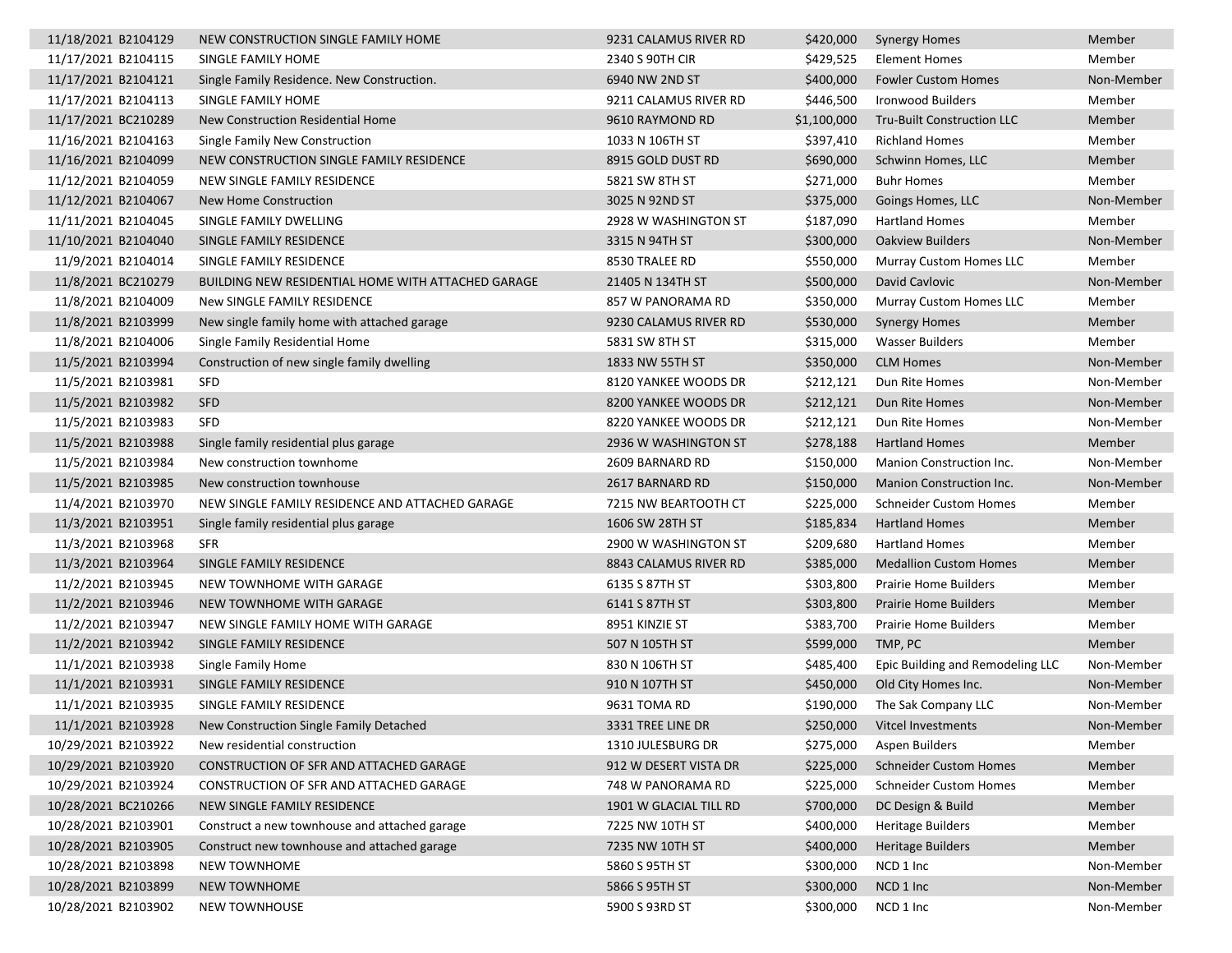| | | | | | | |
|---|---|---|---|---|---|---|
| 11/18/2021 | B2104129 | NEW CONSTRUCTION SINGLE FAMILY HOME | 9231 CALAMUS RIVER RD | $420,000 | Synergy Homes | Member |
| 11/17/2021 | B2104115 | SINGLE FAMILY HOME | 2340 S 90TH CIR | $429,525 | Element Homes | Member |
| 11/17/2021 | B2104121 | Single Family Residence. New Construction. | 6940 NW 2ND ST | $400,000 | Fowler Custom Homes | Non-Member |
| 11/17/2021 | B2104113 | SINGLE FAMILY HOME | 9211 CALAMUS RIVER RD | $446,500 | Ironwood Builders | Member |
| 11/17/2021 | BC210289 | New Construction Residential Home | 9610 RAYMOND RD | $1,100,000 | Tru-Built Construction LLC | Member |
| 11/16/2021 | B2104163 | Single Family New Construction | 1033 N 106TH ST | $397,410 | Richland Homes | Member |
| 11/16/2021 | B2104099 | NEW CONSTRUCTION SINGLE FAMILY RESIDENCE | 8915 GOLD DUST RD | $690,000 | Schwinn Homes, LLC | Member |
| 11/12/2021 | B2104059 | NEW SINGLE FAMILY RESIDENCE | 5821 SW 8TH ST | $271,000 | Buhr Homes | Member |
| 11/12/2021 | B2104067 | New Home Construction | 3025 N 92ND ST | $375,000 | Goings Homes, LLC | Non-Member |
| 11/11/2021 | B2104045 | SINGLE FAMILY DWELLING | 2928 W WASHINGTON ST | $187,090 | Hartland Homes | Member |
| 11/10/2021 | B2104040 | SINGLE FAMILY RESIDENCE | 3315 N 94TH ST | $300,000 | Oakview Builders | Non-Member |
| 11/9/2021 | B2104014 | SINGLE FAMILY RESIDENCE | 8530 TRALEE RD | $550,000 | Murray Custom Homes LLC | Member |
| 11/8/2021 | BC210279 | BUILDING NEW RESIDENTIAL HOME WITH ATTACHED GARAGE | 21405 N 134TH ST | $500,000 | David Cavlovic | Non-Member |
| 11/8/2021 | B2104009 | New SINGLE FAMILY RESIDENCE | 857 W PANORAMA RD | $350,000 | Murray Custom Homes LLC | Member |
| 11/8/2021 | B2103999 | New single family home with attached garage | 9230 CALAMUS RIVER RD | $530,000 | Synergy Homes | Member |
| 11/8/2021 | B2104006 | Single Family Residential Home | 5831 SW 8TH ST | $315,000 | Wasser Builders | Member |
| 11/5/2021 | B2103994 | Construction of new single family dwelling | 1833 NW 55TH ST | $350,000 | CLM Homes | Non-Member |
| 11/5/2021 | B2103981 | SFD | 8120 YANKEE WOODS DR | $212,121 | Dun Rite Homes | Non-Member |
| 11/5/2021 | B2103982 | SFD | 8200 YANKEE WOODS DR | $212,121 | Dun Rite Homes | Non-Member |
| 11/5/2021 | B2103983 | SFD | 8220 YANKEE WOODS DR | $212,121 | Dun Rite Homes | Non-Member |
| 11/5/2021 | B2103988 | Single family residential plus garage | 2936 W WASHINGTON ST | $278,188 | Hartland Homes | Member |
| 11/5/2021 | B2103984 | New construction townhome | 2609 BARNARD RD | $150,000 | Manion Construction Inc. | Non-Member |
| 11/5/2021 | B2103985 | New construction townhouse | 2617 BARNARD RD | $150,000 | Manion Construction Inc. | Non-Member |
| 11/4/2021 | B2103970 | NEW SINGLE FAMILY RESIDENCE AND ATTACHED GARAGE | 7215 NW BEARTOOTH CT | $225,000 | Schneider Custom Homes | Member |
| 11/3/2021 | B2103951 | Single family residential plus garage | 1606 SW 28TH ST | $185,834 | Hartland Homes | Member |
| 11/3/2021 | B2103968 | SFR | 2900 W WASHINGTON ST | $209,680 | Hartland Homes | Member |
| 11/3/2021 | B2103964 | SINGLE FAMILY RESIDENCE | 8843 CALAMUS RIVER RD | $385,000 | Medallion Custom Homes | Member |
| 11/2/2021 | B2103945 | NEW TOWNHOME WITH GARAGE | 6135 S 87TH ST | $303,800 | Prairie Home Builders | Member |
| 11/2/2021 | B2103946 | NEW TOWNHOME WITH GARAGE | 6141 S 87TH ST | $303,800 | Prairie Home Builders | Member |
| 11/2/2021 | B2103947 | NEW SINGLE FAMILY HOME WITH GARAGE | 8951 KINZIE ST | $383,700 | Prairie Home Builders | Member |
| 11/2/2021 | B2103942 | SINGLE FAMILY RESIDENCE | 507 N 105TH ST | $599,000 | TMP, PC | Member |
| 11/1/2021 | B2103938 | Single Family Home | 830 N 106TH ST | $485,400 | Epic Building and Remodeling LLC | Non-Member |
| 11/1/2021 | B2103931 | SINGLE FAMILY RESIDENCE | 910 N 107TH ST | $450,000 | Old City Homes Inc. | Non-Member |
| 11/1/2021 | B2103935 | SINGLE FAMILY RESIDENCE | 9631 TOMA RD | $190,000 | The Sak Company LLC | Non-Member |
| 11/1/2021 | B2103928 | New Construction Single Family Detached | 3331 TREE LINE DR | $250,000 | Vitcel Investments | Non-Member |
| 10/29/2021 | B2103922 | New residential construction | 1310 JULESBURG DR | $275,000 | Aspen Builders | Member |
| 10/29/2021 | B2103920 | CONSTRUCTION OF SFR AND ATTACHED GARAGE | 912 W DESERT VISTA DR | $225,000 | Schneider Custom Homes | Member |
| 10/29/2021 | B2103924 | CONSTRUCTION OF SFR AND ATTACHED GARAGE | 748 W PANORAMA RD | $225,000 | Schneider Custom Homes | Member |
| 10/28/2021 | BC210266 | NEW SINGLE FAMILY RESIDENCE | 1901 W GLACIAL TILL RD | $700,000 | DC Design & Build | Member |
| 10/28/2021 | B2103901 | Construct a new townhouse and attached garage | 7225 NW 10TH ST | $400,000 | Heritage Builders | Member |
| 10/28/2021 | B2103905 | Construct new townhouse and attached garage | 7235 NW 10TH ST | $400,000 | Heritage Builders | Member |
| 10/28/2021 | B2103898 | NEW TOWNHOME | 5860 S 95TH ST | $300,000 | NCD 1 Inc | Non-Member |
| 10/28/2021 | B2103899 | NEW TOWNHOME | 5866 S 95TH ST | $300,000 | NCD 1 Inc | Non-Member |
| 10/28/2021 | B2103902 | NEW TOWNHOUSE | 5900 S 93RD ST | $300,000 | NCD 1 Inc | Non-Member |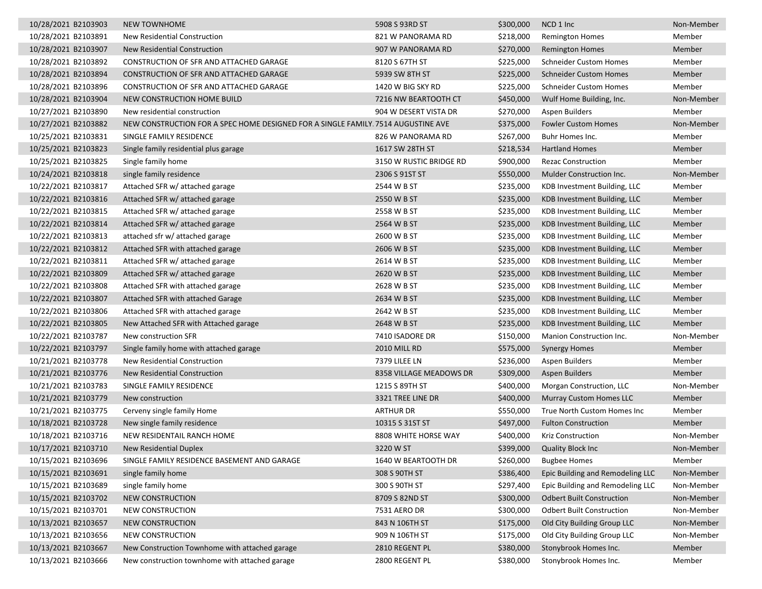| | | | | | | |
|---|---|---|---|---|---|---|
| 10/28/2021 | B2103903 | NEW TOWNHOME | 5908 S 93RD ST | $300,000 | NCD 1 Inc | Non-Member |
| 10/28/2021 | B2103891 | New Residential Construction | 821 W PANORAMA RD | $218,000 | Remington Homes | Member |
| 10/28/2021 | B2103907 | New Residential Construction | 907 W PANORAMA RD | $270,000 | Remington Homes | Member |
| 10/28/2021 | B2103892 | CONSTRUCTION OF SFR AND ATTACHED GARAGE | 8120 S 67TH ST | $225,000 | Schneider Custom Homes | Member |
| 10/28/2021 | B2103894 | CONSTRUCTION OF SFR AND ATTACHED GARAGE | 5939 SW 8TH ST | $225,000 | Schneider Custom Homes | Member |
| 10/28/2021 | B2103896 | CONSTRUCTION OF SFR AND ATTACHED GARAGE | 1420 W BIG SKY RD | $225,000 | Schneider Custom Homes | Member |
| 10/28/2021 | B2103904 | NEW CONSTRUCTION HOME BUILD | 7216 NW BEARTOOTH CT | $450,000 | Wulf Home Building, Inc. | Non-Member |
| 10/27/2021 | B2103890 | New residential construction | 904 W DESERT VISTA DR | $270,000 | Aspen Builders | Member |
| 10/27/2021 | B2103882 | NEW CONSTRUCTION FOR A SPEC HOME DESIGNED FOR A SINGLE FAMILY. | 7514 AUGUSTINE AVE | $375,000 | Fowler Custom Homes | Non-Member |
| 10/25/2021 | B2103831 | SINGLE FAMILY RESIDENCE | 826 W PANORAMA RD | $267,000 | Buhr Homes Inc. | Member |
| 10/25/2021 | B2103823 | Single family residential plus garage | 1617 SW 28TH ST | $218,534 | Hartland Homes | Member |
| 10/25/2021 | B2103825 | Single family home | 3150 W RUSTIC BRIDGE RD | $900,000 | Rezac Construction | Member |
| 10/24/2021 | B2103818 | single family residence | 2306 S 91ST ST | $550,000 | Mulder Construction Inc. | Non-Member |
| 10/22/2021 | B2103817 | Attached SFR w/ attached garage | 2544 W B ST | $235,000 | KDB Investment Building, LLC | Member |
| 10/22/2021 | B2103816 | Attached SFR w/ attached garage | 2550 W B ST | $235,000 | KDB Investment Building, LLC | Member |
| 10/22/2021 | B2103815 | Attached SFR w/ attached garage | 2558 W B ST | $235,000 | KDB Investment Building, LLC | Member |
| 10/22/2021 | B2103814 | Attached SFR w/ attached garage | 2564 W B ST | $235,000 | KDB Investment Building, LLC | Member |
| 10/22/2021 | B2103813 | attached sfr w/ attached garage | 2600 W B ST | $235,000 | KDB Investment Building, LLC | Member |
| 10/22/2021 | B2103812 | Attached SFR with attached garage | 2606 W B ST | $235,000 | KDB Investment Building, LLC | Member |
| 10/22/2021 | B2103811 | Attached SFR w/ attached garage | 2614 W B ST | $235,000 | KDB Investment Building, LLC | Member |
| 10/22/2021 | B2103809 | Attached SFR w/ attached garage | 2620 W B ST | $235,000 | KDB Investment Building, LLC | Member |
| 10/22/2021 | B2103808 | Attached SFR with attached garage | 2628 W B ST | $235,000 | KDB Investment Building, LLC | Member |
| 10/22/2021 | B2103807 | Attached SFR with attached Garage | 2634 W B ST | $235,000 | KDB Investment Building, LLC | Member |
| 10/22/2021 | B2103806 | Attached SFR with attached garage | 2642 W B ST | $235,000 | KDB Investment Building, LLC | Member |
| 10/22/2021 | B2103805 | New Attached SFR with Attached garage | 2648 W B ST | $235,000 | KDB Investment Building, LLC | Member |
| 10/22/2021 | B2103787 | New construction SFR | 7410 ISADORE DR | $150,000 | Manion Construction Inc. | Non-Member |
| 10/22/2021 | B2103797 | Single family home with attached garage | 2010 MILL RD | $575,000 | Synergy Homes | Member |
| 10/21/2021 | B2103778 | New Residential Construction | 7379 LILEE LN | $236,000 | Aspen Builders | Member |
| 10/21/2021 | B2103776 | New Residential Construction | 8358 VILLAGE MEADOWS DR | $309,000 | Aspen Builders | Member |
| 10/21/2021 | B2103783 | SINGLE FAMILY RESIDENCE | 1215 S 89TH ST | $400,000 | Morgan Construction, LLC | Non-Member |
| 10/21/2021 | B2103779 | New construction | 3321 TREE LINE DR | $400,000 | Murray Custom Homes LLC | Member |
| 10/21/2021 | B2103775 | Cerveny single family Home | ARTHUR DR | $550,000 | True North Custom Homes Inc | Member |
| 10/18/2021 | B2103728 | New single family residence | 10315 S 31ST ST | $497,000 | Fulton Construction | Member |
| 10/18/2021 | B2103716 | NEW RESIDENTAIL RANCH HOME | 8808 WHITE HORSE WAY | $400,000 | Kriz Construction | Non-Member |
| 10/17/2021 | B2103710 | New Residential Duplex | 3220 W ST | $399,000 | Quality Block Inc | Non-Member |
| 10/15/2021 | B2103696 | SINGLE FAMILY RESIDENCE BASEMENT AND GARAGE | 1640 W BEARTOOTH DR | $260,000 | Bugbee Homes | Member |
| 10/15/2021 | B2103691 | single family home | 308 S 90TH ST | $386,400 | Epic Building and Remodeling LLC | Non-Member |
| 10/15/2021 | B2103689 | single family home | 300 S 90TH ST | $297,400 | Epic Building and Remodeling LLC | Non-Member |
| 10/15/2021 | B2103702 | NEW CONSTRUCTION | 8709 S 82ND ST | $300,000 | Odbert Built Construction | Non-Member |
| 10/15/2021 | B2103701 | NEW CONSTRUCTION | 7531 AERO DR | $300,000 | Odbert Built Construction | Non-Member |
| 10/13/2021 | B2103657 | NEW CONSTRUCTION | 843 N 106TH ST | $175,000 | Old City Building Group LLC | Non-Member |
| 10/13/2021 | B2103656 | NEW CONSTRUCTION | 909 N 106TH ST | $175,000 | Old City Building Group LLC | Non-Member |
| 10/13/2021 | B2103667 | New Construction Townhome with attached garage | 2810 REGENT PL | $380,000 | Stonybrook Homes Inc. | Member |
| 10/13/2021 | B2103666 | New construction townhome with attached garage | 2800 REGENT PL | $380,000 | Stonybrook Homes Inc. | Member |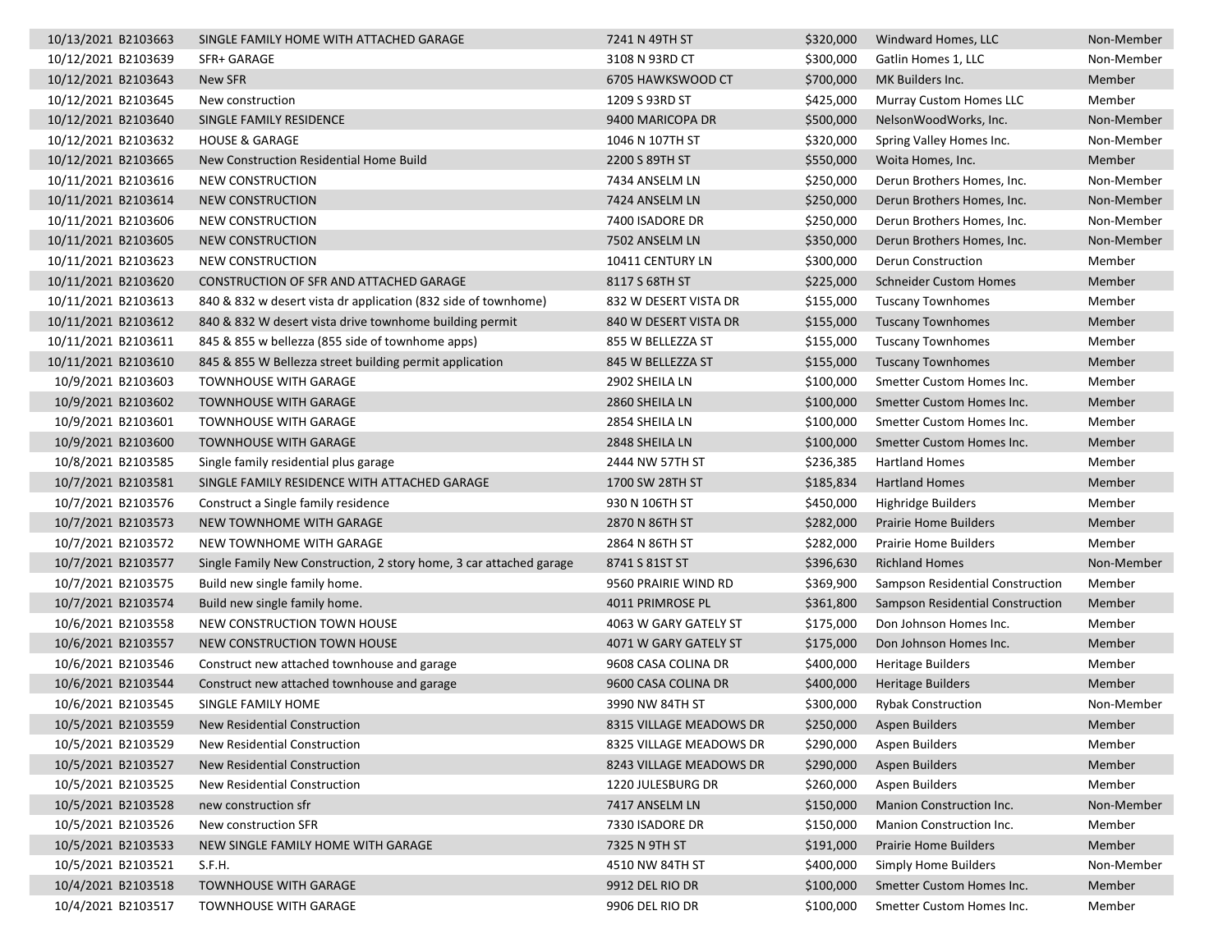| | | | | | | |
|---|---|---|---|---|---|---|
| 10/13/2021 | B2103663 | SINGLE FAMILY HOME WITH ATTACHED GARAGE | 7241 N 49TH ST | $320,000 | Windward Homes, LLC | Non-Member |
| 10/12/2021 | B2103639 | SFR+ GARAGE | 3108 N 93RD CT | $300,000 | Gatlin Homes 1, LLC | Non-Member |
| 10/12/2021 | B2103643 | New SFR | 6705 HAWKSWOOD CT | $700,000 | MK Builders Inc. | Member |
| 10/12/2021 | B2103645 | New construction | 1209 S 93RD ST | $425,000 | Murray Custom Homes LLC | Member |
| 10/12/2021 | B2103640 | SINGLE FAMILY RESIDENCE | 9400 MARICOPA DR | $500,000 | NelsonWoodWorks, Inc. | Non-Member |
| 10/12/2021 | B2103632 | HOUSE & GARAGE | 1046 N 107TH ST | $320,000 | Spring Valley Homes Inc. | Non-Member |
| 10/12/2021 | B2103665 | New Construction Residential Home Build | 2200 S 89TH ST | $550,000 | Woita Homes, Inc. | Member |
| 10/11/2021 | B2103616 | NEW CONSTRUCTION | 7434 ANSELM LN | $250,000 | Derun Brothers Homes, Inc. | Non-Member |
| 10/11/2021 | B2103614 | NEW CONSTRUCTION | 7424 ANSELM LN | $250,000 | Derun Brothers Homes, Inc. | Non-Member |
| 10/11/2021 | B2103606 | NEW CONSTRUCTION | 7400 ISADORE DR | $250,000 | Derun Brothers Homes, Inc. | Non-Member |
| 10/11/2021 | B2103605 | NEW CONSTRUCTION | 7502 ANSELM LN | $350,000 | Derun Brothers Homes, Inc. | Non-Member |
| 10/11/2021 | B2103623 | NEW CONSTRUCTION | 10411 CENTURY LN | $300,000 | Derun Construction | Member |
| 10/11/2021 | B2103620 | CONSTRUCTION OF SFR AND ATTACHED GARAGE | 8117 S 68TH ST | $225,000 | Schneider Custom Homes | Member |
| 10/11/2021 | B2103613 | 840 & 832 w desert vista dr application (832 side of townhome) | 832 W DESERT VISTA DR | $155,000 | Tuscany Townhomes | Member |
| 10/11/2021 | B2103612 | 840 & 832 W desert vista drive townhome building permit | 840 W DESERT VISTA DR | $155,000 | Tuscany Townhomes | Member |
| 10/11/2021 | B2103611 | 845 & 855 w bellezza (855 side of townhome apps) | 855 W BELLEZZA ST | $155,000 | Tuscany Townhomes | Member |
| 10/11/2021 | B2103610 | 845 & 855 W Bellezza street building permit application | 845 W BELLEZZA ST | $155,000 | Tuscany Townhomes | Member |
| 10/9/2021 | B2103603 | TOWNHOUSE WITH GARAGE | 2902 SHEILA LN | $100,000 | Smetter Custom Homes Inc. | Member |
| 10/9/2021 | B2103602 | TOWNHOUSE WITH GARAGE | 2860 SHEILA LN | $100,000 | Smetter Custom Homes Inc. | Member |
| 10/9/2021 | B2103601 | TOWNHOUSE WITH GARAGE | 2854 SHEILA LN | $100,000 | Smetter Custom Homes Inc. | Member |
| 10/9/2021 | B2103600 | TOWNHOUSE WITH GARAGE | 2848 SHEILA LN | $100,000 | Smetter Custom Homes Inc. | Member |
| 10/8/2021 | B2103585 | Single family residential plus garage | 2444 NW 57TH ST | $236,385 | Hartland Homes | Member |
| 10/7/2021 | B2103581 | SINGLE FAMILY RESIDENCE WITH ATTACHED GARAGE | 1700 SW 28TH ST | $185,834 | Hartland Homes | Member |
| 10/7/2021 | B2103576 | Construct a Single family residence | 930 N 106TH ST | $450,000 | Highridge Builders | Member |
| 10/7/2021 | B2103573 | NEW TOWNHOME WITH GARAGE | 2870 N 86TH ST | $282,000 | Prairie Home Builders | Member |
| 10/7/2021 | B2103572 | NEW TOWNHOME WITH GARAGE | 2864 N 86TH ST | $282,000 | Prairie Home Builders | Member |
| 10/7/2021 | B2103577 | Single Family New Construction, 2 story home, 3 car attached garage | 8741 S 81ST ST | $396,630 | Richland Homes | Non-Member |
| 10/7/2021 | B2103575 | Build new single family home. | 9560 PRAIRIE WIND RD | $369,900 | Sampson Residential Construction | Member |
| 10/7/2021 | B2103574 | Build new single family home. | 4011 PRIMROSE PL | $361,800 | Sampson Residential Construction | Member |
| 10/6/2021 | B2103558 | NEW CONSTRUCTION TOWN HOUSE | 4063 W GARY GATELY ST | $175,000 | Don Johnson Homes Inc. | Member |
| 10/6/2021 | B2103557 | NEW CONSTRUCTION TOWN HOUSE | 4071 W GARY GATELY ST | $175,000 | Don Johnson Homes Inc. | Member |
| 10/6/2021 | B2103546 | Construct new attached townhouse and garage | 9608 CASA COLINA DR | $400,000 | Heritage Builders | Member |
| 10/6/2021 | B2103544 | Construct new attached townhouse and garage | 9600 CASA COLINA DR | $400,000 | Heritage Builders | Member |
| 10/6/2021 | B2103545 | SINGLE FAMILY HOME | 3990 NW 84TH ST | $300,000 | Rybak Construction | Non-Member |
| 10/5/2021 | B2103559 | New Residential Construction | 8315 VILLAGE MEADOWS DR | $250,000 | Aspen Builders | Member |
| 10/5/2021 | B2103529 | New Residential Construction | 8325 VILLAGE MEADOWS DR | $290,000 | Aspen Builders | Member |
| 10/5/2021 | B2103527 | New Residential Construction | 8243 VILLAGE MEADOWS DR | $290,000 | Aspen Builders | Member |
| 10/5/2021 | B2103525 | New Residential Construction | 1220 JULESBURG DR | $260,000 | Aspen Builders | Member |
| 10/5/2021 | B2103528 | new construction sfr | 7417 ANSELM LN | $150,000 | Manion Construction Inc. | Non-Member |
| 10/5/2021 | B2103526 | New construction SFR | 7330 ISADORE DR | $150,000 | Manion Construction Inc. | Member |
| 10/5/2021 | B2103533 | NEW SINGLE FAMILY HOME WITH GARAGE | 7325 N 9TH ST | $191,000 | Prairie Home Builders | Member |
| 10/5/2021 | B2103521 | S.F.H. | 4510 NW 84TH ST | $400,000 | Simply Home Builders | Non-Member |
| 10/4/2021 | B2103518 | TOWNHOUSE WITH GARAGE | 9912 DEL RIO DR | $100,000 | Smetter Custom Homes Inc. | Member |
| 10/4/2021 | B2103517 | TOWNHOUSE WITH GARAGE | 9906 DEL RIO DR | $100,000 | Smetter Custom Homes Inc. | Member |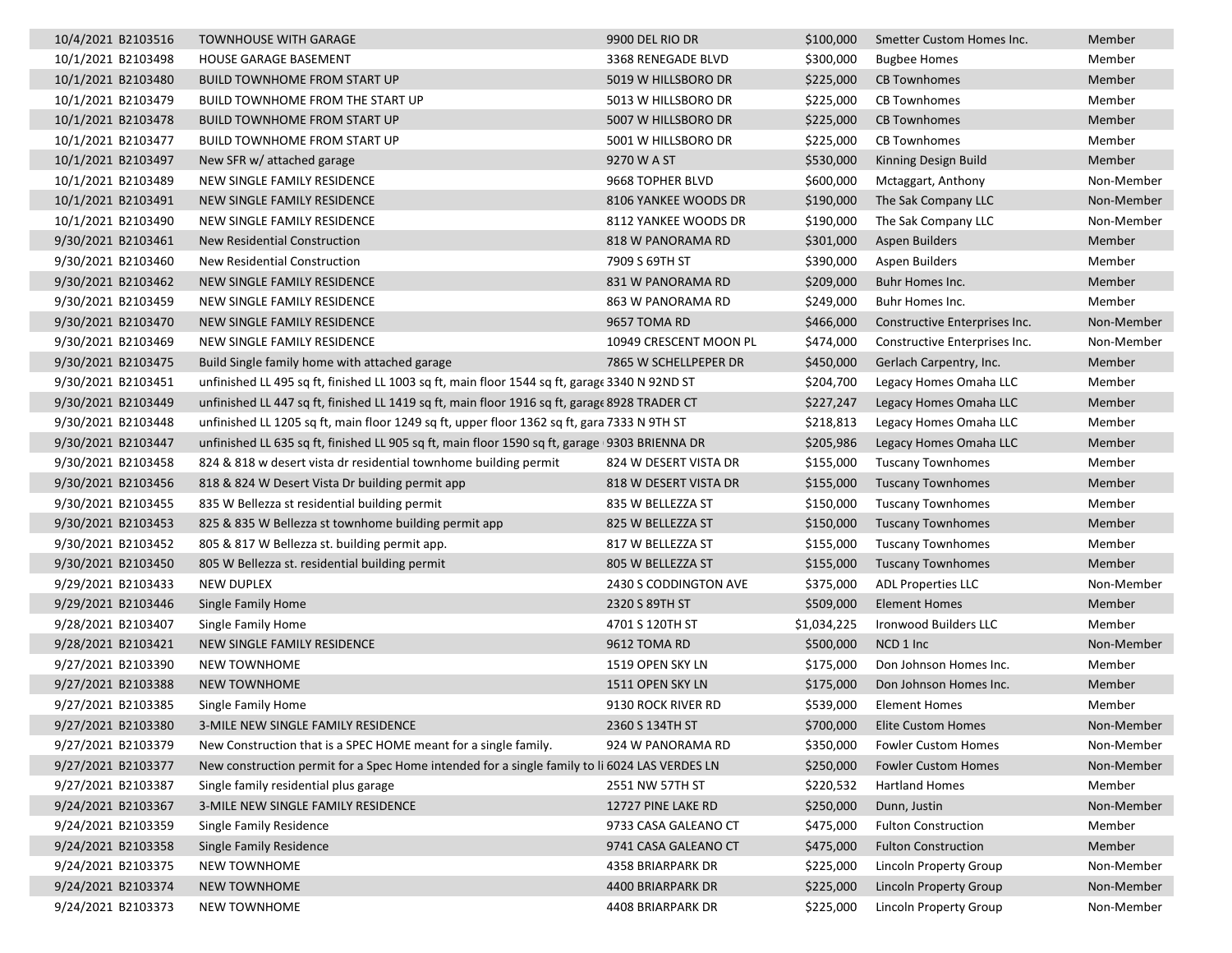| | | | | | | |
|---|---|---|---|---|---|---|
| 10/4/2021 | B2103516 | TOWNHOUSE WITH GARAGE | 9900 DEL RIO DR | $100,000 | Smetter Custom Homes Inc. | Member |
| 10/1/2021 | B2103498 | HOUSE GARAGE BASEMENT | 3368 RENEGADE BLVD | $300,000 | Bugbee Homes | Member |
| 10/1/2021 | B2103480 | BUILD TOWNHOME FROM START UP | 5019 W HILLSBORO DR | $225,000 | CB Townhomes | Member |
| 10/1/2021 | B2103479 | BUILD TOWNHOME FROM THE START UP | 5013 W HILLSBORO DR | $225,000 | CB Townhomes | Member |
| 10/1/2021 | B2103478 | BUILD TOWNHOME FROM START UP | 5007 W HILLSBORO DR | $225,000 | CB Townhomes | Member |
| 10/1/2021 | B2103477 | BUILD TOWNHOME FROM START UP | 5001 W HILLSBORO DR | $225,000 | CB Townhomes | Member |
| 10/1/2021 | B2103497 | New SFR w/ attached garage | 9270 W A ST | $530,000 | Kinning Design Build | Member |
| 10/1/2021 | B2103489 | NEW SINGLE FAMILY RESIDENCE | 9668 TOPHER BLVD | $600,000 | Mctaggart, Anthony | Non-Member |
| 10/1/2021 | B2103491 | NEW SINGLE FAMILY RESIDENCE | 8106 YANKEE WOODS DR | $190,000 | The Sak Company LLC | Non-Member |
| 10/1/2021 | B2103490 | NEW SINGLE FAMILY RESIDENCE | 8112 YANKEE WOODS DR | $190,000 | The Sak Company LLC | Non-Member |
| 9/30/2021 | B2103461 | New Residential Construction | 818 W PANORAMA RD | $301,000 | Aspen Builders | Member |
| 9/30/2021 | B2103460 | New Residential Construction | 7909 S 69TH ST | $390,000 | Aspen Builders | Member |
| 9/30/2021 | B2103462 | NEW SINGLE FAMILY RESIDENCE | 831 W PANORAMA RD | $209,000 | Buhr Homes Inc. | Member |
| 9/30/2021 | B2103459 | NEW SINGLE FAMILY RESIDENCE | 863 W PANORAMA RD | $249,000 | Buhr Homes Inc. | Member |
| 9/30/2021 | B2103470 | NEW SINGLE FAMILY RESIDENCE | 9657 TOMA RD | $466,000 | Constructive Enterprises Inc. | Non-Member |
| 9/30/2021 | B2103469 | NEW SINGLE FAMILY RESIDENCE | 10949 CRESCENT MOON PL | $474,000 | Constructive Enterprises Inc. | Non-Member |
| 9/30/2021 | B2103475 | Build Single family home with attached garage | 7865 W SCHELLPEPER DR | $450,000 | Gerlach Carpentry, Inc. | Member |
| 9/30/2021 | B2103451 | unfinished LL 495 sq ft, finished LL 1003 sq ft, main floor 1544 sq ft, garag | 3340 N 92ND ST | $204,700 | Legacy Homes Omaha LLC | Member |
| 9/30/2021 | B2103449 | unfinished LL 447 sq ft, finished LL 1419 sq ft, main floor 1916 sq ft, garag | 8928 TRADER CT | $227,247 | Legacy Homes Omaha LLC | Member |
| 9/30/2021 | B2103448 | unfinished LL 1205 sq ft, main floor 1249 sq ft, upper floor 1362 sq ft, gara | 7333 N 9TH ST | $218,813 | Legacy Homes Omaha LLC | Member |
| 9/30/2021 | B2103447 | unfinished LL 635 sq ft, finished LL 905 sq ft, main floor 1590 sq ft, garage | 9303 BRIENNA DR | $205,986 | Legacy Homes Omaha LLC | Member |
| 9/30/2021 | B2103458 | 824 & 818 w desert vista dr residential townhome building permit | 824 W DESERT VISTA DR | $155,000 | Tuscany Townhomes | Member |
| 9/30/2021 | B2103456 | 818 & 824 W Desert Vista Dr building permit app | 818 W DESERT VISTA DR | $155,000 | Tuscany Townhomes | Member |
| 9/30/2021 | B2103455 | 835 W Bellezza st residential building permit | 835 W BELLEZZA ST | $150,000 | Tuscany Townhomes | Member |
| 9/30/2021 | B2103453 | 825 & 835 W Bellezza st townhome building permit app | 825 W BELLEZZA ST | $150,000 | Tuscany Townhomes | Member |
| 9/30/2021 | B2103452 | 805 & 817 W Bellezza st. building permit app. | 817 W BELLEZZA ST | $155,000 | Tuscany Townhomes | Member |
| 9/30/2021 | B2103450 | 805 W Bellezza st. residential building permit | 805 W BELLEZZA ST | $155,000 | Tuscany Townhomes | Member |
| 9/29/2021 | B2103433 | NEW DUPLEX | 2430 S CODDINGTON AVE | $375,000 | ADL Properties LLC | Non-Member |
| 9/29/2021 | B2103446 | Single Family Home | 2320 S 89TH ST | $509,000 | Element Homes | Member |
| 9/28/2021 | B2103407 | Single Family Home | 4701 S 120TH ST | $1,034,225 | Ironwood Builders LLC | Member |
| 9/28/2021 | B2103421 | NEW SINGLE FAMILY RESIDENCE | 9612 TOMA RD | $500,000 | NCD 1 Inc | Non-Member |
| 9/27/2021 | B2103390 | NEW TOWNHOME | 1519 OPEN SKY LN | $175,000 | Don Johnson Homes Inc. | Member |
| 9/27/2021 | B2103388 | NEW TOWNHOME | 1511 OPEN SKY LN | $175,000 | Don Johnson Homes Inc. | Member |
| 9/27/2021 | B2103385 | Single Family Home | 9130 ROCK RIVER RD | $539,000 | Element Homes | Member |
| 9/27/2021 | B2103380 | 3-MILE NEW SINGLE FAMILY RESIDENCE | 2360 S 134TH ST | $700,000 | Elite Custom Homes | Non-Member |
| 9/27/2021 | B2103379 | New Construction that is a SPEC HOME meant for a single family. | 924 W PANORAMA RD | $350,000 | Fowler Custom Homes | Non-Member |
| 9/27/2021 | B2103377 | New construction permit for a Spec Home intended for a single family to li | 6024 LAS VERDES LN | $250,000 | Fowler Custom Homes | Non-Member |
| 9/27/2021 | B2103387 | Single family residential plus garage | 2551 NW 57TH ST | $220,532 | Hartland Homes | Member |
| 9/24/2021 | B2103367 | 3-MILE NEW SINGLE FAMILY RESIDENCE | 12727 PINE LAKE RD | $250,000 | Dunn, Justin | Non-Member |
| 9/24/2021 | B2103359 | Single Family Residence | 9733 CASA GALEANO CT | $475,000 | Fulton Construction | Member |
| 9/24/2021 | B2103358 | Single Family Residence | 9741 CASA GALEANO CT | $475,000 | Fulton Construction | Member |
| 9/24/2021 | B2103375 | NEW TOWNHOME | 4358 BRIARPARK DR | $225,000 | Lincoln Property Group | Non-Member |
| 9/24/2021 | B2103374 | NEW TOWNHOME | 4400 BRIARPARK DR | $225,000 | Lincoln Property Group | Non-Member |
| 9/24/2021 | B2103373 | NEW TOWNHOME | 4408 BRIARPARK DR | $225,000 | Lincoln Property Group | Non-Member |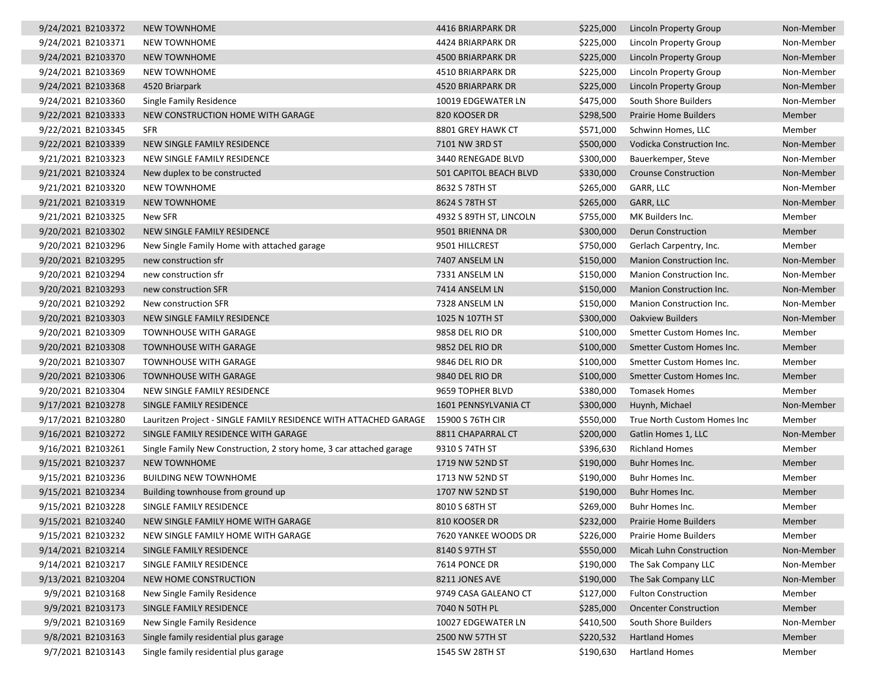| | | | | | | |
|---|---|---|---|---|---|---|
| 9/24/2021 | B2103372 | NEW TOWNHOME | 4416 BRIARPARK DR | $225,000 | Lincoln Property Group | Non-Member |
| 9/24/2021 | B2103371 | NEW TOWNHOME | 4424 BRIARPARK DR | $225,000 | Lincoln Property Group | Non-Member |
| 9/24/2021 | B2103370 | NEW TOWNHOME | 4500 BRIARPARK DR | $225,000 | Lincoln Property Group | Non-Member |
| 9/24/2021 | B2103369 | NEW TOWNHOME | 4510 BRIARPARK DR | $225,000 | Lincoln Property Group | Non-Member |
| 9/24/2021 | B2103368 | 4520 Briarpark | 4520 BRIARPARK DR | $225,000 | Lincoln Property Group | Non-Member |
| 9/24/2021 | B2103360 | Single Family Residence | 10019 EDGEWATER LN | $475,000 | South Shore Builders | Non-Member |
| 9/22/2021 | B2103333 | NEW CONSTRUCTION HOME WITH GARAGE | 820 KOOSER DR | $298,500 | Prairie Home Builders | Member |
| 9/22/2021 | B2103345 | SFR | 8801 GREY HAWK CT | $571,000 | Schwinn Homes, LLC | Member |
| 9/22/2021 | B2103339 | NEW SINGLE FAMILY RESIDENCE | 7101 NW 3RD ST | $500,000 | Vodicka Construction Inc. | Non-Member |
| 9/21/2021 | B2103323 | NEW SINGLE FAMILY RESIDENCE | 3440 RENEGADE BLVD | $300,000 | Bauerkemper, Steve | Non-Member |
| 9/21/2021 | B2103324 | New duplex to be constructed | 501 CAPITOL BEACH BLVD | $330,000 | Crounse Construction | Non-Member |
| 9/21/2021 | B2103320 | NEW TOWNHOME | 8632 S 78TH ST | $265,000 | GARR, LLC | Non-Member |
| 9/21/2021 | B2103319 | NEW TOWNHOME | 8624 S 78TH ST | $265,000 | GARR, LLC | Non-Member |
| 9/21/2021 | B2103325 | New SFR | 4932 S 89TH ST, LINCOLN | $755,000 | MK Builders Inc. | Member |
| 9/20/2021 | B2103302 | NEW SINGLE FAMILY RESIDENCE | 9501 BRIENNA DR | $300,000 | Derun Construction | Member |
| 9/20/2021 | B2103296 | New Single Family Home with attached garage | 9501 HILLCREST | $750,000 | Gerlach Carpentry, Inc. | Member |
| 9/20/2021 | B2103295 | new construction sfr | 7407 ANSELM LN | $150,000 | Manion Construction Inc. | Non-Member |
| 9/20/2021 | B2103294 | new construction sfr | 7331 ANSELM LN | $150,000 | Manion Construction Inc. | Non-Member |
| 9/20/2021 | B2103293 | new construction SFR | 7414 ANSELM LN | $150,000 | Manion Construction Inc. | Non-Member |
| 9/20/2021 | B2103292 | New construction SFR | 7328 ANSELM LN | $150,000 | Manion Construction Inc. | Non-Member |
| 9/20/2021 | B2103303 | NEW SINGLE FAMILY RESIDENCE | 1025 N 107TH ST | $300,000 | Oakview Builders | Non-Member |
| 9/20/2021 | B2103309 | TOWNHOUSE WITH GARAGE | 9858 DEL RIO DR | $100,000 | Smetter Custom Homes Inc. | Member |
| 9/20/2021 | B2103308 | TOWNHOUSE WITH GARAGE | 9852 DEL RIO DR | $100,000 | Smetter Custom Homes Inc. | Member |
| 9/20/2021 | B2103307 | TOWNHOUSE WITH GARAGE | 9846 DEL RIO DR | $100,000 | Smetter Custom Homes Inc. | Member |
| 9/20/2021 | B2103306 | TOWNHOUSE WITH GARAGE | 9840 DEL RIO DR | $100,000 | Smetter Custom Homes Inc. | Member |
| 9/20/2021 | B2103304 | NEW SINGLE FAMILY RESIDENCE | 9659 TOPHER BLVD | $380,000 | Tomasek Homes | Member |
| 9/17/2021 | B2103278 | SINGLE FAMILY RESIDENCE | 1601 PENNSYLVANIA CT | $300,000 | Huynh, Michael | Non-Member |
| 9/17/2021 | B2103280 | Lauritzen Project - SINGLE FAMILY RESIDENCE WITH ATTACHED GARAGE | 15900 S 76TH CIR | $550,000 | True North Custom Homes Inc | Member |
| 9/16/2021 | B2103272 | SINGLE FAMILY RESIDENCE WITH GARAGE | 8811 CHAPARRAL CT | $200,000 | Gatlin Homes 1, LLC | Non-Member |
| 9/16/2021 | B2103261 | Single Family New Construction, 2 story home, 3 car attached garage | 9310 S 74TH ST | $396,630 | Richland Homes | Member |
| 9/15/2021 | B2103237 | NEW TOWNHOME | 1719 NW 52ND ST | $190,000 | Buhr Homes Inc. | Member |
| 9/15/2021 | B2103236 | BUILDING NEW TOWNHOME | 1713 NW 52ND ST | $190,000 | Buhr Homes Inc. | Member |
| 9/15/2021 | B2103234 | Building townhouse from ground up | 1707 NW 52ND ST | $190,000 | Buhr Homes Inc. | Member |
| 9/15/2021 | B2103228 | SINGLE FAMILY RESIDENCE | 8010 S 68TH ST | $269,000 | Buhr Homes Inc. | Member |
| 9/15/2021 | B2103240 | NEW SINGLE FAMILY HOME WITH GARAGE | 810 KOOSER DR | $232,000 | Prairie Home Builders | Member |
| 9/15/2021 | B2103232 | NEW SINGLE FAMILY HOME WITH GARAGE | 7620 YANKEE WOODS DR | $226,000 | Prairie Home Builders | Member |
| 9/14/2021 | B2103214 | SINGLE FAMILY RESIDENCE | 8140 S 97TH ST | $550,000 | Micah Luhn Construction | Non-Member |
| 9/14/2021 | B2103217 | SINGLE FAMILY RESIDENCE | 7614 PONCE DR | $190,000 | The Sak Company LLC | Non-Member |
| 9/13/2021 | B2103204 | NEW HOME CONSTRUCTION | 8211 JONES AVE | $190,000 | The Sak Company LLC | Non-Member |
| 9/9/2021 | B2103168 | New Single Family Residence | 9749 CASA GALEANO CT | $127,000 | Fulton Construction | Member |
| 9/9/2021 | B2103173 | SINGLE FAMILY RESIDENCE | 7040 N 50TH PL | $285,000 | Oncenter Construction | Member |
| 9/9/2021 | B2103169 | New Single Family Residence | 10027 EDGEWATER LN | $410,500 | South Shore Builders | Non-Member |
| 9/8/2021 | B2103163 | Single family residential plus garage | 2500 NW 57TH ST | $220,532 | Hartland Homes | Member |
| 9/7/2021 | B2103143 | Single family residential plus garage | 1545 SW 28TH ST | $190,630 | Hartland Homes | Member |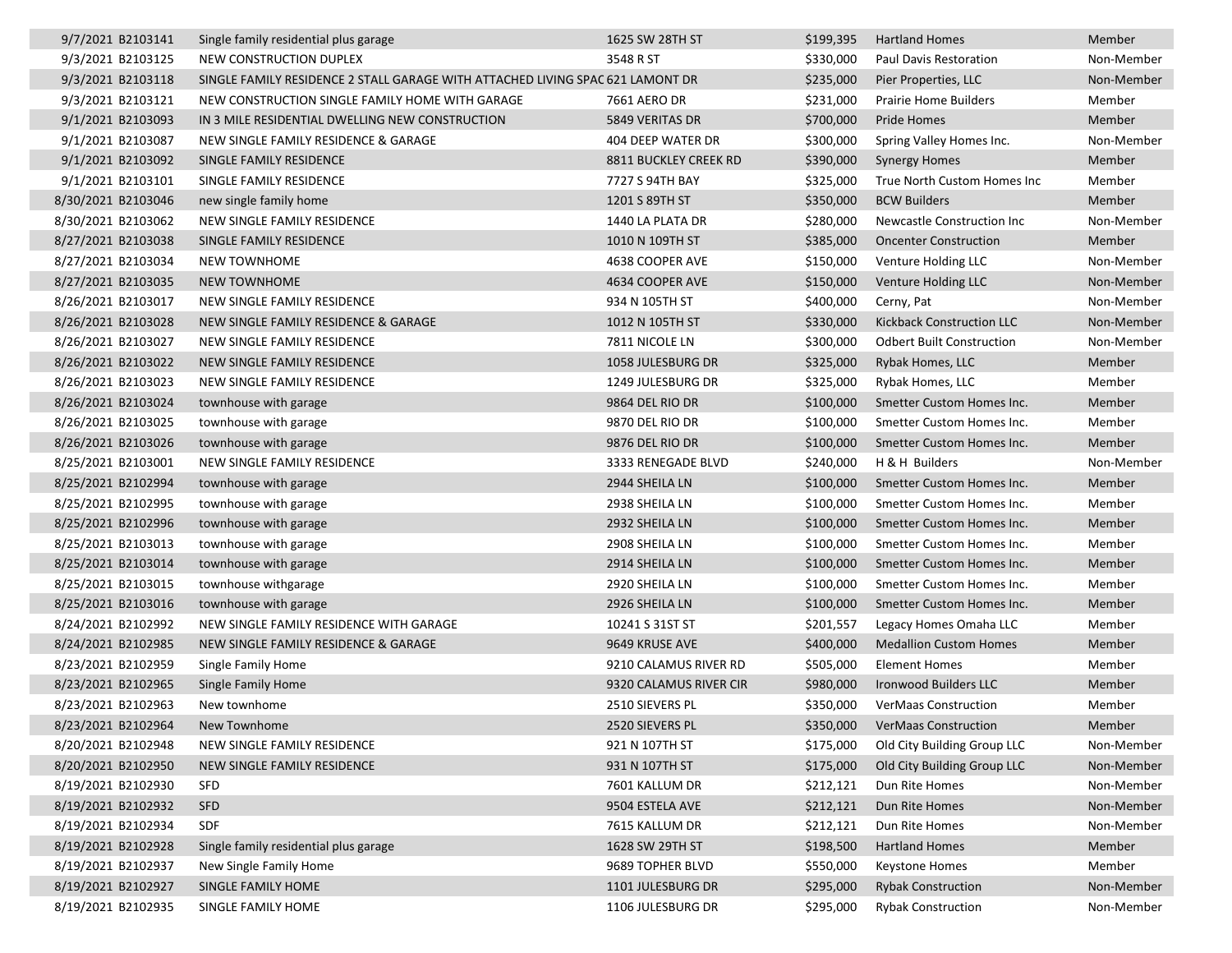| | | | | | | |
|---|---|---|---|---|---|---|
| 9/7/2021 | B2103141 | Single family residential plus garage | 1625 SW 28TH ST | $199,395 | Hartland Homes | Member |
| 9/3/2021 | B2103125 | NEW CONSTRUCTION DUPLEX | 3548 R ST | $330,000 | Paul Davis Restoration | Non-Member |
| 9/3/2021 | B2103118 | SINGLE FAMILY RESIDENCE 2 STALL GARAGE WITH ATTACHED LIVING SPAC | 621 LAMONT DR | $235,000 | Pier Properties, LLC | Non-Member |
| 9/3/2021 | B2103121 | NEW CONSTRUCTION SINGLE FAMILY HOME WITH GARAGE | 7661 AERO DR | $231,000 | Prairie Home Builders | Member |
| 9/1/2021 | B2103093 | IN 3 MILE RESIDENTIAL DWELLING NEW CONSTRUCTION | 5849 VERITAS DR | $700,000 | Pride Homes | Member |
| 9/1/2021 | B2103087 | NEW SINGLE FAMILY RESIDENCE & GARAGE | 404 DEEP WATER DR | $300,000 | Spring Valley Homes Inc. | Non-Member |
| 9/1/2021 | B2103092 | SINGLE FAMILY RESIDENCE | 8811 BUCKLEY CREEK RD | $390,000 | Synergy Homes | Member |
| 9/1/2021 | B2103101 | SINGLE FAMILY RESIDENCE | 7727 S 94TH BAY | $325,000 | True North Custom Homes Inc | Member |
| 8/30/2021 | B2103046 | new single family home | 1201 S 89TH ST | $350,000 | BCW Builders | Member |
| 8/30/2021 | B2103062 | NEW SINGLE FAMILY RESIDENCE | 1440 LA PLATA DR | $280,000 | Newcastle Construction Inc | Non-Member |
| 8/27/2021 | B2103038 | SINGLE FAMILY RESIDENCE | 1010 N 109TH ST | $385,000 | Oncenter Construction | Member |
| 8/27/2021 | B2103034 | NEW TOWNHOME | 4638 COOPER AVE | $150,000 | Venture Holding LLC | Non-Member |
| 8/27/2021 | B2103035 | NEW TOWNHOME | 4634 COOPER AVE | $150,000 | Venture Holding LLC | Non-Member |
| 8/26/2021 | B2103017 | NEW SINGLE FAMILY RESIDENCE | 934 N 105TH ST | $400,000 | Cerny, Pat | Non-Member |
| 8/26/2021 | B2103028 | NEW SINGLE FAMILY RESIDENCE & GARAGE | 1012 N 105TH ST | $330,000 | Kickback Construction LLC | Non-Member |
| 8/26/2021 | B2103027 | NEW SINGLE FAMILY RESIDENCE | 7811 NICOLE LN | $300,000 | Odbert Built Construction | Non-Member |
| 8/26/2021 | B2103022 | NEW SINGLE FAMILY RESIDENCE | 1058 JULESBURG DR | $325,000 | Rybak Homes, LLC | Member |
| 8/26/2021 | B2103023 | NEW SINGLE FAMILY RESIDENCE | 1249 JULESBURG DR | $325,000 | Rybak Homes, LLC | Member |
| 8/26/2021 | B2103024 | townhouse with garage | 9864 DEL RIO DR | $100,000 | Smetter Custom Homes Inc. | Member |
| 8/26/2021 | B2103025 | townhouse with garage | 9870 DEL RIO DR | $100,000 | Smetter Custom Homes Inc. | Member |
| 8/26/2021 | B2103026 | townhouse with garage | 9876 DEL RIO DR | $100,000 | Smetter Custom Homes Inc. | Member |
| 8/25/2021 | B2103001 | NEW SINGLE FAMILY RESIDENCE | 3333 RENEGADE BLVD | $240,000 | H & H Builders | Non-Member |
| 8/25/2021 | B2102994 | townhouse with garage | 2944 SHEILA LN | $100,000 | Smetter Custom Homes Inc. | Member |
| 8/25/2021 | B2102995 | townhouse with garage | 2938 SHEILA LN | $100,000 | Smetter Custom Homes Inc. | Member |
| 8/25/2021 | B2102996 | townhouse with garage | 2932 SHEILA LN | $100,000 | Smetter Custom Homes Inc. | Member |
| 8/25/2021 | B2103013 | townhouse with garage | 2908 SHEILA LN | $100,000 | Smetter Custom Homes Inc. | Member |
| 8/25/2021 | B2103014 | townhouse with garage | 2914 SHEILA LN | $100,000 | Smetter Custom Homes Inc. | Member |
| 8/25/2021 | B2103015 | townhouse withgarage | 2920 SHEILA LN | $100,000 | Smetter Custom Homes Inc. | Member |
| 8/25/2021 | B2103016 | townhouse with garage | 2926 SHEILA LN | $100,000 | Smetter Custom Homes Inc. | Member |
| 8/24/2021 | B2102992 | NEW SINGLE FAMILY RESIDENCE WITH GARAGE | 10241 S 31ST ST | $201,557 | Legacy Homes Omaha LLC | Member |
| 8/24/2021 | B2102985 | NEW SINGLE FAMILY RESIDENCE & GARAGE | 9649 KRUSE AVE | $400,000 | Medallion Custom Homes | Member |
| 8/23/2021 | B2102959 | Single Family Home | 9210 CALAMUS RIVER RD | $505,000 | Element Homes | Member |
| 8/23/2021 | B2102965 | Single Family Home | 9320 CALAMUS RIVER CIR | $980,000 | Ironwood Builders LLC | Member |
| 8/23/2021 | B2102963 | New townhome | 2510 SIEVERS PL | $350,000 | VerMaas Construction | Member |
| 8/23/2021 | B2102964 | New Townhome | 2520 SIEVERS PL | $350,000 | VerMaas Construction | Member |
| 8/20/2021 | B2102948 | NEW SINGLE FAMILY RESIDENCE | 921 N 107TH ST | $175,000 | Old City Building Group LLC | Non-Member |
| 8/20/2021 | B2102950 | NEW SINGLE FAMILY RESIDENCE | 931 N 107TH ST | $175,000 | Old City Building Group LLC | Non-Member |
| 8/19/2021 | B2102930 | SFD | 7601 KALLUM DR | $212,121 | Dun Rite Homes | Non-Member |
| 8/19/2021 | B2102932 | SFD | 9504 ESTELA AVE | $212,121 | Dun Rite Homes | Non-Member |
| 8/19/2021 | B2102934 | SDF | 7615 KALLUM DR | $212,121 | Dun Rite Homes | Non-Member |
| 8/19/2021 | B2102928 | Single family residential plus garage | 1628 SW 29TH ST | $198,500 | Hartland Homes | Member |
| 8/19/2021 | B2102937 | New Single Family Home | 9689 TOPHER BLVD | $550,000 | Keystone Homes | Member |
| 8/19/2021 | B2102927 | SINGLE FAMILY HOME | 1101 JULESBURG DR | $295,000 | Rybak Construction | Non-Member |
| 8/19/2021 | B2102935 | SINGLE FAMILY HOME | 1106 JULESBURG DR | $295,000 | Rybak Construction | Non-Member |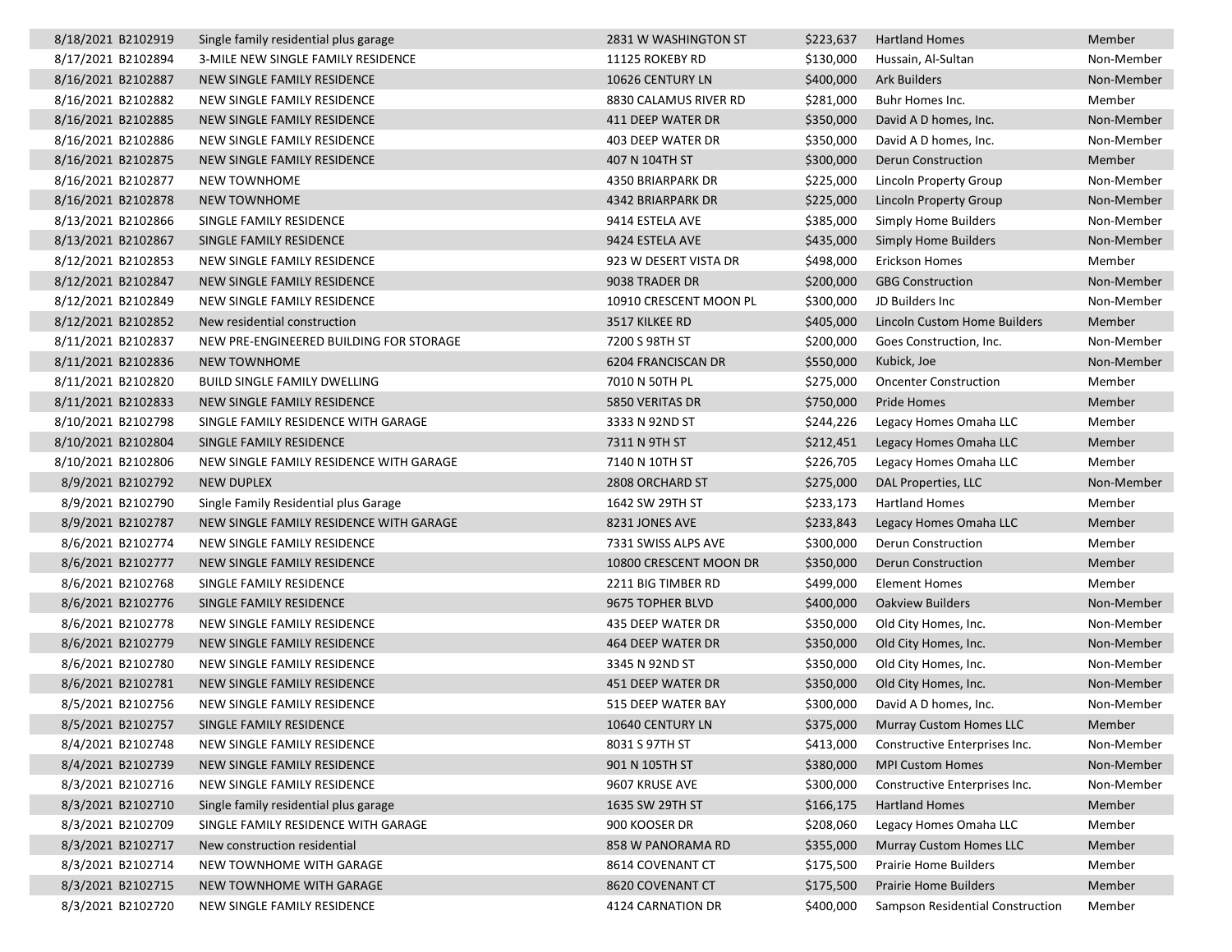| | | | | | | |
|---|---|---|---|---|---|---|
| 8/18/2021 | B2102919 | Single family residential plus garage | 2831 W WASHINGTON ST | $223,637 | Hartland Homes | Member |
| 8/17/2021 | B2102894 | 3-MILE NEW SINGLE FAMILY RESIDENCE | 11125 ROKEBY RD | $130,000 | Hussain, Al-Sultan | Non-Member |
| 8/16/2021 | B2102887 | NEW SINGLE FAMILY RESIDENCE | 10626 CENTURY LN | $400,000 | Ark Builders | Non-Member |
| 8/16/2021 | B2102882 | NEW SINGLE FAMILY RESIDENCE | 8830 CALAMUS RIVER RD | $281,000 | Buhr Homes Inc. | Member |
| 8/16/2021 | B2102885 | NEW SINGLE FAMILY RESIDENCE | 411 DEEP WATER DR | $350,000 | David A D homes, Inc. | Non-Member |
| 8/16/2021 | B2102886 | NEW SINGLE FAMILY RESIDENCE | 403 DEEP WATER DR | $350,000 | David A D homes, Inc. | Non-Member |
| 8/16/2021 | B2102875 | NEW SINGLE FAMILY RESIDENCE | 407 N 104TH ST | $300,000 | Derun Construction | Member |
| 8/16/2021 | B2102877 | NEW TOWNHOME | 4350 BRIARPARK DR | $225,000 | Lincoln Property Group | Non-Member |
| 8/16/2021 | B2102878 | NEW TOWNHOME | 4342 BRIARPARK DR | $225,000 | Lincoln Property Group | Non-Member |
| 8/13/2021 | B2102866 | SINGLE FAMILY RESIDENCE | 9414 ESTELA AVE | $385,000 | Simply Home Builders | Non-Member |
| 8/13/2021 | B2102867 | SINGLE FAMILY RESIDENCE | 9424 ESTELA AVE | $435,000 | Simply Home Builders | Non-Member |
| 8/12/2021 | B2102853 | NEW SINGLE FAMILY RESIDENCE | 923 W DESERT VISTA DR | $498,000 | Erickson Homes | Member |
| 8/12/2021 | B2102847 | NEW SINGLE FAMILY RESIDENCE | 9038 TRADER DR | $200,000 | GBG Construction | Non-Member |
| 8/12/2021 | B2102849 | NEW SINGLE FAMILY RESIDENCE | 10910 CRESCENT MOON PL | $300,000 | JD Builders Inc | Non-Member |
| 8/12/2021 | B2102852 | New residential construction | 3517 KILKEE RD | $405,000 | Lincoln Custom Home Builders | Member |
| 8/11/2021 | B2102837 | NEW PRE-ENGINEERED BUILDING FOR STORAGE | 7200 S 98TH ST | $200,000 | Goes Construction, Inc. | Non-Member |
| 8/11/2021 | B2102836 | NEW TOWNHOME | 6204 FRANCISCAN DR | $550,000 | Kubick, Joe | Non-Member |
| 8/11/2021 | B2102820 | BUILD SINGLE FAMILY DWELLING | 7010 N 50TH PL | $275,000 | Oncenter Construction | Member |
| 8/11/2021 | B2102833 | NEW SINGLE FAMILY RESIDENCE | 5850 VERITAS DR | $750,000 | Pride Homes | Member |
| 8/10/2021 | B2102798 | SINGLE FAMILY RESIDENCE WITH GARAGE | 3333 N 92ND ST | $244,226 | Legacy Homes Omaha LLC | Member |
| 8/10/2021 | B2102804 | SINGLE FAMILY RESIDENCE | 7311 N 9TH ST | $212,451 | Legacy Homes Omaha LLC | Member |
| 8/10/2021 | B2102806 | NEW SINGLE FAMILY RESIDENCE WITH GARAGE | 7140 N 10TH ST | $226,705 | Legacy Homes Omaha LLC | Member |
| 8/9/2021 | B2102792 | NEW DUPLEX | 2808 ORCHARD ST | $275,000 | DAL Properties, LLC | Non-Member |
| 8/9/2021 | B2102790 | Single Family Residential plus Garage | 1642 SW 29TH ST | $233,173 | Hartland Homes | Member |
| 8/9/2021 | B2102787 | NEW SINGLE FAMILY RESIDENCE WITH GARAGE | 8231 JONES AVE | $233,843 | Legacy Homes Omaha LLC | Member |
| 8/6/2021 | B2102774 | NEW SINGLE FAMILY RESIDENCE | 7331 SWISS ALPS AVE | $300,000 | Derun Construction | Member |
| 8/6/2021 | B2102777 | NEW SINGLE FAMILY RESIDENCE | 10800 CRESCENT MOON DR | $350,000 | Derun Construction | Member |
| 8/6/2021 | B2102768 | SINGLE FAMILY RESIDENCE | 2211 BIG TIMBER RD | $499,000 | Element Homes | Member |
| 8/6/2021 | B2102776 | SINGLE FAMILY RESIDENCE | 9675 TOPHER BLVD | $400,000 | Oakview Builders | Non-Member |
| 8/6/2021 | B2102778 | NEW SINGLE FAMILY RESIDENCE | 435 DEEP WATER DR | $350,000 | Old City Homes, Inc. | Non-Member |
| 8/6/2021 | B2102779 | NEW SINGLE FAMILY RESIDENCE | 464 DEEP WATER DR | $350,000 | Old City Homes, Inc. | Non-Member |
| 8/6/2021 | B2102780 | NEW SINGLE FAMILY RESIDENCE | 3345 N 92ND ST | $350,000 | Old City Homes, Inc. | Non-Member |
| 8/6/2021 | B2102781 | NEW SINGLE FAMILY RESIDENCE | 451 DEEP WATER DR | $350,000 | Old City Homes, Inc. | Non-Member |
| 8/5/2021 | B2102756 | NEW SINGLE FAMILY RESIDENCE | 515 DEEP WATER BAY | $300,000 | David A D homes, Inc. | Non-Member |
| 8/5/2021 | B2102757 | SINGLE FAMILY RESIDENCE | 10640 CENTURY LN | $375,000 | Murray Custom Homes LLC | Member |
| 8/4/2021 | B2102748 | NEW SINGLE FAMILY RESIDENCE | 8031 S 97TH ST | $413,000 | Constructive Enterprises Inc. | Non-Member |
| 8/4/2021 | B2102739 | NEW SINGLE FAMILY RESIDENCE | 901 N 105TH ST | $380,000 | MPI Custom Homes | Non-Member |
| 8/3/2021 | B2102716 | NEW SINGLE FAMILY RESIDENCE | 9607 KRUSE AVE | $300,000 | Constructive Enterprises Inc. | Non-Member |
| 8/3/2021 | B2102710 | Single family residential plus garage | 1635 SW 29TH ST | $166,175 | Hartland Homes | Member |
| 8/3/2021 | B2102709 | SINGLE FAMILY RESIDENCE WITH GARAGE | 900 KOOSER DR | $208,060 | Legacy Homes Omaha LLC | Member |
| 8/3/2021 | B2102717 | New construction residential | 858 W PANORAMA RD | $355,000 | Murray Custom Homes LLC | Member |
| 8/3/2021 | B2102714 | NEW TOWNHOME WITH GARAGE | 8614 COVENANT CT | $175,500 | Prairie Home Builders | Member |
| 8/3/2021 | B2102715 | NEW TOWNHOME WITH GARAGE | 8620 COVENANT CT | $175,500 | Prairie Home Builders | Member |
| 8/3/2021 | B2102720 | NEW SINGLE FAMILY RESIDENCE | 4124 CARNATION DR | $400,000 | Sampson Residential Construction | Member |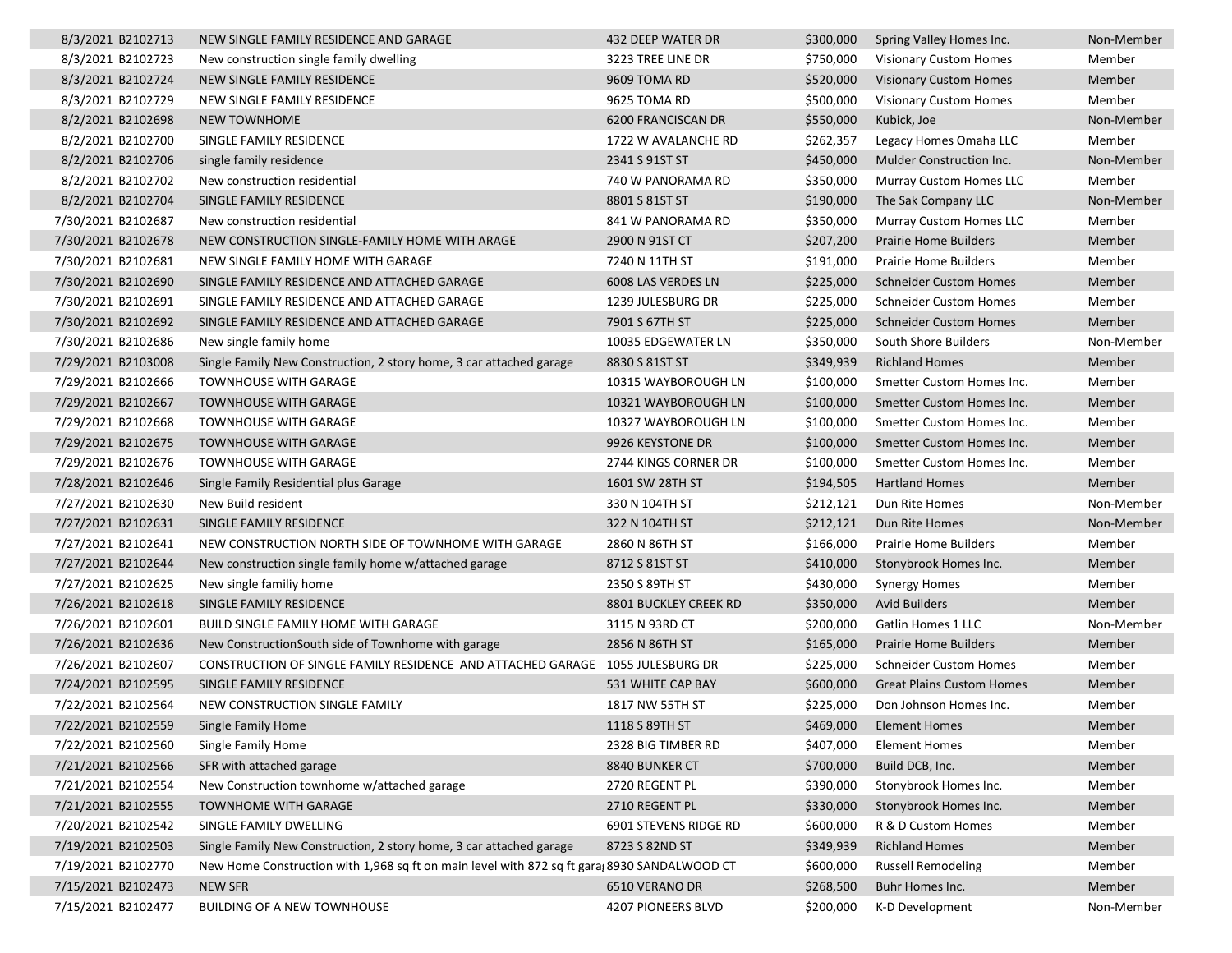| | | | | | |
|---|---|---|---|---|---|
| 8/3/2021 B2102713 | NEW SINGLE FAMILY RESIDENCE AND GARAGE | 432 DEEP WATER DR | $300,000 | Spring Valley Homes Inc. | Non-Member |
| 8/3/2021 B2102723 | New construction single family dwelling | 3223 TREE LINE DR | $750,000 | Visionary Custom Homes | Member |
| 8/3/2021 B2102724 | NEW SINGLE FAMILY RESIDENCE | 9609 TOMA RD | $520,000 | Visionary Custom Homes | Member |
| 8/3/2021 B2102729 | NEW SINGLE FAMILY RESIDENCE | 9625 TOMA RD | $500,000 | Visionary Custom Homes | Member |
| 8/2/2021 B2102698 | NEW TOWNHOME | 6200 FRANCISCAN DR | $550,000 | Kubick, Joe | Non-Member |
| 8/2/2021 B2102700 | SINGLE FAMILY RESIDENCE | 1722 W AVALANCHE RD | $262,357 | Legacy Homes Omaha LLC | Member |
| 8/2/2021 B2102706 | single family residence | 2341 S 91ST ST | $450,000 | Mulder Construction Inc. | Non-Member |
| 8/2/2021 B2102702 | New construction residential | 740 W PANORAMA RD | $350,000 | Murray Custom Homes LLC | Member |
| 8/2/2021 B2102704 | SINGLE FAMILY RESIDENCE | 8801 S 81ST ST | $190,000 | The Sak Company LLC | Non-Member |
| 7/30/2021 B2102687 | New construction residential | 841 W PANORAMA RD | $350,000 | Murray Custom Homes LLC | Member |
| 7/30/2021 B2102678 | NEW CONSTRUCTION SINGLE-FAMILY HOME WITH ARAGE | 2900 N 91ST CT | $207,200 | Prairie Home Builders | Member |
| 7/30/2021 B2102681 | NEW SINGLE FAMILY HOME WITH GARAGE | 7240 N 11TH ST | $191,000 | Prairie Home Builders | Member |
| 7/30/2021 B2102690 | SINGLE FAMILY RESIDENCE AND ATTACHED GARAGE | 6008 LAS VERDES LN | $225,000 | Schneider Custom Homes | Member |
| 7/30/2021 B2102691 | SINGLE FAMILY RESIDENCE AND ATTACHED GARAGE | 1239 JULESBURG DR | $225,000 | Schneider Custom Homes | Member |
| 7/30/2021 B2102692 | SINGLE FAMILY RESIDENCE AND ATTACHED GARAGE | 7901 S 67TH ST | $225,000 | Schneider Custom Homes | Member |
| 7/30/2021 B2102686 | New single family home | 10035 EDGEWATER LN | $350,000 | South Shore Builders | Non-Member |
| 7/29/2021 B2103008 | Single Family New Construction, 2 story home, 3 car attached garage | 8830 S 81ST ST | $349,939 | Richland Homes | Member |
| 7/29/2021 B2102666 | TOWNHOUSE WITH GARAGE | 10315 WAYBOROUGH LN | $100,000 | Smetter Custom Homes Inc. | Member |
| 7/29/2021 B2102667 | TOWNHOUSE WITH GARAGE | 10321 WAYBOROUGH LN | $100,000 | Smetter Custom Homes Inc. | Member |
| 7/29/2021 B2102668 | TOWNHOUSE WITH GARAGE | 10327 WAYBOROUGH LN | $100,000 | Smetter Custom Homes Inc. | Member |
| 7/29/2021 B2102675 | TOWNHOUSE WITH GARAGE | 9926 KEYSTONE DR | $100,000 | Smetter Custom Homes Inc. | Member |
| 7/29/2021 B2102676 | TOWNHOUSE WITH GARAGE | 2744 KINGS CORNER DR | $100,000 | Smetter Custom Homes Inc. | Member |
| 7/28/2021 B2102646 | Single Family Residential plus Garage | 1601 SW 28TH ST | $194,505 | Hartland Homes | Member |
| 7/27/2021 B2102630 | New Build resident | 330 N 104TH ST | $212,121 | Dun Rite Homes | Non-Member |
| 7/27/2021 B2102631 | SINGLE FAMILY RESIDENCE | 322 N 104TH ST | $212,121 | Dun Rite Homes | Non-Member |
| 7/27/2021 B2102641 | NEW CONSTRUCTION NORTH SIDE OF TOWNHOME WITH GARAGE | 2860 N 86TH ST | $166,000 | Prairie Home Builders | Member |
| 7/27/2021 B2102644 | New construction single family home w/attached garage | 8712 S 81ST ST | $410,000 | Stonybrook Homes Inc. | Member |
| 7/27/2021 B2102625 | New single familiy home | 2350 S 89TH ST | $430,000 | Synergy Homes | Member |
| 7/26/2021 B2102618 | SINGLE FAMILY RESIDENCE | 8801 BUCKLEY CREEK RD | $350,000 | Avid Builders | Member |
| 7/26/2021 B2102601 | BUILD SINGLE FAMILY HOME WITH GARAGE | 3115 N 93RD CT | $200,000 | Gatlin Homes 1 LLC | Non-Member |
| 7/26/2021 B2102636 | New ConstructionSouth side of Townhome with garage | 2856 N 86TH ST | $165,000 | Prairie Home Builders | Member |
| 7/26/2021 B2102607 | CONSTRUCTION OF SINGLE FAMILY RESIDENCE AND ATTACHED GARAGE | 1055 JULESBURG DR | $225,000 | Schneider Custom Homes | Member |
| 7/24/2021 B2102595 | SINGLE FAMILY RESIDENCE | 531 WHITE CAP BAY | $600,000 | Great Plains Custom Homes | Member |
| 7/22/2021 B2102564 | NEW CONSTRUCTION SINGLE FAMILY | 1817 NW 55TH ST | $225,000 | Don Johnson Homes Inc. | Member |
| 7/22/2021 B2102559 | Single Family Home | 1118 S 89TH ST | $469,000 | Element Homes | Member |
| 7/22/2021 B2102560 | Single Family Home | 2328 BIG TIMBER RD | $407,000 | Element Homes | Member |
| 7/21/2021 B2102566 | SFR with attached garage | 8840 BUNKER CT | $700,000 | Build DCB, Inc. | Member |
| 7/21/2021 B2102554 | New Construction townhome w/attached garage | 2720 REGENT PL | $390,000 | Stonybrook Homes Inc. | Member |
| 7/21/2021 B2102555 | TOWNHOME WITH GARAGE | 2710 REGENT PL | $330,000 | Stonybrook Homes Inc. | Member |
| 7/20/2021 B2102542 | SINGLE FAMILY DWELLING | 6901 STEVENS RIDGE RD | $600,000 | R & D Custom Homes | Member |
| 7/19/2021 B2102503 | Single Family New Construction, 2 story home, 3 car attached garage | 8723 S 82ND ST | $349,939 | Richland Homes | Member |
| 7/19/2021 B2102770 | New Home Construction with 1,968 sq ft on main level with 872 sq ft gara | 8930 SANDALWOOD CT | $600,000 | Russell Remodeling | Member |
| 7/15/2021 B2102473 | NEW SFR | 6510 VERANO DR | $268,500 | Buhr Homes Inc. | Member |
| 7/15/2021 B2102477 | BUILDING OF A NEW TOWNHOUSE | 4207 PIONEERS BLVD | $200,000 | K-D Development | Non-Member |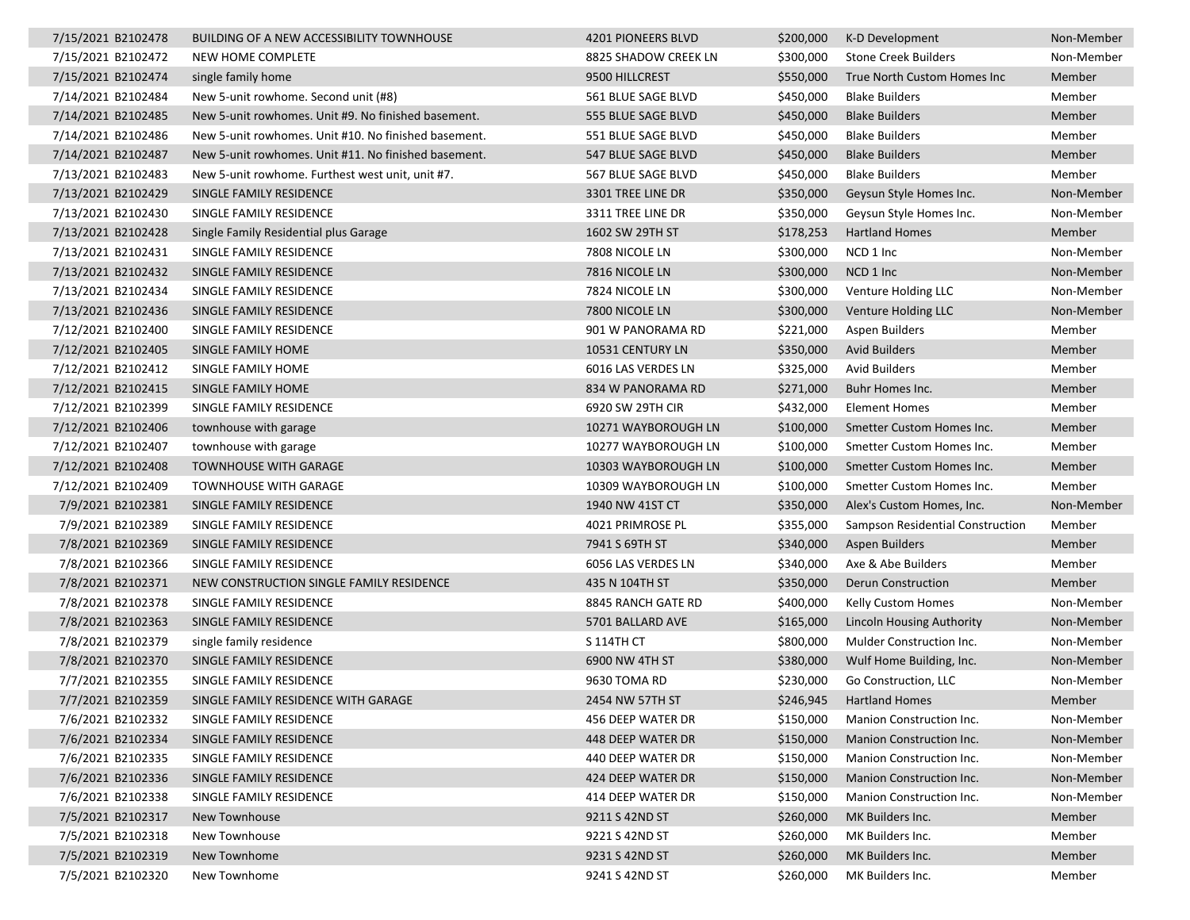| | | | | | | |
|---|---|---|---|---|---|---|
| 7/15/2021 | B2102478 | BUILDING OF A NEW ACCESSIBILITY TOWNHOUSE | 4201 PIONEERS BLVD | $200,000 | K-D Development | Non-Member |
| 7/15/2021 | B2102472 | NEW HOME COMPLETE | 8825 SHADOW CREEK LN | $300,000 | Stone Creek Builders | Non-Member |
| 7/15/2021 | B2102474 | single family home | 9500 HILLCREST | $550,000 | True North Custom Homes Inc | Member |
| 7/14/2021 | B2102484 | New 5-unit rowhome. Second unit (#8) | 561 BLUE SAGE BLVD | $450,000 | Blake Builders | Member |
| 7/14/2021 | B2102485 | New 5-unit rowhomes. Unit #9. No finished basement. | 555 BLUE SAGE BLVD | $450,000 | Blake Builders | Member |
| 7/14/2021 | B2102486 | New 5-unit rowhomes. Unit #10. No finished basement. | 551 BLUE SAGE BLVD | $450,000 | Blake Builders | Member |
| 7/14/2021 | B2102487 | New 5-unit rowhomes. Unit #11. No finished basement. | 547 BLUE SAGE BLVD | $450,000 | Blake Builders | Member |
| 7/13/2021 | B2102483 | New 5-unit rowhome. Furthest west unit, unit #7. | 567 BLUE SAGE BLVD | $450,000 | Blake Builders | Member |
| 7/13/2021 | B2102429 | SINGLE FAMILY RESIDENCE | 3301 TREE LINE DR | $350,000 | Geysun Style Homes Inc. | Non-Member |
| 7/13/2021 | B2102430 | SINGLE FAMILY RESIDENCE | 3311 TREE LINE DR | $350,000 | Geysun Style Homes Inc. | Non-Member |
| 7/13/2021 | B2102428 | Single Family Residential plus Garage | 1602 SW 29TH ST | $178,253 | Hartland Homes | Member |
| 7/13/2021 | B2102431 | SINGLE FAMILY RESIDENCE | 7808 NICOLE LN | $300,000 | NCD 1 Inc | Non-Member |
| 7/13/2021 | B2102432 | SINGLE FAMILY RESIDENCE | 7816 NICOLE LN | $300,000 | NCD 1 Inc | Non-Member |
| 7/13/2021 | B2102434 | SINGLE FAMILY RESIDENCE | 7824 NICOLE LN | $300,000 | Venture Holding LLC | Non-Member |
| 7/13/2021 | B2102436 | SINGLE FAMILY RESIDENCE | 7800 NICOLE LN | $300,000 | Venture Holding LLC | Non-Member |
| 7/12/2021 | B2102400 | SINGLE FAMILY RESIDENCE | 901 W PANORAMA RD | $221,000 | Aspen Builders | Member |
| 7/12/2021 | B2102405 | SINGLE FAMILY HOME | 10531 CENTURY LN | $350,000 | Avid Builders | Member |
| 7/12/2021 | B2102412 | SINGLE FAMILY HOME | 6016 LAS VERDES LN | $325,000 | Avid Builders | Member |
| 7/12/2021 | B2102415 | SINGLE FAMILY HOME | 834 W PANORAMA RD | $271,000 | Buhr Homes Inc. | Member |
| 7/12/2021 | B2102399 | SINGLE FAMILY RESIDENCE | 6920 SW 29TH CIR | $432,000 | Element Homes | Member |
| 7/12/2021 | B2102406 | townhouse with garage | 10271 WAYBOROUGH LN | $100,000 | Smetter Custom Homes Inc. | Member |
| 7/12/2021 | B2102407 | townhouse with garage | 10277 WAYBOROUGH LN | $100,000 | Smetter Custom Homes Inc. | Member |
| 7/12/2021 | B2102408 | TOWNHOUSE WITH GARAGE | 10303 WAYBOROUGH LN | $100,000 | Smetter Custom Homes Inc. | Member |
| 7/12/2021 | B2102409 | TOWNHOUSE WITH GARAGE | 10309 WAYBOROUGH LN | $100,000 | Smetter Custom Homes Inc. | Member |
| 7/9/2021 | B2102381 | SINGLE FAMILY RESIDENCE | 1940 NW 41ST CT | $350,000 | Alex's Custom Homes, Inc. | Non-Member |
| 7/9/2021 | B2102389 | SINGLE FAMILY RESIDENCE | 4021 PRIMROSE PL | $355,000 | Sampson Residential Construction | Member |
| 7/8/2021 | B2102369 | SINGLE FAMILY RESIDENCE | 7941 S 69TH ST | $340,000 | Aspen Builders | Member |
| 7/8/2021 | B2102366 | SINGLE FAMILY RESIDENCE | 6056 LAS VERDES LN | $340,000 | Axe & Abe Builders | Member |
| 7/8/2021 | B2102371 | NEW CONSTRUCTION SINGLE FAMILY RESIDENCE | 435 N 104TH ST | $350,000 | Derun Construction | Member |
| 7/8/2021 | B2102378 | SINGLE FAMILY RESIDENCE | 8845 RANCH GATE RD | $400,000 | Kelly Custom Homes | Non-Member |
| 7/8/2021 | B2102363 | SINGLE FAMILY RESIDENCE | 5701 BALLARD AVE | $165,000 | Lincoln Housing Authority | Non-Member |
| 7/8/2021 | B2102379 | single family residence | S 114TH CT | $800,000 | Mulder Construction Inc. | Non-Member |
| 7/8/2021 | B2102370 | SINGLE FAMILY RESIDENCE | 6900 NW 4TH ST | $380,000 | Wulf Home Building, Inc. | Non-Member |
| 7/7/2021 | B2102355 | SINGLE FAMILY RESIDENCE | 9630 TOMA RD | $230,000 | Go Construction, LLC | Non-Member |
| 7/7/2021 | B2102359 | SINGLE FAMILY RESIDENCE WITH GARAGE | 2454 NW 57TH ST | $246,945 | Hartland Homes | Member |
| 7/6/2021 | B2102332 | SINGLE FAMILY RESIDENCE | 456 DEEP WATER DR | $150,000 | Manion Construction Inc. | Non-Member |
| 7/6/2021 | B2102334 | SINGLE FAMILY RESIDENCE | 448 DEEP WATER DR | $150,000 | Manion Construction Inc. | Non-Member |
| 7/6/2021 | B2102335 | SINGLE FAMILY RESIDENCE | 440 DEEP WATER DR | $150,000 | Manion Construction Inc. | Non-Member |
| 7/6/2021 | B2102336 | SINGLE FAMILY RESIDENCE | 424 DEEP WATER DR | $150,000 | Manion Construction Inc. | Non-Member |
| 7/6/2021 | B2102338 | SINGLE FAMILY RESIDENCE | 414 DEEP WATER DR | $150,000 | Manion Construction Inc. | Non-Member |
| 7/5/2021 | B2102317 | New Townhouse | 9211 S 42ND ST | $260,000 | MK Builders Inc. | Member |
| 7/5/2021 | B2102318 | New Townhouse | 9221 S 42ND ST | $260,000 | MK Builders Inc. | Member |
| 7/5/2021 | B2102319 | New Townhome | 9231 S 42ND ST | $260,000 | MK Builders Inc. | Member |
| 7/5/2021 | B2102320 | New Townhome | 9241 S 42ND ST | $260,000 | MK Builders Inc. | Member |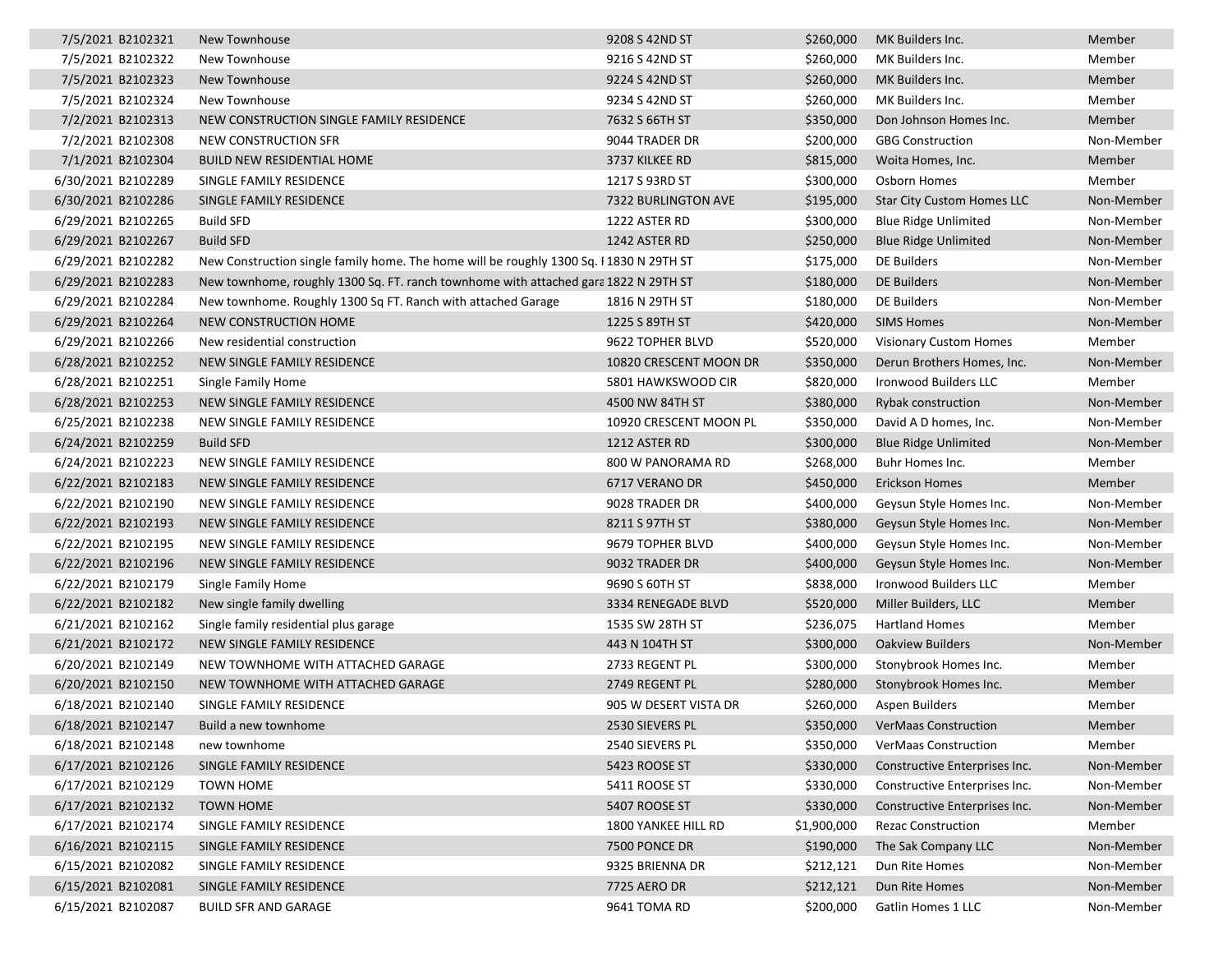| | | | | | | |
|---|---|---|---|---|---|---|
| 7/5/2021 | B2102321 | New Townhouse | 9208 S 42ND ST | $260,000 | MK Builders Inc. | Member |
| 7/5/2021 | B2102322 | New Townhouse | 9216 S 42ND ST | $260,000 | MK Builders Inc. | Member |
| 7/5/2021 | B2102323 | New Townhouse | 9224 S 42ND ST | $260,000 | MK Builders Inc. | Member |
| 7/5/2021 | B2102324 | New Townhouse | 9234 S 42ND ST | $260,000 | MK Builders Inc. | Member |
| 7/2/2021 | B2102313 | NEW CONSTRUCTION SINGLE FAMILY RESIDENCE | 7632 S 66TH ST | $350,000 | Don Johnson Homes Inc. | Member |
| 7/2/2021 | B2102308 | NEW CONSTRUCTION SFR | 9044 TRADER DR | $200,000 | GBG Construction | Non-Member |
| 7/1/2021 | B2102304 | BUILD NEW RESIDENTIAL HOME | 3737 KILKEE RD | $815,000 | Woita Homes, Inc. | Member |
| 6/30/2021 | B2102289 | SINGLE FAMILY RESIDENCE | 1217 S 93RD ST | $300,000 | Osborn Homes | Member |
| 6/30/2021 | B2102286 | SINGLE FAMILY RESIDENCE | 7322 BURLINGTON AVE | $195,000 | Star City Custom Homes LLC | Non-Member |
| 6/29/2021 | B2102265 | Build SFD | 1222 ASTER RD | $300,000 | Blue Ridge Unlimited | Non-Member |
| 6/29/2021 | B2102267 | Build SFD | 1242 ASTER RD | $250,000 | Blue Ridge Unlimited | Non-Member |
| 6/29/2021 | B2102282 | New Construction single family home. The home will be roughly 1300 Sq. I | 1830 N 29TH ST | $175,000 | DE Builders | Non-Member |
| 6/29/2021 | B2102283 | New townhome, roughly 1300 Sq. FT. ranch townhome with attached gara | 1822 N 29TH ST | $180,000 | DE Builders | Non-Member |
| 6/29/2021 | B2102284 | New townhome. Roughly 1300 Sq FT. Ranch with attached Garage | 1816 N 29TH ST | $180,000 | DE Builders | Non-Member |
| 6/29/2021 | B2102264 | NEW CONSTRUCTION HOME | 1225 S 89TH ST | $420,000 | SIMS Homes | Non-Member |
| 6/29/2021 | B2102266 | New residential construction | 9622 TOPHER BLVD | $520,000 | Visionary Custom Homes | Member |
| 6/28/2021 | B2102252 | NEW SINGLE FAMILY RESIDENCE | 10820 CRESCENT MOON DR | $350,000 | Derun Brothers Homes, Inc. | Non-Member |
| 6/28/2021 | B2102251 | Single Family Home | 5801 HAWKSWOOD CIR | $820,000 | Ironwood Builders LLC | Member |
| 6/28/2021 | B2102253 | NEW SINGLE FAMILY RESIDENCE | 4500 NW 84TH ST | $380,000 | Rybak construction | Non-Member |
| 6/25/2021 | B2102238 | NEW SINGLE FAMILY RESIDENCE | 10920 CRESCENT MOON PL | $350,000 | David A D homes, Inc. | Non-Member |
| 6/24/2021 | B2102259 | Build SFD | 1212 ASTER RD | $300,000 | Blue Ridge Unlimited | Non-Member |
| 6/24/2021 | B2102223 | NEW SINGLE FAMILY RESIDENCE | 800 W PANORAMA RD | $268,000 | Buhr Homes Inc. | Member |
| 6/22/2021 | B2102183 | NEW SINGLE FAMILY RESIDENCE | 6717 VERANO DR | $450,000 | Erickson Homes | Member |
| 6/22/2021 | B2102190 | NEW SINGLE FAMILY RESIDENCE | 9028 TRADER DR | $400,000 | Geysun Style Homes Inc. | Non-Member |
| 6/22/2021 | B2102193 | NEW SINGLE FAMILY RESIDENCE | 8211 S 97TH ST | $380,000 | Geysun Style Homes Inc. | Non-Member |
| 6/22/2021 | B2102195 | NEW SINGLE FAMILY RESIDENCE | 9679 TOPHER BLVD | $400,000 | Geysun Style Homes Inc. | Non-Member |
| 6/22/2021 | B2102196 | NEW SINGLE FAMILY RESIDENCE | 9032 TRADER DR | $400,000 | Geysun Style Homes Inc. | Non-Member |
| 6/22/2021 | B2102179 | Single Family Home | 9690 S 60TH ST | $838,000 | Ironwood Builders LLC | Member |
| 6/22/2021 | B2102182 | New single family dwelling | 3334 RENEGADE BLVD | $520,000 | Miller Builders, LLC | Member |
| 6/21/2021 | B2102162 | Single family residential plus garage | 1535 SW 28TH ST | $236,075 | Hartland Homes | Member |
| 6/21/2021 | B2102172 | NEW SINGLE FAMILY RESIDENCE | 443 N 104TH ST | $300,000 | Oakview Builders | Non-Member |
| 6/20/2021 | B2102149 | NEW TOWNHOME WITH ATTACHED GARAGE | 2733 REGENT PL | $300,000 | Stonybrook Homes Inc. | Member |
| 6/20/2021 | B2102150 | NEW TOWNHOME WITH ATTACHED GARAGE | 2749 REGENT PL | $280,000 | Stonybrook Homes Inc. | Member |
| 6/18/2021 | B2102140 | SINGLE FAMILY RESIDENCE | 905 W DESERT VISTA DR | $260,000 | Aspen Builders | Member |
| 6/18/2021 | B2102147 | Build a new townhome | 2530 SIEVERS PL | $350,000 | VerMaas Construction | Member |
| 6/18/2021 | B2102148 | new townhome | 2540 SIEVERS PL | $350,000 | VerMaas Construction | Member |
| 6/17/2021 | B2102126 | SINGLE FAMILY RESIDENCE | 5423 ROOSE ST | $330,000 | Constructive Enterprises Inc. | Non-Member |
| 6/17/2021 | B2102129 | TOWN HOME | 5411 ROOSE ST | $330,000 | Constructive Enterprises Inc. | Non-Member |
| 6/17/2021 | B2102132 | TOWN HOME | 5407 ROOSE ST | $330,000 | Constructive Enterprises Inc. | Non-Member |
| 6/17/2021 | B2102174 | SINGLE FAMILY RESIDENCE | 1800 YANKEE HILL RD | $1,900,000 | Rezac Construction | Member |
| 6/16/2021 | B2102115 | SINGLE FAMILY RESIDENCE | 7500 PONCE DR | $190,000 | The Sak Company LLC | Non-Member |
| 6/15/2021 | B2102082 | SINGLE FAMILY RESIDENCE | 9325 BRIENNA DR | $212,121 | Dun Rite Homes | Non-Member |
| 6/15/2021 | B2102081 | SINGLE FAMILY RESIDENCE | 7725 AERO DR | $212,121 | Dun Rite Homes | Non-Member |
| 6/15/2021 | B2102087 | BUILD SFR AND GARAGE | 9641 TOMA RD | $200,000 | Gatlin Homes 1 LLC | Non-Member |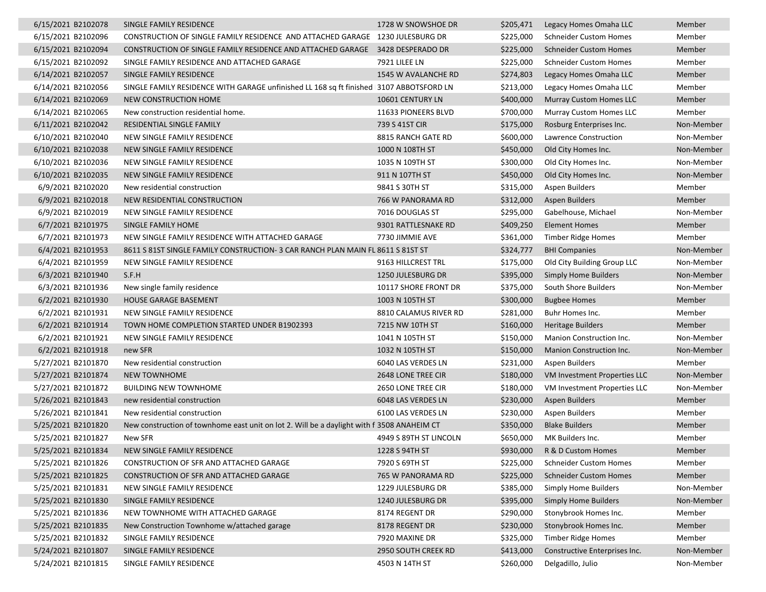| | | | | | | |
|---|---|---|---|---|---|---|
| 6/15/2021 | B2102078 | SINGLE FAMILY RESIDENCE | 1728 W SNOWSHOE DR | $205,471 | Legacy Homes Omaha LLC | Member |
| 6/15/2021 | B2102096 | CONSTRUCTION OF SINGLE FAMILY RESIDENCE AND ATTACHED GARAGE | 1230 JULESBURG DR | $225,000 | Schneider Custom Homes | Member |
| 6/15/2021 | B2102094 | CONSTRUCTION OF SINGLE FAMILY RESIDENCE AND ATTACHED GARAGE | 3428 DESPERADO DR | $225,000 | Schneider Custom Homes | Member |
| 6/15/2021 | B2102092 | SINGLE FAMILY RESIDENCE AND ATTACHED GARAGE | 7921 LILEE LN | $225,000 | Schneider Custom Homes | Member |
| 6/14/2021 | B2102057 | SINGLE FAMILY RESIDENCE | 1545 W AVALANCHE RD | $274,803 | Legacy Homes Omaha LLC | Member |
| 6/14/2021 | B2102056 | SINGLE FAMILY RESIDENCE WITH GARAGE unfinished LL 168 sq ft finished | 3107 ABBOTSFORD LN | $213,000 | Legacy Homes Omaha LLC | Member |
| 6/14/2021 | B2102069 | NEW CONSTRUCTION HOME | 10601 CENTURY LN | $400,000 | Murray Custom Homes LLC | Member |
| 6/14/2021 | B2102065 | New construction residential home. | 11633 PIONEERS BLVD | $700,000 | Murray Custom Homes LLC | Member |
| 6/11/2021 | B2102042 | RESIDENTIAL SINGLE FAMILY | 739 S 41ST CIR | $175,000 | Rosburg Enterprises Inc. | Non-Member |
| 6/10/2021 | B2102040 | NEW SINGLE FAMILY RESIDENCE | 8815 RANCH GATE RD | $600,000 | Lawrence Construction | Non-Member |
| 6/10/2021 | B2102038 | NEW SINGLE FAMILY RESIDENCE | 1000 N 108TH ST | $450,000 | Old City Homes Inc. | Non-Member |
| 6/10/2021 | B2102036 | NEW SINGLE FAMILY RESIDENCE | 1035 N 109TH ST | $300,000 | Old City Homes Inc. | Non-Member |
| 6/10/2021 | B2102035 | NEW SINGLE FAMILY RESIDENCE | 911 N 107TH ST | $450,000 | Old City Homes Inc. | Non-Member |
| 6/9/2021 | B2102020 | New residential construction | 9841 S 30TH ST | $315,000 | Aspen Builders | Member |
| 6/9/2021 | B2102018 | NEW RESIDENTIAL CONSTRUCTION | 766 W PANORAMA RD | $312,000 | Aspen Builders | Member |
| 6/9/2021 | B2102019 | NEW SINGLE FAMILY RESIDENCE | 7016 DOUGLAS ST | $295,000 | Gabelhouse, Michael | Non-Member |
| 6/7/2021 | B2101975 | SINGLE FAMILY HOME | 9301 RATTLESNAKE RD | $409,250 | Element Homes | Member |
| 6/7/2021 | B2101973 | NEW SINGLE FAMILY RESIDENCE WITH ATTACHED GARAGE | 7730 JIMMIE AVE | $361,000 | Timber Ridge Homes | Member |
| 6/4/2021 | B2101953 | 8611 S 81ST SINGLE FAMILY CONSTRUCTION- 3 CAR RANCH PLAN MAIN FL | 8611 S 81ST ST | $324,777 | BHI Companies | Non-Member |
| 6/4/2021 | B2101959 | NEW SINGLE FAMILY RESIDENCE | 9163 HILLCREST TRL | $175,000 | Old City Building Group LLC | Non-Member |
| 6/3/2021 | B2101940 | S.F.H | 1250 JULESBURG DR | $395,000 | Simply Home Builders | Non-Member |
| 6/3/2021 | B2101936 | New single family residence | 10117 SHORE FRONT DR | $375,000 | South Shore Builders | Non-Member |
| 6/2/2021 | B2101930 | HOUSE GARAGE BASEMENT | 1003 N 105TH ST | $300,000 | Bugbee Homes | Member |
| 6/2/2021 | B2101931 | NEW SINGLE FAMILY RESIDENCE | 8810 CALAMUS RIVER RD | $281,000 | Buhr Homes Inc. | Member |
| 6/2/2021 | B2101914 | TOWN HOME COMPLETION STARTED UNDER B1902393 | 7215 NW 10TH ST | $160,000 | Heritage Builders | Member |
| 6/2/2021 | B2101921 | NEW SINGLE FAMILY RESIDENCE | 1041 N 105TH ST | $150,000 | Manion Construction Inc. | Non-Member |
| 6/2/2021 | B2101918 | new SFR | 1032 N 105TH ST | $150,000 | Manion Construction Inc. | Non-Member |
| 5/27/2021 | B2101870 | New residential construction | 6040 LAS VERDES LN | $231,000 | Aspen Builders | Member |
| 5/27/2021 | B2101874 | NEW TOWNHOME | 2648 LONE TREE CIR | $180,000 | VM Investment Properties LLC | Non-Member |
| 5/27/2021 | B2101872 | BUILDING NEW TOWNHOME | 2650 LONE TREE CIR | $180,000 | VM Investment Properties LLC | Non-Member |
| 5/26/2021 | B2101843 | new residential construction | 6048 LAS VERDES LN | $230,000 | Aspen Builders | Member |
| 5/26/2021 | B2101841 | New residential construction | 6100 LAS VERDES LN | $230,000 | Aspen Builders | Member |
| 5/25/2021 | B2101820 | New construction of townhome east unit on lot 2. Will be a daylight with f | 3508 ANAHEIM CT | $350,000 | Blake Builders | Member |
| 5/25/2021 | B2101827 | New SFR | 4949 S 89TH ST LINCOLN | $650,000 | MK Builders Inc. | Member |
| 5/25/2021 | B2101834 | NEW SINGLE FAMILY RESIDENCE | 1228 S 94TH ST | $930,000 | R & D Custom Homes | Member |
| 5/25/2021 | B2101826 | CONSTRUCTION OF SFR AND ATTACHED GARAGE | 7920 S 69TH ST | $225,000 | Schneider Custom Homes | Member |
| 5/25/2021 | B2101825 | CONSTRUCTION OF SFR AND ATTACHED GARAGE | 765 W PANORAMA RD | $225,000 | Schneider Custom Homes | Member |
| 5/25/2021 | B2101831 | NEW SINGLE FAMILY RESIDENCE | 1229 JULESBURG DR | $385,000 | Simply Home Builders | Non-Member |
| 5/25/2021 | B2101830 | SINGLE FAMILY RESIDENCE | 1240 JULESBURG DR | $395,000 | Simply Home Builders | Non-Member |
| 5/25/2021 | B2101836 | NEW TOWNHOME WITH ATTACHED GARAGE | 8174 REGENT DR | $290,000 | Stonybrook Homes Inc. | Member |
| 5/25/2021 | B2101835 | New Construction Townhome w/attached garage | 8178 REGENT DR | $230,000 | Stonybrook Homes Inc. | Member |
| 5/25/2021 | B2101832 | SINGLE FAMILY RESIDENCE | 7920 MAXINE DR | $325,000 | Timber Ridge Homes | Member |
| 5/24/2021 | B2101807 | SINGLE FAMILY RESIDENCE | 2950 SOUTH CREEK RD | $413,000 | Constructive Enterprises Inc. | Non-Member |
| 5/24/2021 | B2101815 | SINGLE FAMILY RESIDENCE | 4503 N 14TH ST | $260,000 | Delgadillo, Julio | Non-Member |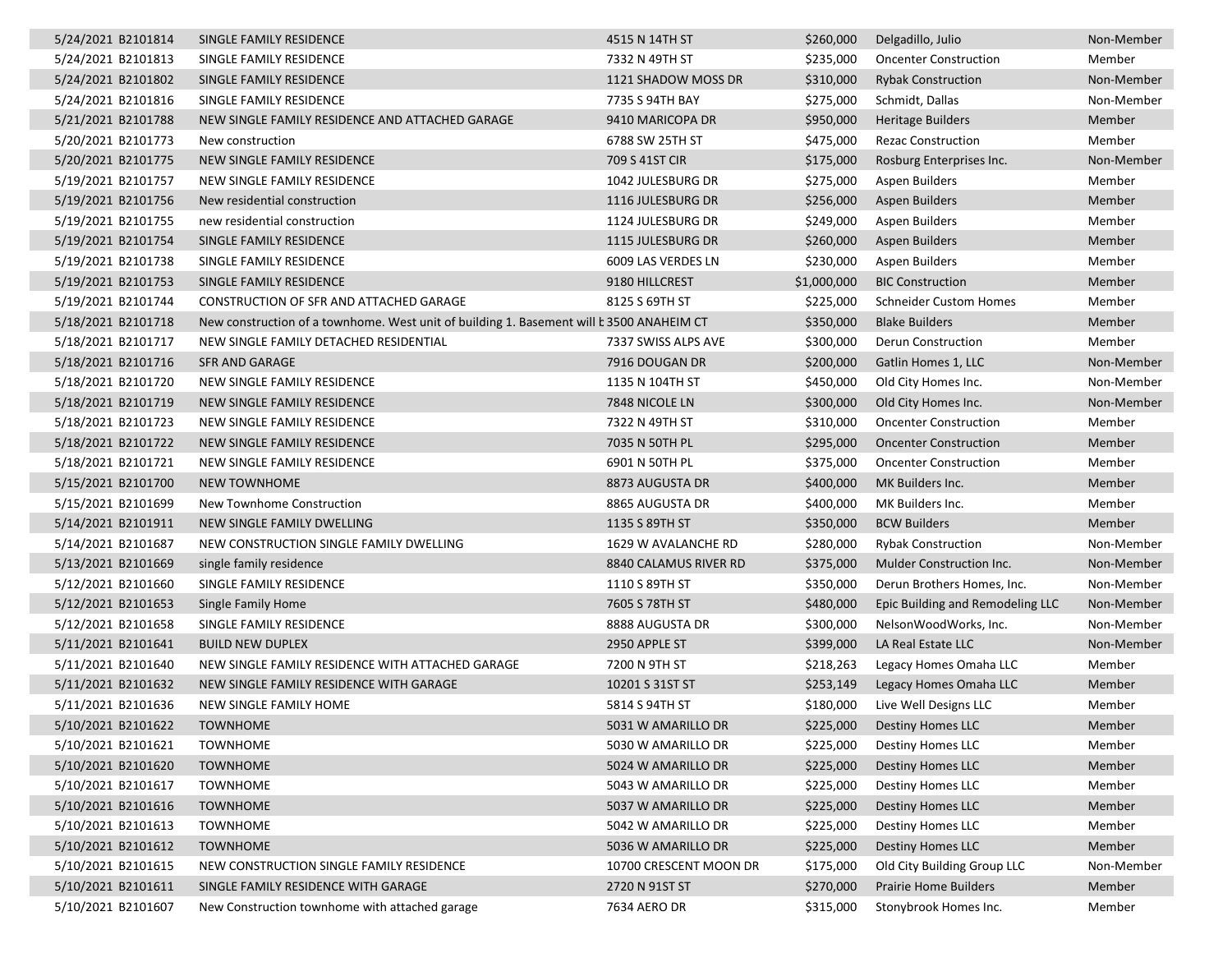| | | | | | | |
|---|---|---|---|---|---|---|
| 5/24/2021 | B2101814 | SINGLE FAMILY RESIDENCE | 4515 N 14TH ST | $260,000 | Delgadillo, Julio | Non-Member |
| 5/24/2021 | B2101813 | SINGLE FAMILY RESIDENCE | 7332 N 49TH ST | $235,000 | Oncenter Construction | Member |
| 5/24/2021 | B2101802 | SINGLE FAMILY RESIDENCE | 1121 SHADOW MOSS DR | $310,000 | Rybak Construction | Non-Member |
| 5/24/2021 | B2101816 | SINGLE FAMILY RESIDENCE | 7735 S 94TH BAY | $275,000 | Schmidt, Dallas | Non-Member |
| 5/21/2021 | B2101788 | NEW SINGLE FAMILY RESIDENCE AND ATTACHED GARAGE | 9410 MARICOPA DR | $950,000 | Heritage Builders | Member |
| 5/20/2021 | B2101773 | New construction | 6788 SW 25TH ST | $475,000 | Rezac Construction | Member |
| 5/20/2021 | B2101775 | NEW SINGLE FAMILY RESIDENCE | 709 S 41ST CIR | $175,000 | Rosburg Enterprises Inc. | Non-Member |
| 5/19/2021 | B2101757 | NEW SINGLE FAMILY RESIDENCE | 1042 JULESBURG DR | $275,000 | Aspen Builders | Member |
| 5/19/2021 | B2101756 | New residential construction | 1116 JULESBURG DR | $256,000 | Aspen Builders | Member |
| 5/19/2021 | B2101755 | new residential construction | 1124 JULESBURG DR | $249,000 | Aspen Builders | Member |
| 5/19/2021 | B2101754 | SINGLE FAMILY RESIDENCE | 1115 JULESBURG DR | $260,000 | Aspen Builders | Member |
| 5/19/2021 | B2101738 | SINGLE FAMILY RESIDENCE | 6009 LAS VERDES LN | $230,000 | Aspen Builders | Member |
| 5/19/2021 | B2101753 | SINGLE FAMILY RESIDENCE | 9180 HILLCREST | $1,000,000 | BIC Construction | Member |
| 5/19/2021 | B2101744 | CONSTRUCTION OF SFR AND ATTACHED GARAGE | 8125 S 69TH ST | $225,000 | Schneider Custom Homes | Member |
| 5/18/2021 | B2101718 | New construction of a townhome. West unit of building 1. Basement will b | 3500 ANAHEIM CT | $350,000 | Blake Builders | Member |
| 5/18/2021 | B2101717 | NEW SINGLE FAMILY DETACHED RESIDENTIAL | 7337 SWISS ALPS AVE | $300,000 | Derun Construction | Member |
| 5/18/2021 | B2101716 | SFR AND GARAGE | 7916 DOUGAN DR | $200,000 | Gatlin Homes 1, LLC | Non-Member |
| 5/18/2021 | B2101720 | NEW SINGLE FAMILY RESIDENCE | 1135 N 104TH ST | $450,000 | Old City Homes Inc. | Non-Member |
| 5/18/2021 | B2101719 | NEW SINGLE FAMILY RESIDENCE | 7848 NICOLE LN | $300,000 | Old City Homes Inc. | Non-Member |
| 5/18/2021 | B2101723 | NEW SINGLE FAMILY RESIDENCE | 7322 N 49TH ST | $310,000 | Oncenter Construction | Member |
| 5/18/2021 | B2101722 | NEW SINGLE FAMILY RESIDENCE | 7035 N 50TH PL | $295,000 | Oncenter Construction | Member |
| 5/18/2021 | B2101721 | NEW SINGLE FAMILY RESIDENCE | 6901 N 50TH PL | $375,000 | Oncenter Construction | Member |
| 5/15/2021 | B2101700 | NEW TOWNHOME | 8873 AUGUSTA DR | $400,000 | MK Builders Inc. | Member |
| 5/15/2021 | B2101699 | New Townhome Construction | 8865 AUGUSTA DR | $400,000 | MK Builders Inc. | Member |
| 5/14/2021 | B2101911 | NEW SINGLE FAMILY DWELLING | 1135 S 89TH ST | $350,000 | BCW Builders | Member |
| 5/14/2021 | B2101687 | NEW CONSTRUCTION SINGLE FAMILY DWELLING | 1629 W AVALANCHE RD | $280,000 | Rybak Construction | Non-Member |
| 5/13/2021 | B2101669 | single family residence | 8840 CALAMUS RIVER RD | $375,000 | Mulder Construction Inc. | Non-Member |
| 5/12/2021 | B2101660 | SINGLE FAMILY RESIDENCE | 1110 S 89TH ST | $350,000 | Derun Brothers Homes, Inc. | Non-Member |
| 5/12/2021 | B2101653 | Single Family Home | 7605 S 78TH ST | $480,000 | Epic Building and Remodeling LLC | Non-Member |
| 5/12/2021 | B2101658 | SINGLE FAMILY RESIDENCE | 8888 AUGUSTA DR | $300,000 | NelsonWoodWorks, Inc. | Non-Member |
| 5/11/2021 | B2101641 | BUILD NEW DUPLEX | 2950 APPLE ST | $399,000 | LA Real Estate LLC | Non-Member |
| 5/11/2021 | B2101640 | NEW SINGLE FAMILY RESIDENCE WITH ATTACHED GARAGE | 7200 N 9TH ST | $218,263 | Legacy Homes Omaha LLC | Member |
| 5/11/2021 | B2101632 | NEW SINGLE FAMILY RESIDENCE WITH GARAGE | 10201 S 31ST ST | $253,149 | Legacy Homes Omaha LLC | Member |
| 5/11/2021 | B2101636 | NEW SINGLE FAMILY HOME | 5814 S 94TH ST | $180,000 | Live Well Designs LLC | Member |
| 5/10/2021 | B2101622 | TOWNHOME | 5031 W AMARILLO DR | $225,000 | Destiny Homes LLC | Member |
| 5/10/2021 | B2101621 | TOWNHOME | 5030 W AMARILLO DR | $225,000 | Destiny Homes LLC | Member |
| 5/10/2021 | B2101620 | TOWNHOME | 5024 W AMARILLO DR | $225,000 | Destiny Homes LLC | Member |
| 5/10/2021 | B2101617 | TOWNHOME | 5043 W AMARILLO DR | $225,000 | Destiny Homes LLC | Member |
| 5/10/2021 | B2101616 | TOWNHOME | 5037 W AMARILLO DR | $225,000 | Destiny Homes LLC | Member |
| 5/10/2021 | B2101613 | TOWNHOME | 5042 W AMARILLO DR | $225,000 | Destiny Homes LLC | Member |
| 5/10/2021 | B2101612 | TOWNHOME | 5036 W AMARILLO DR | $225,000 | Destiny Homes LLC | Member |
| 5/10/2021 | B2101615 | NEW CONSTRUCTION SINGLE FAMILY RESIDENCE | 10700 CRESCENT MOON DR | $175,000 | Old City Building Group LLC | Non-Member |
| 5/10/2021 | B2101611 | SINGLE FAMILY RESIDENCE WITH GARAGE | 2720 N 91ST ST | $270,000 | Prairie Home Builders | Member |
| 5/10/2021 | B2101607 | New Construction townhome with attached garage | 7634 AERO DR | $315,000 | Stonybrook Homes Inc. | Member |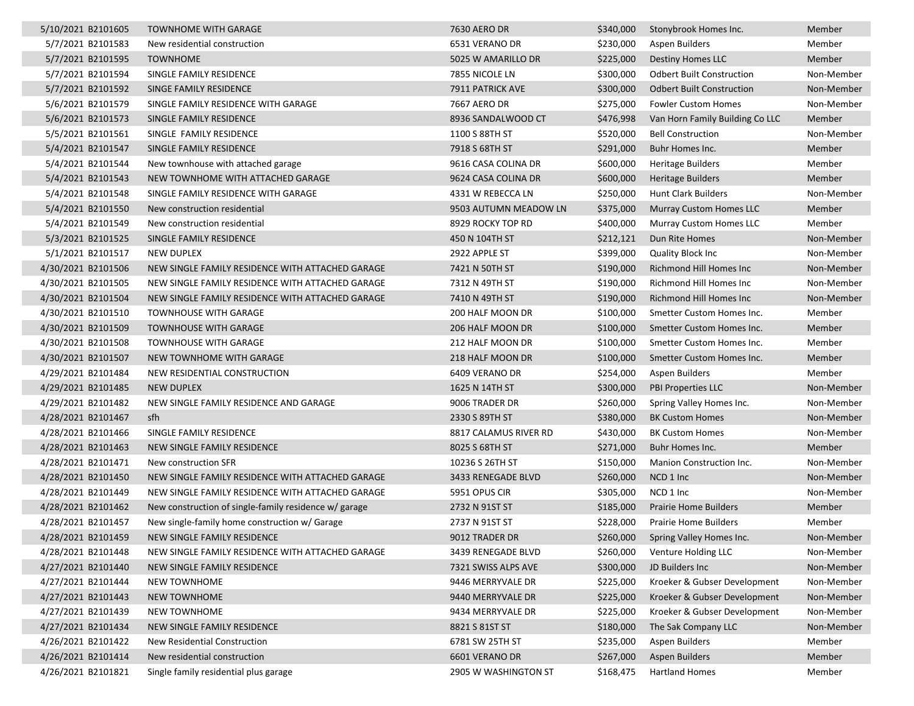| | | | | | | |
|---|---|---|---|---|---|---|
| 5/10/2021 | B2101605 | TOWNHOME WITH GARAGE | 7630 AERO DR | $340,000 | Stonybrook Homes Inc. | Member |
| 5/7/2021 | B2101583 | New residential construction | 6531 VERANO DR | $230,000 | Aspen Builders | Member |
| 5/7/2021 | B2101595 | TOWNHOME | 5025 W AMARILLO DR | $225,000 | Destiny Homes LLC | Member |
| 5/7/2021 | B2101594 | SINGLE FAMILY RESIDENCE | 7855 NICOLE LN | $300,000 | Odbert Built Construction | Non-Member |
| 5/7/2021 | B2101592 | SINGE FAMILY RESIDENCE | 7911 PATRICK AVE | $300,000 | Odbert Built Construction | Non-Member |
| 5/6/2021 | B2101579 | SINGLE FAMILY RESIDENCE WITH GARAGE | 7667 AERO DR | $275,000 | Fowler Custom Homes | Non-Member |
| 5/6/2021 | B2101573 | SINGLE FAMILY RESIDENCE | 8936 SANDALWOOD CT | $476,998 | Van Horn Family Building Co LLC | Member |
| 5/5/2021 | B2101561 | SINGLE FAMILY RESIDENCE | 1100 S 88TH ST | $520,000 | Bell Construction | Non-Member |
| 5/4/2021 | B2101547 | SINGLE FAMILY RESIDENCE | 7918 S 68TH ST | $291,000 | Buhr Homes Inc. | Member |
| 5/4/2021 | B2101544 | New townhouse with attached garage | 9616 CASA COLINA DR | $600,000 | Heritage Builders | Member |
| 5/4/2021 | B2101543 | NEW TOWNHOME WITH ATTACHED GARAGE | 9624 CASA COLINA DR | $600,000 | Heritage Builders | Member |
| 5/4/2021 | B2101548 | SINGLE FAMILY RESIDENCE WITH GARAGE | 4331 W REBECCA LN | $250,000 | Hunt Clark Builders | Non-Member |
| 5/4/2021 | B2101550 | New construction residential | 9503 AUTUMN MEADOW LN | $375,000 | Murray Custom Homes LLC | Member |
| 5/4/2021 | B2101549 | New construction residential | 8929 ROCKY TOP RD | $400,000 | Murray Custom Homes LLC | Member |
| 5/3/2021 | B2101525 | SINGLE FAMILY RESIDENCE | 450 N 104TH ST | $212,121 | Dun Rite Homes | Non-Member |
| 5/1/2021 | B2101517 | NEW DUPLEX | 2922 APPLE ST | $399,000 | Quality Block Inc | Non-Member |
| 4/30/2021 | B2101506 | NEW SINGLE FAMILY RESIDENCE WITH ATTACHED GARAGE | 7421 N 50TH ST | $190,000 | Richmond Hill Homes Inc | Non-Member |
| 4/30/2021 | B2101505 | NEW SINGLE FAMILY RESIDENCE WITH ATTACHED GARAGE | 7312 N 49TH ST | $190,000 | Richmond Hill Homes Inc | Non-Member |
| 4/30/2021 | B2101504 | NEW SINGLE FAMILY RESIDENCE WITH ATTACHED GARAGE | 7410 N 49TH ST | $190,000 | Richmond Hill Homes Inc | Non-Member |
| 4/30/2021 | B2101510 | TOWNHOUSE WITH GARAGE | 200 HALF MOON DR | $100,000 | Smetter Custom Homes Inc. | Member |
| 4/30/2021 | B2101509 | TOWNHOUSE WITH GARAGE | 206 HALF MOON DR | $100,000 | Smetter Custom Homes Inc. | Member |
| 4/30/2021 | B2101508 | TOWNHOUSE WITH GARAGE | 212 HALF MOON DR | $100,000 | Smetter Custom Homes Inc. | Member |
| 4/30/2021 | B2101507 | NEW TOWNHOME WITH GARAGE | 218 HALF MOON DR | $100,000 | Smetter Custom Homes Inc. | Member |
| 4/29/2021 | B2101484 | NEW RESIDENTIAL CONSTRUCTION | 6409 VERANO DR | $254,000 | Aspen Builders | Member |
| 4/29/2021 | B2101485 | NEW DUPLEX | 1625 N 14TH ST | $300,000 | PBI Properties LLC | Non-Member |
| 4/29/2021 | B2101482 | NEW SINGLE FAMILY RESIDENCE AND GARAGE | 9006 TRADER DR | $260,000 | Spring Valley Homes Inc. | Non-Member |
| 4/28/2021 | B2101467 | sfh | 2330 S 89TH ST | $380,000 | BK Custom Homes | Non-Member |
| 4/28/2021 | B2101466 | SINGLE FAMILY RESIDENCE | 8817 CALAMUS RIVER RD | $430,000 | BK Custom Homes | Non-Member |
| 4/28/2021 | B2101463 | NEW SINGLE FAMILY RESIDENCE | 8025 S 68TH ST | $271,000 | Buhr Homes Inc. | Member |
| 4/28/2021 | B2101471 | New construction SFR | 10236 S 26TH ST | $150,000 | Manion Construction Inc. | Non-Member |
| 4/28/2021 | B2101450 | NEW SINGLE FAMILY RESIDENCE WITH ATTACHED GARAGE | 3433 RENEGADE BLVD | $260,000 | NCD 1 Inc | Non-Member |
| 4/28/2021 | B2101449 | NEW SINGLE FAMILY RESIDENCE WITH ATTACHED GARAGE | 5951 OPUS CIR | $305,000 | NCD 1 Inc | Non-Member |
| 4/28/2021 | B2101462 | New construction of single-family residence w/ garage | 2732 N 91ST ST | $185,000 | Prairie Home Builders | Member |
| 4/28/2021 | B2101457 | New single-family home construction w/ Garage | 2737 N 91ST ST | $228,000 | Prairie Home Builders | Member |
| 4/28/2021 | B2101459 | NEW SINGLE FAMILY RESIDENCE | 9012 TRADER DR | $260,000 | Spring Valley Homes Inc. | Non-Member |
| 4/28/2021 | B2101448 | NEW SINGLE FAMILY RESIDENCE WITH ATTACHED GARAGE | 3439 RENEGADE BLVD | $260,000 | Venture Holding LLC | Non-Member |
| 4/27/2021 | B2101440 | NEW SINGLE FAMILY RESIDENCE | 7321 SWISS ALPS AVE | $300,000 | JD Builders Inc | Non-Member |
| 4/27/2021 | B2101444 | NEW TOWNHOME | 9446 MERRYVALE DR | $225,000 | Kroeker & Gubser Development | Non-Member |
| 4/27/2021 | B2101443 | NEW TOWNHOME | 9440 MERRYVALE DR | $225,000 | Kroeker & Gubser Development | Non-Member |
| 4/27/2021 | B2101439 | NEW TOWNHOME | 9434 MERRYVALE DR | $225,000 | Kroeker & Gubser Development | Non-Member |
| 4/27/2021 | B2101434 | NEW SINGLE FAMILY RESIDENCE | 8821 S 81ST ST | $180,000 | The Sak Company LLC | Non-Member |
| 4/26/2021 | B2101422 | New Residential Construction | 6781 SW 25TH ST | $235,000 | Aspen Builders | Member |
| 4/26/2021 | B2101414 | New residential construction | 6601 VERANO DR | $267,000 | Aspen Builders | Member |
| 4/26/2021 | B2101821 | Single family residential plus garage | 2905 W WASHINGTON ST | $168,475 | Hartland Homes | Member |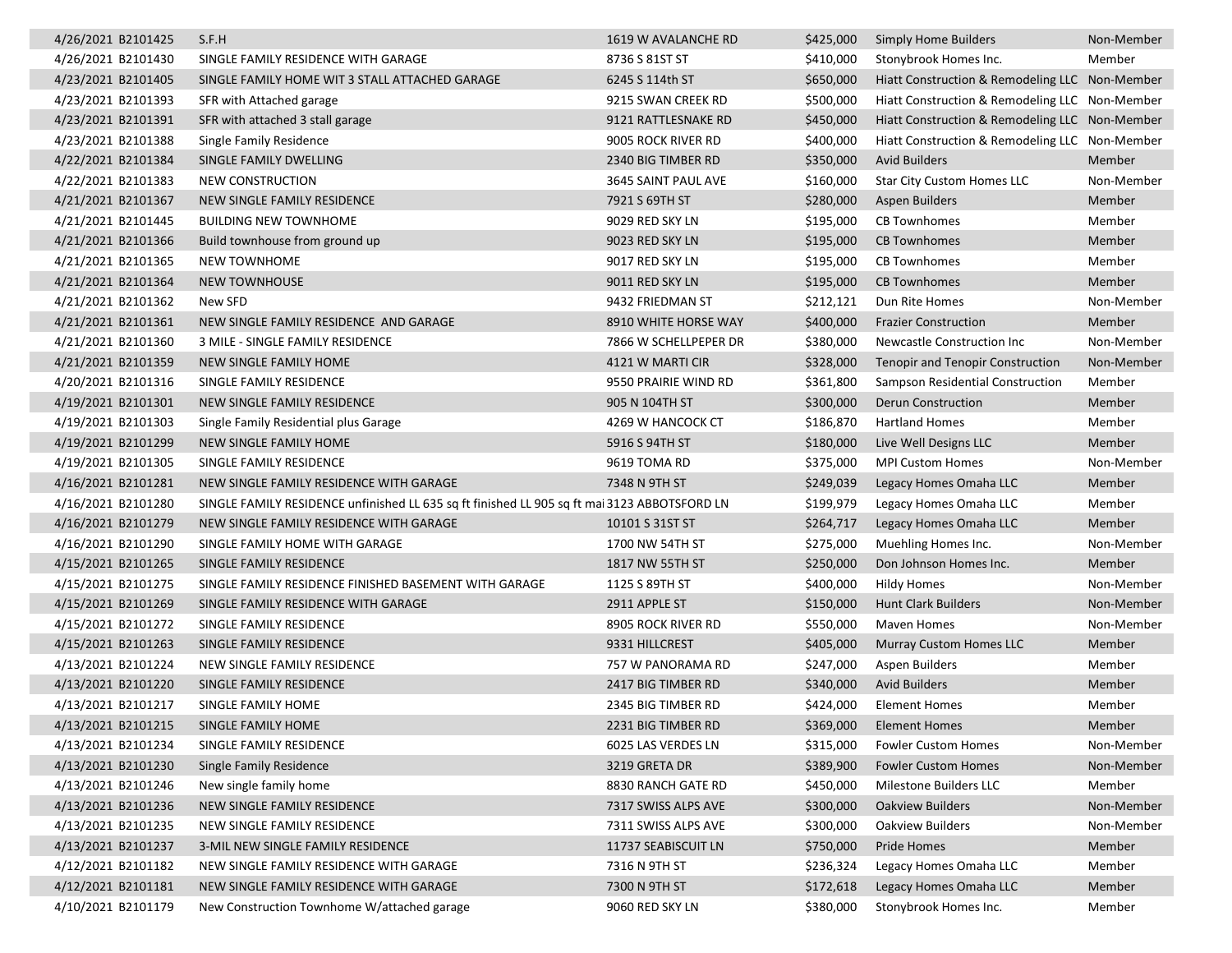| | | | | | | |
|---|---|---|---|---|---|---|
| 4/26/2021 | B2101425 | S.F.H | 1619 W AVALANCHE RD | $425,000 | Simply Home Builders | Non-Member |
| 4/26/2021 | B2101430 | SINGLE FAMILY RESIDENCE WITH GARAGE | 8736 S 81ST ST | $410,000 | Stonybrook Homes Inc. | Member |
| 4/23/2021 | B2101405 | SINGLE FAMILY HOME WIT 3 STALL ATTACHED GARAGE | 6245 S 114th ST | $650,000 | Hiatt Construction & Remodeling LLC | Non-Member |
| 4/23/2021 | B2101393 | SFR with Attached garage | 9215 SWAN CREEK RD | $500,000 | Hiatt Construction & Remodeling LLC | Non-Member |
| 4/23/2021 | B2101391 | SFR with attached 3 stall garage | 9121 RATTLESNAKE RD | $450,000 | Hiatt Construction & Remodeling LLC | Non-Member |
| 4/23/2021 | B2101388 | Single Family Residence | 9005 ROCK RIVER RD | $400,000 | Hiatt Construction & Remodeling LLC | Non-Member |
| 4/22/2021 | B2101384 | SINGLE FAMILY DWELLING | 2340 BIG TIMBER RD | $350,000 | Avid Builders | Member |
| 4/22/2021 | B2101383 | NEW CONSTRUCTION | 3645 SAINT PAUL AVE | $160,000 | Star City Custom Homes LLC | Non-Member |
| 4/21/2021 | B2101367 | NEW SINGLE FAMILY RESIDENCE | 7921 S 69TH ST | $280,000 | Aspen Builders | Member |
| 4/21/2021 | B2101445 | BUILDING NEW TOWNHOME | 9029 RED SKY LN | $195,000 | CB Townhomes | Member |
| 4/21/2021 | B2101366 | Build townhouse from ground up | 9023 RED SKY LN | $195,000 | CB Townhomes | Member |
| 4/21/2021 | B2101365 | NEW TOWNHOME | 9017 RED SKY LN | $195,000 | CB Townhomes | Member |
| 4/21/2021 | B2101364 | NEW TOWNHOUSE | 9011 RED SKY LN | $195,000 | CB Townhomes | Member |
| 4/21/2021 | B2101362 | New SFD | 9432 FRIEDMAN ST | $212,121 | Dun Rite Homes | Non-Member |
| 4/21/2021 | B2101361 | NEW SINGLE FAMILY RESIDENCE AND GARAGE | 8910 WHITE HORSE WAY | $400,000 | Frazier Construction | Member |
| 4/21/2021 | B2101360 | 3 MILE - SINGLE FAMILY RESIDENCE | 7866 W SCHELLPEPER DR | $380,000 | Newcastle Construction Inc | Non-Member |
| 4/21/2021 | B2101359 | NEW SINGLE FAMILY HOME | 4121 W MARTI CIR | $328,000 | Tenopir and Tenopir Construction | Non-Member |
| 4/20/2021 | B2101316 | SINGLE FAMILY RESIDENCE | 9550 PRAIRIE WIND RD | $361,800 | Sampson Residential Construction | Member |
| 4/19/2021 | B2101301 | NEW SINGLE FAMILY RESIDENCE | 905 N 104TH ST | $300,000 | Derun Construction | Member |
| 4/19/2021 | B2101303 | Single Family Residential plus Garage | 4269 W HANCOCK CT | $186,870 | Hartland Homes | Member |
| 4/19/2021 | B2101299 | NEW SINGLE FAMILY HOME | 5916 S 94TH ST | $180,000 | Live Well Designs LLC | Member |
| 4/19/2021 | B2101305 | SINGLE FAMILY RESIDENCE | 9619 TOMA RD | $375,000 | MPI Custom Homes | Non-Member |
| 4/16/2021 | B2101281 | NEW SINGLE FAMILY RESIDENCE WITH GARAGE | 7348 N 9TH ST | $249,039 | Legacy Homes Omaha LLC | Member |
| 4/16/2021 | B2101280 | SINGLE FAMILY RESIDENCE unfinished LL 635 sq ft finished LL 905 sq ft mai | 3123 ABBOTSFORD LN | $199,979 | Legacy Homes Omaha LLC | Member |
| 4/16/2021 | B2101279 | NEW SINGLE FAMILY RESIDENCE WITH GARAGE | 10101 S 31ST ST | $264,717 | Legacy Homes Omaha LLC | Member |
| 4/16/2021 | B2101290 | SINGLE FAMILY HOME WITH GARAGE | 1700 NW 54TH ST | $275,000 | Muehling Homes Inc. | Non-Member |
| 4/15/2021 | B2101265 | SINGLE FAMILY RESIDENCE | 1817 NW 55TH ST | $250,000 | Don Johnson Homes Inc. | Member |
| 4/15/2021 | B2101275 | SINGLE FAMILY RESIDENCE FINISHED BASEMENT WITH GARAGE | 1125 S 89TH ST | $400,000 | Hildy Homes | Non-Member |
| 4/15/2021 | B2101269 | SINGLE FAMILY RESIDENCE WITH GARAGE | 2911 APPLE ST | $150,000 | Hunt Clark Builders | Non-Member |
| 4/15/2021 | B2101272 | SINGLE FAMILY RESIDENCE | 8905 ROCK RIVER RD | $550,000 | Maven Homes | Non-Member |
| 4/15/2021 | B2101263 | SINGLE FAMILY RESIDENCE | 9331 HILLCREST | $405,000 | Murray Custom Homes LLC | Member |
| 4/13/2021 | B2101224 | NEW SINGLE FAMILY RESIDENCE | 757 W PANORAMA RD | $247,000 | Aspen Builders | Member |
| 4/13/2021 | B2101220 | SINGLE FAMILY RESIDENCE | 2417 BIG TIMBER RD | $340,000 | Avid Builders | Member |
| 4/13/2021 | B2101217 | SINGLE FAMILY HOME | 2345 BIG TIMBER RD | $424,000 | Element Homes | Member |
| 4/13/2021 | B2101215 | SINGLE FAMILY HOME | 2231 BIG TIMBER RD | $369,000 | Element Homes | Member |
| 4/13/2021 | B2101234 | SINGLE FAMILY RESIDENCE | 6025 LAS VERDES LN | $315,000 | Fowler Custom Homes | Non-Member |
| 4/13/2021 | B2101230 | Single Family Residence | 3219 GRETA DR | $389,900 | Fowler Custom Homes | Non-Member |
| 4/13/2021 | B2101246 | New single family home | 8830 RANCH GATE RD | $450,000 | Milestone Builders LLC | Member |
| 4/13/2021 | B2101236 | NEW SINGLE FAMILY RESIDENCE | 7317 SWISS ALPS AVE | $300,000 | Oakview Builders | Non-Member |
| 4/13/2021 | B2101235 | NEW SINGLE FAMILY RESIDENCE | 7311 SWISS ALPS AVE | $300,000 | Oakview Builders | Non-Member |
| 4/13/2021 | B2101237 | 3-MIL NEW SINGLE FAMILY RESIDENCE | 11737 SEABISCUIT LN | $750,000 | Pride Homes | Member |
| 4/12/2021 | B2101182 | NEW SINGLE FAMILY RESIDENCE WITH GARAGE | 7316 N 9TH ST | $236,324 | Legacy Homes Omaha LLC | Member |
| 4/12/2021 | B2101181 | NEW SINGLE FAMILY RESIDENCE WITH GARAGE | 7300 N 9TH ST | $172,618 | Legacy Homes Omaha LLC | Member |
| 4/10/2021 | B2101179 | New Construction Townhome W/attached garage | 9060 RED SKY LN | $380,000 | Stonybrook Homes Inc. | Member |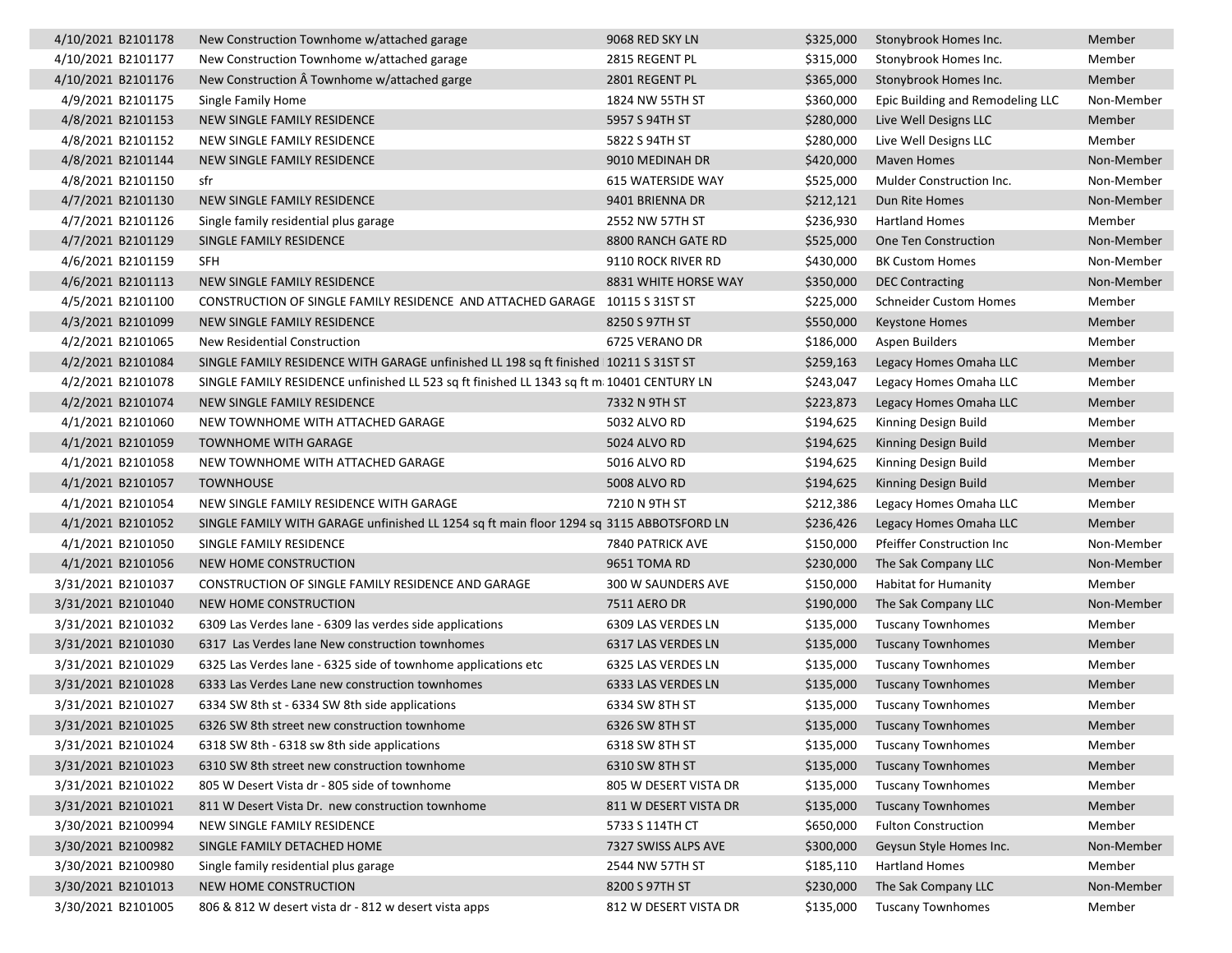| | | | | | | |
|---|---|---|---|---|---|---|
| 4/10/2021 | B2101178 | New Construction Townhome w/attached garage | 9068 RED SKY LN | \$325,000 | Stonybrook Homes Inc. | Member |
| 4/10/2021 | B2101177 | New Construction Townhome w/attached garage | 2815 REGENT PL | \$315,000 | Stonybrook Homes Inc. | Member |
| 4/10/2021 | B2101176 | New Construction Â Townhome w/attached garge | 2801 REGENT PL | \$365,000 | Stonybrook Homes Inc. | Member |
| 4/9/2021 | B2101175 | Single Family Home | 1824 NW 55TH ST | \$360,000 | Epic Building and Remodeling LLC | Non-Member |
| 4/8/2021 | B2101153 | NEW SINGLE FAMILY RESIDENCE | 5957 S 94TH ST | \$280,000 | Live Well Designs LLC | Member |
| 4/8/2021 | B2101152 | NEW SINGLE FAMILY RESIDENCE | 5822 S 94TH ST | \$280,000 | Live Well Designs LLC | Member |
| 4/8/2021 | B2101144 | NEW SINGLE FAMILY RESIDENCE | 9010 MEDINAH DR | \$420,000 | Maven Homes | Non-Member |
| 4/8/2021 | B2101150 | sfr | 615 WATERSIDE WAY | \$525,000 | Mulder Construction Inc. | Non-Member |
| 4/7/2021 | B2101130 | NEW SINGLE FAMILY RESIDENCE | 9401 BRIENNA DR | \$212,121 | Dun Rite Homes | Non-Member |
| 4/7/2021 | B2101126 | Single family residential plus garage | 2552 NW 57TH ST | \$236,930 | Hartland Homes | Member |
| 4/7/2021 | B2101129 | SINGLE FAMILY RESIDENCE | 8800 RANCH GATE RD | \$525,000 | One Ten Construction | Non-Member |
| 4/6/2021 | B2101159 | SFH | 9110 ROCK RIVER RD | \$430,000 | BK Custom Homes | Non-Member |
| 4/6/2021 | B2101113 | NEW SINGLE FAMILY RESIDENCE | 8831 WHITE HORSE WAY | \$350,000 | DEC Contracting | Non-Member |
| 4/5/2021 | B2101100 | CONSTRUCTION OF SINGLE FAMILY RESIDENCE AND ATTACHED GARAGE | 10115 S 31ST ST | \$225,000 | Schneider Custom Homes | Member |
| 4/3/2021 | B2101099 | NEW SINGLE FAMILY RESIDENCE | 8250 S 97TH ST | \$550,000 | Keystone Homes | Member |
| 4/2/2021 | B2101065 | New Residential Construction | 6725 VERANO DR | \$186,000 | Aspen Builders | Member |
| 4/2/2021 | B2101084 | SINGLE FAMILY RESIDENCE WITH GARAGE unfinished LL 198 sq ft finished | 10211 S 31ST ST | \$259,163 | Legacy Homes Omaha LLC | Member |
| 4/2/2021 | B2101078 | SINGLE FAMILY RESIDENCE unfinished LL 523 sq ft finished LL 1343 sq ft m | 10401 CENTURY LN | \$243,047 | Legacy Homes Omaha LLC | Member |
| 4/2/2021 | B2101074 | NEW SINGLE FAMILY RESIDENCE | 7332 N 9TH ST | \$223,873 | Legacy Homes Omaha LLC | Member |
| 4/1/2021 | B2101060 | NEW TOWNHOME WITH ATTACHED GARAGE | 5032 ALVO RD | \$194,625 | Kinning Design Build | Member |
| 4/1/2021 | B2101059 | TOWNHOME WITH GARAGE | 5024 ALVO RD | \$194,625 | Kinning Design Build | Member |
| 4/1/2021 | B2101058 | NEW TOWNHOME WITH ATTACHED GARAGE | 5016 ALVO RD | \$194,625 | Kinning Design Build | Member |
| 4/1/2021 | B2101057 | TOWNHOUSE | 5008 ALVO RD | \$194,625 | Kinning Design Build | Member |
| 4/1/2021 | B2101054 | NEW SINGLE FAMILY RESIDENCE WITH GARAGE | 7210 N 9TH ST | \$212,386 | Legacy Homes Omaha LLC | Member |
| 4/1/2021 | B2101052 | SINGLE FAMILY WITH GARAGE unfinished LL 1254 sq ft main floor 1294 sq | 3115 ABBOTSFORD LN | \$236,426 | Legacy Homes Omaha LLC | Member |
| 4/1/2021 | B2101050 | SINGLE FAMILY RESIDENCE | 7840 PATRICK AVE | \$150,000 | Pfeiffer Construction Inc | Non-Member |
| 4/1/2021 | B2101056 | NEW HOME CONSTRUCTION | 9651 TOMA RD | \$230,000 | The Sak Company LLC | Non-Member |
| 3/31/2021 | B2101037 | CONSTRUCTION OF SINGLE FAMILY RESIDENCE AND GARAGE | 300 W SAUNDERS AVE | \$150,000 | Habitat for Humanity | Member |
| 3/31/2021 | B2101040 | NEW HOME CONSTRUCTION | 7511 AERO DR | \$190,000 | The Sak Company LLC | Non-Member |
| 3/31/2021 | B2101032 | 6309 Las Verdes lane - 6309 las verdes side applications | 6309 LAS VERDES LN | \$135,000 | Tuscany Townhomes | Member |
| 3/31/2021 | B2101030 | 6317 Las Verdes lane New construction townhomes | 6317 LAS VERDES LN | \$135,000 | Tuscany Townhomes | Member |
| 3/31/2021 | B2101029 | 6325 Las Verdes lane - 6325 side of townhome applications etc | 6325 LAS VERDES LN | \$135,000 | Tuscany Townhomes | Member |
| 3/31/2021 | B2101028 | 6333 Las Verdes Lane new construction townhomes | 6333 LAS VERDES LN | \$135,000 | Tuscany Townhomes | Member |
| 3/31/2021 | B2101027 | 6334 SW 8th st - 6334 SW 8th side applications | 6334 SW 8TH ST | \$135,000 | Tuscany Townhomes | Member |
| 3/31/2021 | B2101025 | 6326 SW 8th street new construction townhome | 6326 SW 8TH ST | \$135,000 | Tuscany Townhomes | Member |
| 3/31/2021 | B2101024 | 6318 SW 8th - 6318 sw 8th side applications | 6318 SW 8TH ST | \$135,000 | Tuscany Townhomes | Member |
| 3/31/2021 | B2101023 | 6310 SW 8th street new construction townhome | 6310 SW 8TH ST | \$135,000 | Tuscany Townhomes | Member |
| 3/31/2021 | B2101022 | 805 W Desert Vista dr - 805 side of townhome | 805 W DESERT VISTA DR | \$135,000 | Tuscany Townhomes | Member |
| 3/31/2021 | B2101021 | 811 W Desert Vista Dr. new construction townhome | 811 W DESERT VISTA DR | \$135,000 | Tuscany Townhomes | Member |
| 3/30/2021 | B2100994 | NEW SINGLE FAMILY RESIDENCE | 5733 S 114TH CT | \$650,000 | Fulton Construction | Member |
| 3/30/2021 | B2100982 | SINGLE FAMILY DETACHED HOME | 7327 SWISS ALPS AVE | \$300,000 | Geysun Style Homes Inc. | Non-Member |
| 3/30/2021 | B2100980 | Single family residential plus garage | 2544 NW 57TH ST | \$185,110 | Hartland Homes | Member |
| 3/30/2021 | B2101013 | NEW HOME CONSTRUCTION | 8200 S 97TH ST | \$230,000 | The Sak Company LLC | Non-Member |
| 3/30/2021 | B2101005 | 806 & 812 W desert vista dr - 812 w desert vista apps | 812 W DESERT VISTA DR | \$135,000 | Tuscany Townhomes | Member |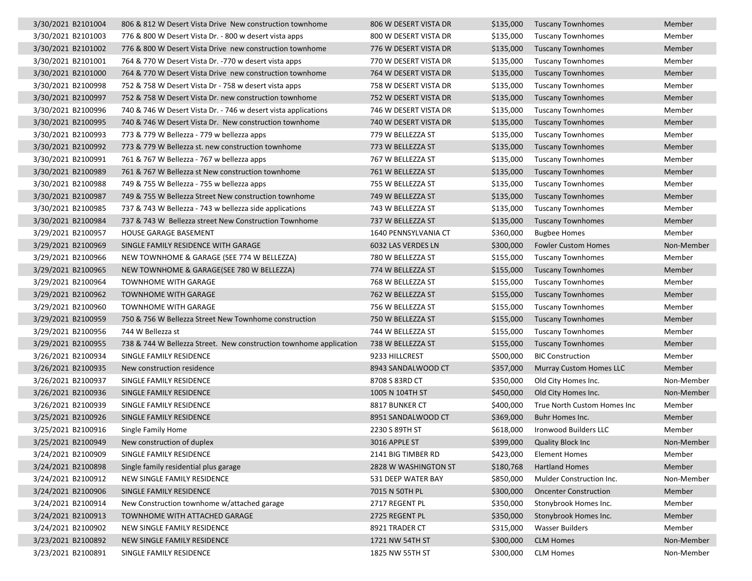| | | | | | | |
|---|---|---|---|---|---|---|
| 3/30/2021 | B2101004 | 806 & 812 W Desert Vista Drive New construction townhome | 806 W DESERT VISTA DR | $135,000 | Tuscany Townhomes | Member |
| 3/30/2021 | B2101003 | 776 & 800 W Desert Vista Dr. - 800 w desert vista apps | 800 W DESERT VISTA DR | $135,000 | Tuscany Townhomes | Member |
| 3/30/2021 | B2101002 | 776 & 800 W Desert Vista Drive new construction townhome | 776 W DESERT VISTA DR | $135,000 | Tuscany Townhomes | Member |
| 3/30/2021 | B2101001 | 764 & 770 W Desert Vista Dr. -770 w desert vista apps | 770 W DESERT VISTA DR | $135,000 | Tuscany Townhomes | Member |
| 3/30/2021 | B2101000 | 764 & 770 W Desert Vista Drive new construction townhome | 764 W DESERT VISTA DR | $135,000 | Tuscany Townhomes | Member |
| 3/30/2021 | B2100998 | 752 & 758 W Desert Vista Dr - 758 w desert vista apps | 758 W DESERT VISTA DR | $135,000 | Tuscany Townhomes | Member |
| 3/30/2021 | B2100997 | 752 & 758 W Desert Vista Dr. new construction townhome | 752 W DESERT VISTA DR | $135,000 | Tuscany Townhomes | Member |
| 3/30/2021 | B2100996 | 740 & 746 W Desert Vista Dr. - 746 w desert vista applications | 746 W DESERT VISTA DR | $135,000 | Tuscany Townhomes | Member |
| 3/30/2021 | B2100995 | 740 & 746 W Desert Vista Dr. New construction townhome | 740 W DESERT VISTA DR | $135,000 | Tuscany Townhomes | Member |
| 3/30/2021 | B2100993 | 773 & 779 W Bellezza - 779 w bellezza apps | 779 W BELLEZZA ST | $135,000 | Tuscany Townhomes | Member |
| 3/30/2021 | B2100992 | 773 & 779 W Bellezza st. new construction townhome | 773 W BELLEZZA ST | $135,000 | Tuscany Townhomes | Member |
| 3/30/2021 | B2100991 | 761 & 767 W Bellezza - 767 w bellezza apps | 767 W BELLEZZA ST | $135,000 | Tuscany Townhomes | Member |
| 3/30/2021 | B2100989 | 761 & 767 W Bellezza st New construction townhome | 761 W BELLEZZA ST | $135,000 | Tuscany Townhomes | Member |
| 3/30/2021 | B2100988 | 749 & 755 W Bellezza - 755 w bellezza apps | 755 W BELLEZZA ST | $135,000 | Tuscany Townhomes | Member |
| 3/30/2021 | B2100987 | 749 & 755 W Bellezza Street New construction townhome | 749 W BELLEZZA ST | $135,000 | Tuscany Townhomes | Member |
| 3/30/2021 | B2100985 | 737 & 743 W Bellezza - 743 w bellezza side applications | 743 W BELLEZZA ST | $135,000 | Tuscany Townhomes | Member |
| 3/30/2021 | B2100984 | 737 & 743 W Bellezza street New Construction Townhome | 737 W BELLEZZA ST | $135,000 | Tuscany Townhomes | Member |
| 3/29/2021 | B2100957 | HOUSE GARAGE BASEMENT | 1640 PENNSYLVANIA CT | $360,000 | Bugbee Homes | Member |
| 3/29/2021 | B2100969 | SINGLE FAMILY RESIDENCE WITH GARAGE | 6032 LAS VERDES LN | $300,000 | Fowler Custom Homes | Non-Member |
| 3/29/2021 | B2100966 | NEW TOWNHOME & GARAGE (SEE 774 W BELLEZZA) | 780 W BELLEZZA ST | $155,000 | Tuscany Townhomes | Member |
| 3/29/2021 | B2100965 | NEW TOWNHOME & GARAGE(SEE 780 W BELLEZZA) | 774 W BELLEZZA ST | $155,000 | Tuscany Townhomes | Member |
| 3/29/2021 | B2100964 | TOWNHOME WITH GARAGE | 768 W BELLEZZA ST | $155,000 | Tuscany Townhomes | Member |
| 3/29/2021 | B2100962 | TOWNHOME WITH GARAGE | 762 W BELLEZZA ST | $155,000 | Tuscany Townhomes | Member |
| 3/29/2021 | B2100960 | TOWNHOME WITH GARAGE | 756 W BELLEZZA ST | $155,000 | Tuscany Townhomes | Member |
| 3/29/2021 | B2100959 | 750 & 756 W Bellezza Street New Townhome construction | 750 W BELLEZZA ST | $155,000 | Tuscany Townhomes | Member |
| 3/29/2021 | B2100956 | 744 W Bellezza st | 744 W BELLEZZA ST | $155,000 | Tuscany Townhomes | Member |
| 3/29/2021 | B2100955 | 738 & 744 W Bellezza Street. New construction townhome application | 738 W BELLEZZA ST | $155,000 | Tuscany Townhomes | Member |
| 3/26/2021 | B2100934 | SINGLE FAMILY RESIDENCE | 9233 HILLCREST | $500,000 | BIC Construction | Member |
| 3/26/2021 | B2100935 | New construction residence | 8943 SANDALWOOD CT | $357,000 | Murray Custom Homes LLC | Member |
| 3/26/2021 | B2100937 | SINGLE FAMILY RESIDENCE | 8708 S 83RD CT | $350,000 | Old City Homes Inc. | Non-Member |
| 3/26/2021 | B2100936 | SINGLE FAMILY RESIDENCE | 1005 N 104TH ST | $450,000 | Old City Homes Inc. | Non-Member |
| 3/26/2021 | B2100939 | SINGLE FAMILY RESIDENCE | 8817 BUNKER CT | $400,000 | True North Custom Homes Inc | Member |
| 3/25/2021 | B2100926 | SINGLE FAMILY RESIDENCE | 8951 SANDALWOOD CT | $369,000 | Buhr Homes Inc. | Member |
| 3/25/2021 | B2100916 | Single Family Home | 2230 S 89TH ST | $618,000 | Ironwood Builders LLC | Member |
| 3/25/2021 | B2100949 | New construction of duplex | 3016 APPLE ST | $399,000 | Quality Block Inc | Non-Member |
| 3/24/2021 | B2100909 | SINGLE FAMILY RESIDENCE | 2141 BIG TIMBER RD | $423,000 | Element Homes | Member |
| 3/24/2021 | B2100898 | Single family residential plus garage | 2828 W WASHINGTON ST | $180,768 | Hartland Homes | Member |
| 3/24/2021 | B2100912 | NEW SINGLE FAMILY RESIDENCE | 531 DEEP WATER BAY | $850,000 | Mulder Construction Inc. | Non-Member |
| 3/24/2021 | B2100906 | SINGLE FAMILY RESIDENCE | 7015 N 50TH PL | $300,000 | Oncenter Construction | Member |
| 3/24/2021 | B2100914 | New Construction townhome w/attached garage | 2717 REGENT PL | $350,000 | Stonybrook Homes Inc. | Member |
| 3/24/2021 | B2100913 | TOWNHOME WITH ATTACHED GARAGE | 2725 REGENT PL | $350,000 | Stonybrook Homes Inc. | Member |
| 3/24/2021 | B2100902 | NEW SINGLE FAMILY RESIDENCE | 8921 TRADER CT | $315,000 | Wasser Builders | Member |
| 3/23/2021 | B2100892 | NEW SINGLE FAMILY RESIDENCE | 1721 NW 54TH ST | $300,000 | CLM Homes | Non-Member |
| 3/23/2021 | B2100891 | SINGLE FAMILY RESIDENCE | 1825 NW 55TH ST | $300,000 | CLM Homes | Non-Member |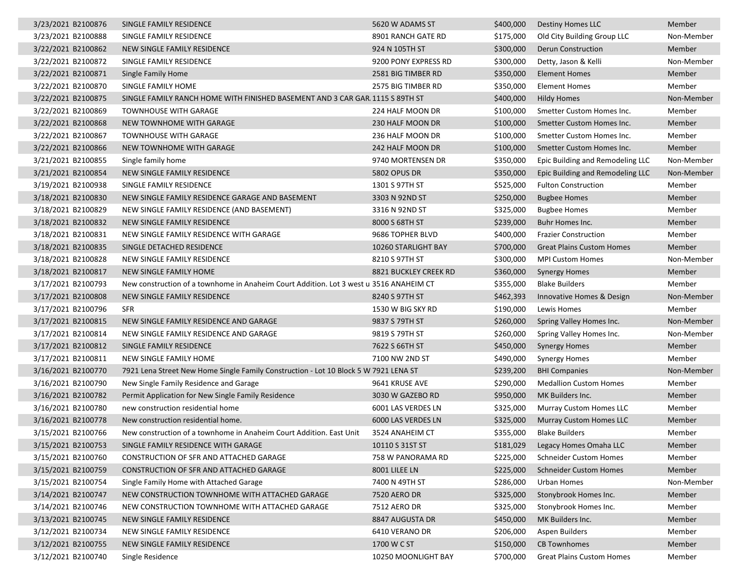| | | | | | | |
|---|---|---|---|---|---|---|
| 3/23/2021 | B2100876 | SINGLE FAMILY RESIDENCE | 5620 W ADAMS ST | $400,000 | Destiny Homes LLC | Member |
| 3/23/2021 | B2100888 | SINGLE FAMILY RESIDENCE | 8901 RANCH GATE RD | $175,000 | Old City Building Group LLC | Non-Member |
| 3/22/2021 | B2100862 | NEW SINGLE FAMILY RESIDENCE | 924 N 105TH ST | $300,000 | Derun Construction | Member |
| 3/22/2021 | B2100872 | SINGLE FAMILY RESIDENCE | 9200 PONY EXPRESS RD | $300,000 | Detty, Jason & Kelli | Non-Member |
| 3/22/2021 | B2100871 | Single Family Home | 2581 BIG TIMBER RD | $350,000 | Element Homes | Member |
| 3/22/2021 | B2100870 | SINGLE FAMILY HOME | 2575 BIG TIMBER RD | $350,000 | Element Homes | Member |
| 3/22/2021 | B2100875 | SINGLE FAMILY RANCH HOME WITH FINISHED BASEMENT AND 3 CAR GAR | 1115 S 89TH ST | $400,000 | Hildy Homes | Non-Member |
| 3/22/2021 | B2100869 | TOWNHOUSE WITH GARAGE | 224 HALF MOON DR | $100,000 | Smetter Custom Homes Inc. | Member |
| 3/22/2021 | B2100868 | NEW TOWNHOME WITH GARAGE | 230 HALF MOON DR | $100,000 | Smetter Custom Homes Inc. | Member |
| 3/22/2021 | B2100867 | TOWNHOUSE WITH GARAGE | 236 HALF MOON DR | $100,000 | Smetter Custom Homes Inc. | Member |
| 3/22/2021 | B2100866 | NEW TOWNHOME WITH GARAGE | 242 HALF MOON DR | $100,000 | Smetter Custom Homes Inc. | Member |
| 3/21/2021 | B2100855 | Single family home | 9740 MORTENSEN DR | $350,000 | Epic Building and Remodeling LLC | Non-Member |
| 3/21/2021 | B2100854 | NEW SINGLE FAMILY RESIDENCE | 5802 OPUS DR | $350,000 | Epic Building and Remodeling LLC | Non-Member |
| 3/19/2021 | B2100938 | SINGLE FAMILY RESIDENCE | 1301 S 97TH ST | $525,000 | Fulton Construction | Member |
| 3/18/2021 | B2100830 | NEW SINGLE FAMILY RESIDENCE GARAGE AND BASEMENT | 3303 N 92ND ST | $250,000 | Bugbee Homes | Member |
| 3/18/2021 | B2100829 | NEW SINGLE FAMILY RESIDENCE (AND BASEMENT) | 3316 N 92ND ST | $325,000 | Bugbee Homes | Member |
| 3/18/2021 | B2100832 | NEW SINGLE FAMILY RESIDENCE | 8000 S 68TH ST | $239,000 | Buhr Homes Inc. | Member |
| 3/18/2021 | B2100831 | NEW SINGLE FAMILY RESIDENCE WITH GARAGE | 9686 TOPHER BLVD | $400,000 | Frazier Construction | Member |
| 3/18/2021 | B2100835 | SINGLE DETACHED RESIDENCE | 10260 STARLIGHT BAY | $700,000 | Great Plains Custom Homes | Member |
| 3/18/2021 | B2100828 | NEW SINGLE FAMILY RESIDENCE | 8210 S 97TH ST | $300,000 | MPI Custom Homes | Non-Member |
| 3/18/2021 | B2100817 | NEW SINGLE FAMILY HOME | 8821 BUCKLEY CREEK RD | $360,000 | Synergy Homes | Member |
| 3/17/2021 | B2100793 | New construction of a townhome in Anaheim Court Addition. Lot 3 west u | 3516 ANAHEIM CT | $355,000 | Blake Builders | Member |
| 3/17/2021 | B2100808 | NEW SINGLE FAMILY RESIDENCE | 8240 S 97TH ST | $462,393 | Innovative Homes & Design | Non-Member |
| 3/17/2021 | B2100796 | SFR | 1530 W BIG SKY RD | $190,000 | Lewis Homes | Member |
| 3/17/2021 | B2100815 | NEW SINGLE FAMILY RESIDENCE AND GARAGE | 9837 S 79TH ST | $260,000 | Spring Valley Homes Inc. | Non-Member |
| 3/17/2021 | B2100814 | NEW SINGLE FAMILY RESIDENCE AND GARAGE | 9819 S 79TH ST | $260,000 | Spring Valley Homes Inc. | Non-Member |
| 3/17/2021 | B2100812 | SINGLE FAMILY RESIDENCE | 7622 S 66TH ST | $450,000 | Synergy Homes | Member |
| 3/17/2021 | B2100811 | NEW SINGLE FAMILY HOME | 7100 NW 2ND ST | $490,000 | Synergy Homes | Member |
| 3/16/2021 | B2100770 | 7921 Lena Street New Home Single Family Construction - Lot 10 Block 5 W | 7921 LENA ST | $239,200 | BHI Companies | Non-Member |
| 3/16/2021 | B2100790 | New Single Family Residence and Garage | 9641 KRUSE AVE | $290,000 | Medallion Custom Homes | Member |
| 3/16/2021 | B2100782 | Permit Application for New Single Family Residence | 3030 W GAZEBO RD | $950,000 | MK Builders Inc. | Member |
| 3/16/2021 | B2100780 | new construction residential home | 6001 LAS VERDES LN | $325,000 | Murray Custom Homes LLC | Member |
| 3/16/2021 | B2100778 | New construction residential home. | 6000 LAS VERDES LN | $325,000 | Murray Custom Homes LLC | Member |
| 3/15/2021 | B2100766 | New construction of a townhome in Anaheim Court Addition. East Unit | 3524 ANAHEIM CT | $355,000 | Blake Builders | Member |
| 3/15/2021 | B2100753 | SINGLE FAMILY RESIDENCE WITH GARAGE | 10110 S 31ST ST | $181,029 | Legacy Homes Omaha LLC | Member |
| 3/15/2021 | B2100760 | CONSTRUCTION OF SFR AND ATTACHED GARAGE | 758 W PANORAMA RD | $225,000 | Schneider Custom Homes | Member |
| 3/15/2021 | B2100759 | CONSTRUCTION OF SFR AND ATTACHED GARAGE | 8001 LILEE LN | $225,000 | Schneider Custom Homes | Member |
| 3/15/2021 | B2100754 | Single Family Home with Attached Garage | 7400 N 49TH ST | $286,000 | Urban Homes | Non-Member |
| 3/14/2021 | B2100747 | NEW CONSTRUCTION TOWNHOME WITH ATTACHED GARAGE | 7520 AERO DR | $325,000 | Stonybrook Homes Inc. | Member |
| 3/14/2021 | B2100746 | NEW CONSTRUCTION TOWNHOME WITH ATTACHED GARAGE | 7512 AERO DR | $325,000 | Stonybrook Homes Inc. | Member |
| 3/13/2021 | B2100745 | NEW SINGLE FAMILY RESIDENCE | 8847 AUGUSTA DR | $450,000 | MK Builders Inc. | Member |
| 3/12/2021 | B2100734 | NEW SINGLE FAMILY RESIDENCE | 6410 VERANO DR | $206,000 | Aspen Builders | Member |
| 3/12/2021 | B2100755 | NEW SINGLE FAMILY RESIDENCE | 1700 W C ST | $150,000 | CB Townhomes | Member |
| 3/12/2021 | B2100740 | Single Residence | 10250 MOONLIGHT BAY | $700,000 | Great Plains Custom Homes | Member |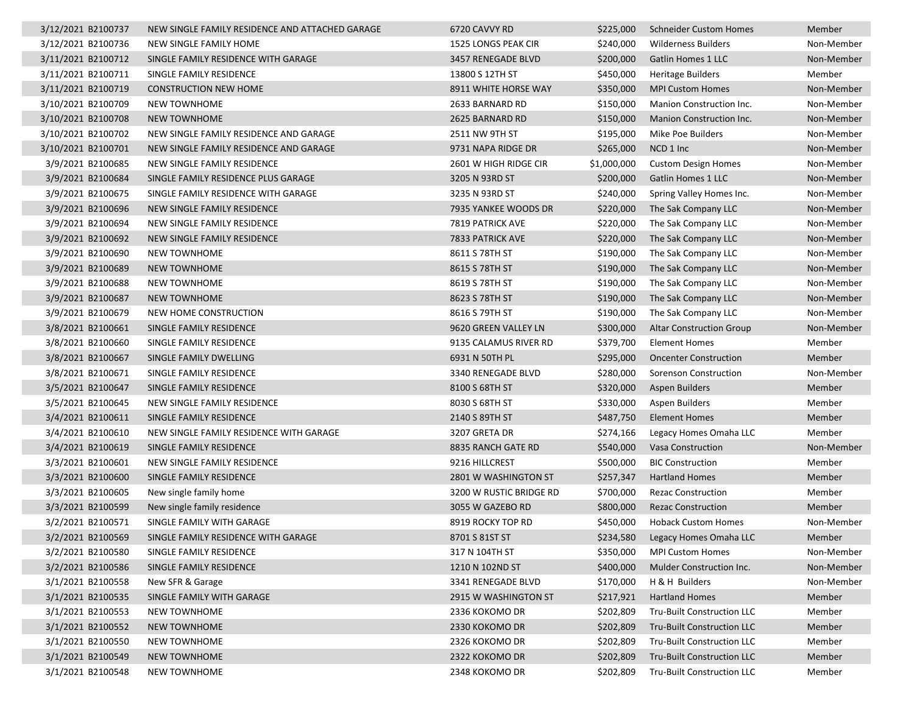| | | | | | | |
|---|---|---|---|---|---|---|
| 3/12/2021 | B2100737 | NEW SINGLE FAMILY RESIDENCE AND ATTACHED GARAGE | 6720 CAVVY RD | $225,000 | Schneider Custom Homes | Member |
| 3/12/2021 | B2100736 | NEW SINGLE FAMILY HOME | 1525 LONGS PEAK CIR | $240,000 | Wilderness Builders | Non-Member |
| 3/11/2021 | B2100712 | SINGLE FAMILY RESIDENCE WITH GARAGE | 3457 RENEGADE BLVD | $200,000 | Gatlin Homes 1 LLC | Non-Member |
| 3/11/2021 | B2100711 | SINGLE FAMILY RESIDENCE | 13800 S 12TH ST | $450,000 | Heritage Builders | Member |
| 3/11/2021 | B2100719 | CONSTRUCTION NEW HOME | 8911 WHITE HORSE WAY | $350,000 | MPI Custom Homes | Non-Member |
| 3/10/2021 | B2100709 | NEW TOWNHOME | 2633 BARNARD RD | $150,000 | Manion Construction Inc. | Non-Member |
| 3/10/2021 | B2100708 | NEW TOWNHOME | 2625 BARNARD RD | $150,000 | Manion Construction Inc. | Non-Member |
| 3/10/2021 | B2100702 | NEW SINGLE FAMILY RESIDENCE AND GARAGE | 2511 NW 9TH ST | $195,000 | Mike Poe Builders | Non-Member |
| 3/10/2021 | B2100701 | NEW SINGLE FAMILY RESIDENCE AND GARAGE | 9731 NAPA RIDGE DR | $265,000 | NCD 1 Inc | Non-Member |
| 3/9/2021 | B2100685 | NEW SINGLE FAMILY RESIDENCE | 2601 W HIGH RIDGE CIR | $1,000,000 | Custom Design Homes | Non-Member |
| 3/9/2021 | B2100684 | SINGLE FAMILY RESIDENCE PLUS GARAGE | 3205 N 93RD ST | $200,000 | Gatlin Homes 1 LLC | Non-Member |
| 3/9/2021 | B2100675 | SINGLE FAMILY RESIDENCE WITH GARAGE | 3235 N 93RD ST | $240,000 | Spring Valley Homes Inc. | Non-Member |
| 3/9/2021 | B2100696 | NEW SINGLE FAMILY RESIDENCE | 7935 YANKEE WOODS DR | $220,000 | The Sak Company LLC | Non-Member |
| 3/9/2021 | B2100694 | NEW SINGLE FAMILY RESIDENCE | 7819 PATRICK AVE | $220,000 | The Sak Company LLC | Non-Member |
| 3/9/2021 | B2100692 | NEW SINGLE FAMILY RESIDENCE | 7833 PATRICK AVE | $220,000 | The Sak Company LLC | Non-Member |
| 3/9/2021 | B2100690 | NEW TOWNHOME | 8611 S 78TH ST | $190,000 | The Sak Company LLC | Non-Member |
| 3/9/2021 | B2100689 | NEW TOWNHOME | 8615 S 78TH ST | $190,000 | The Sak Company LLC | Non-Member |
| 3/9/2021 | B2100688 | NEW TOWNHOME | 8619 S 78TH ST | $190,000 | The Sak Company LLC | Non-Member |
| 3/9/2021 | B2100687 | NEW TOWNHOME | 8623 S 78TH ST | $190,000 | The Sak Company LLC | Non-Member |
| 3/9/2021 | B2100679 | NEW HOME CONSTRUCTION | 8616 S 79TH ST | $190,000 | The Sak Company LLC | Non-Member |
| 3/8/2021 | B2100661 | SINGLE FAMILY RESIDENCE | 9620 GREEN VALLEY LN | $300,000 | Altar Construction Group | Non-Member |
| 3/8/2021 | B2100660 | SINGLE FAMILY RESIDENCE | 9135 CALAMUS RIVER RD | $379,700 | Element Homes | Member |
| 3/8/2021 | B2100667 | SINGLE FAMILY DWELLING | 6931 N 50TH PL | $295,000 | Oncenter Construction | Member |
| 3/8/2021 | B2100671 | SINGLE FAMILY RESIDENCE | 3340 RENEGADE BLVD | $280,000 | Sorenson Construction | Non-Member |
| 3/5/2021 | B2100647 | SINGLE FAMILY RESIDENCE | 8100 S 68TH ST | $320,000 | Aspen Builders | Member |
| 3/5/2021 | B2100645 | NEW SINGLE FAMILY RESIDENCE | 8030 S 68TH ST | $330,000 | Aspen Builders | Member |
| 3/4/2021 | B2100611 | SINGLE FAMILY RESIDENCE | 2140 S 89TH ST | $487,750 | Element Homes | Member |
| 3/4/2021 | B2100610 | NEW SINGLE FAMILY RESIDENCE WITH GARAGE | 3207 GRETA DR | $274,166 | Legacy Homes Omaha LLC | Member |
| 3/4/2021 | B2100619 | SINGLE FAMILY RESIDENCE | 8835 RANCH GATE RD | $540,000 | Vasa Construction | Non-Member |
| 3/3/2021 | B2100601 | NEW SINGLE FAMILY RESIDENCE | 9216 HILLCREST | $500,000 | BIC Construction | Member |
| 3/3/2021 | B2100600 | SINGLE FAMILY RESIDENCE | 2801 W WASHINGTON ST | $257,347 | Hartland Homes | Member |
| 3/3/2021 | B2100605 | New single family home | 3200 W RUSTIC BRIDGE RD | $700,000 | Rezac Construction | Member |
| 3/3/2021 | B2100599 | New single family residence | 3055 W GAZEBO RD | $800,000 | Rezac Construction | Member |
| 3/2/2021 | B2100571 | SINGLE FAMILY WITH GARAGE | 8919 ROCKY TOP RD | $450,000 | Hoback Custom Homes | Non-Member |
| 3/2/2021 | B2100569 | SINGLE FAMILY RESIDENCE WITH GARAGE | 8701 S 81ST ST | $234,580 | Legacy Homes Omaha LLC | Member |
| 3/2/2021 | B2100580 | SINGLE FAMILY RESIDENCE | 317 N 104TH ST | $350,000 | MPI Custom Homes | Non-Member |
| 3/2/2021 | B2100586 | SINGLE FAMILY RESIDENCE | 1210 N 102ND ST | $400,000 | Mulder Construction Inc. | Non-Member |
| 3/1/2021 | B2100558 | New SFR & Garage | 3341 RENEGADE BLVD | $170,000 | H & H Builders | Non-Member |
| 3/1/2021 | B2100535 | SINGLE FAMILY WITH GARAGE | 2915 W WASHINGTON ST | $217,921 | Hartland Homes | Member |
| 3/1/2021 | B2100553 | NEW TOWNHOME | 2336 KOKOMO DR | $202,809 | Tru-Built Construction LLC | Member |
| 3/1/2021 | B2100552 | NEW TOWNHOME | 2330 KOKOMO DR | $202,809 | Tru-Built Construction LLC | Member |
| 3/1/2021 | B2100550 | NEW TOWNHOME | 2326 KOKOMO DR | $202,809 | Tru-Built Construction LLC | Member |
| 3/1/2021 | B2100549 | NEW TOWNHOME | 2322 KOKOMO DR | $202,809 | Tru-Built Construction LLC | Member |
| 3/1/2021 | B2100548 | NEW TOWNHOME | 2348 KOKOMO DR | $202,809 | Tru-Built Construction LLC | Member |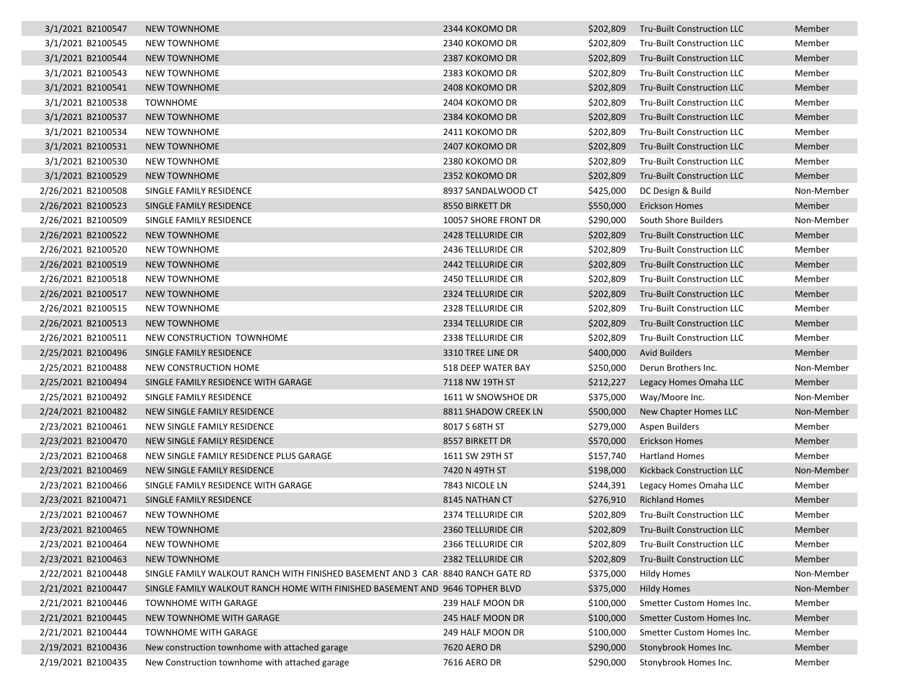| | | | | | | |
|---|---|---|---|---|---|---|
| 3/1/2021 | B2100547 | NEW TOWNHOME | 2344 KOKOMO DR | $202,809 | Tru-Built Construction LLC | Member |
| 3/1/2021 | B2100545 | NEW TOWNHOME | 2340 KOKOMO DR | $202,809 | Tru-Built Construction LLC | Member |
| 3/1/2021 | B2100544 | NEW TOWNHOME | 2387 KOKOMO DR | $202,809 | Tru-Built Construction LLC | Member |
| 3/1/2021 | B2100543 | NEW TOWNHOME | 2383 KOKOMO DR | $202,809 | Tru-Built Construction LLC | Member |
| 3/1/2021 | B2100541 | NEW TOWNHOME | 2408 KOKOMO DR | $202,809 | Tru-Built Construction LLC | Member |
| 3/1/2021 | B2100538 | TOWNHOME | 2404 KOKOMO DR | $202,809 | Tru-Built Construction LLC | Member |
| 3/1/2021 | B2100537 | NEW TOWNHOME | 2384 KOKOMO DR | $202,809 | Tru-Built Construction LLC | Member |
| 3/1/2021 | B2100534 | NEW TOWNHOME | 2411 KOKOMO DR | $202,809 | Tru-Built Construction LLC | Member |
| 3/1/2021 | B2100531 | NEW TOWNHOME | 2407 KOKOMO DR | $202,809 | Tru-Built Construction LLC | Member |
| 3/1/2021 | B2100530 | NEW TOWNHOME | 2380 KOKOMO DR | $202,809 | Tru-Built Construction LLC | Member |
| 3/1/2021 | B2100529 | NEW TOWNHOME | 2352 KOKOMO DR | $202,809 | Tru-Built Construction LLC | Member |
| 2/26/2021 | B2100508 | SINGLE FAMILY RESIDENCE | 8937 SANDALWOOD CT | $425,000 | DC Design & Build | Non-Member |
| 2/26/2021 | B2100523 | SINGLE FAMILY RESIDENCE | 8550 BIRKETT DR | $550,000 | Erickson Homes | Member |
| 2/26/2021 | B2100509 | SINGLE FAMILY RESIDENCE | 10057 SHORE FRONT DR | $290,000 | South Shore Builders | Non-Member |
| 2/26/2021 | B2100522 | NEW TOWNHOME | 2428 TELLURIDE CIR | $202,809 | Tru-Built Construction LLC | Member |
| 2/26/2021 | B2100520 | NEW TOWNHOME | 2436 TELLURIDE CIR | $202,809 | Tru-Built Construction LLC | Member |
| 2/26/2021 | B2100519 | NEW TOWNHOME | 2442 TELLURIDE CIR | $202,809 | Tru-Built Construction LLC | Member |
| 2/26/2021 | B2100518 | NEW TOWNHOME | 2450 TELLURIDE CIR | $202,809 | Tru-Built Construction LLC | Member |
| 2/26/2021 | B2100517 | NEW TOWNHOME | 2324 TELLURIDE CIR | $202,809 | Tru-Built Construction LLC | Member |
| 2/26/2021 | B2100515 | NEW TOWNHOME | 2328 TELLURIDE CIR | $202,809 | Tru-Built Construction LLC | Member |
| 2/26/2021 | B2100513 | NEW TOWNHOME | 2334 TELLURIDE CIR | $202,809 | Tru-Built Construction LLC | Member |
| 2/26/2021 | B2100511 | NEW CONSTRUCTION TOWNHOME | 2338 TELLURIDE CIR | $202,809 | Tru-Built Construction LLC | Member |
| 2/25/2021 | B2100496 | SINGLE FAMILY RESIDENCE | 3310 TREE LINE DR | $400,000 | Avid Builders | Member |
| 2/25/2021 | B2100488 | NEW CONSTRUCTION HOME | 518 DEEP WATER BAY | $250,000 | Derun Brothers Inc. | Non-Member |
| 2/25/2021 | B2100494 | SINGLE FAMILY RESIDENCE WITH GARAGE | 7118 NW 19TH ST | $212,227 | Legacy Homes Omaha LLC | Member |
| 2/25/2021 | B2100492 | SINGLE FAMILY RESIDENCE | 1611 W SNOWSHOE DR | $375,000 | Way/Moore Inc. | Non-Member |
| 2/24/2021 | B2100482 | NEW SINGLE FAMILY RESIDENCE | 8811 SHADOW CREEK LN | $500,000 | New Chapter Homes LLC | Non-Member |
| 2/23/2021 | B2100461 | NEW SINGLE FAMILY RESIDENCE | 8017 S 68TH ST | $279,000 | Aspen Builders | Member |
| 2/23/2021 | B2100470 | NEW SINGLE FAMILY RESIDENCE | 8557 BIRKETT DR | $570,000 | Erickson Homes | Member |
| 2/23/2021 | B2100468 | NEW SINGLE FAMILY RESIDENCE PLUS GARAGE | 1611 SW 29TH ST | $157,740 | Hartland Homes | Member |
| 2/23/2021 | B2100469 | NEW SINGLE FAMILY RESIDENCE | 7420 N 49TH ST | $198,000 | Kickback Construction LLC | Non-Member |
| 2/23/2021 | B2100466 | SINGLE FAMILY RESIDENCE WITH GARAGE | 7843 NICOLE LN | $244,391 | Legacy Homes Omaha LLC | Member |
| 2/23/2021 | B2100471 | SINGLE FAMILY RESIDENCE | 8145 NATHAN CT | $276,910 | Richland Homes | Member |
| 2/23/2021 | B2100467 | NEW TOWNHOME | 2374 TELLURIDE CIR | $202,809 | Tru-Built Construction LLC | Member |
| 2/23/2021 | B2100465 | NEW TOWNHOME | 2360 TELLURIDE CIR | $202,809 | Tru-Built Construction LLC | Member |
| 2/23/2021 | B2100464 | NEW TOWNHOME | 2366 TELLURIDE CIR | $202,809 | Tru-Built Construction LLC | Member |
| 2/23/2021 | B2100463 | NEW TOWNHOME | 2382 TELLURIDE CIR | $202,809 | Tru-Built Construction LLC | Member |
| 2/22/2021 | B2100448 | SINGLE FAMILY WALKOUT RANCH WITH FINISHED BASEMENT AND 3 CAR | 8840 RANCH GATE RD | $375,000 | Hildy Homes | Non-Member |
| 2/21/2021 | B2100447 | SINGLE FAMILY WALKOUT RANCH HOME WITH FINISHED BASEMENT AND | 9646 TOPHER BLVD | $375,000 | Hildy Homes | Non-Member |
| 2/21/2021 | B2100446 | TOWNHOME WITH GARAGE | 239 HALF MOON DR | $100,000 | Smetter Custom Homes Inc. | Member |
| 2/21/2021 | B2100445 | NEW TOWNHOME WITH GARAGE | 245 HALF MOON DR | $100,000 | Smetter Custom Homes Inc. | Member |
| 2/21/2021 | B2100444 | TOWNHOME WITH GARAGE | 249 HALF MOON DR | $100,000 | Smetter Custom Homes Inc. | Member |
| 2/19/2021 | B2100436 | New construction townhome with attached garage | 7620 AERO DR | $290,000 | Stonybrook Homes Inc. | Member |
| 2/19/2021 | B2100435 | New Construction townhome with attached garage | 7616 AERO DR | $290,000 | Stonybrook Homes Inc. | Member |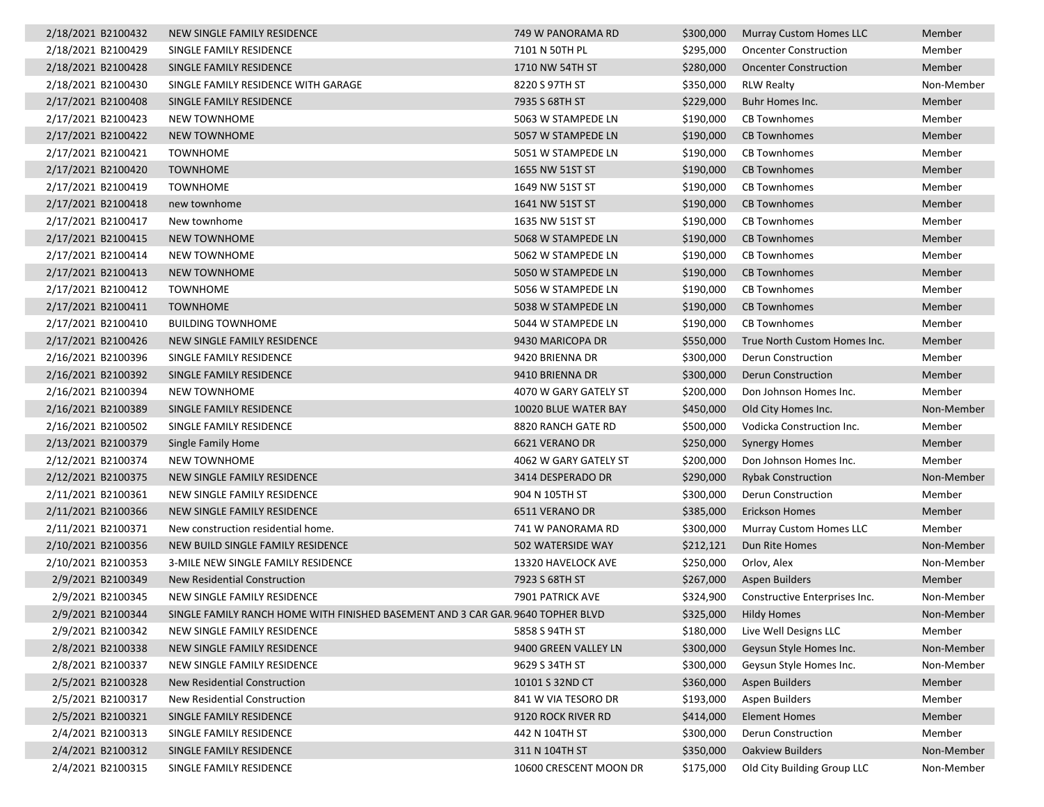| | | | | | | |
|---|---|---|---|---|---|---|
| 2/18/2021 | B2100432 | NEW SINGLE FAMILY RESIDENCE | 749 W PANORAMA RD | $300,000 | Murray Custom Homes LLC | Member |
| 2/18/2021 | B2100429 | SINGLE FAMILY RESIDENCE | 7101 N 50TH PL | $295,000 | Oncenter Construction | Member |
| 2/18/2021 | B2100428 | SINGLE FAMILY RESIDENCE | 1710 NW 54TH ST | $280,000 | Oncenter Construction | Member |
| 2/18/2021 | B2100430 | SINGLE FAMILY RESIDENCE WITH GARAGE | 8220 S 97TH ST | $350,000 | RLW Realty | Non-Member |
| 2/17/2021 | B2100408 | SINGLE FAMILY RESIDENCE | 7935 S 68TH ST | $229,000 | Buhr Homes Inc. | Member |
| 2/17/2021 | B2100423 | NEW TOWNHOME | 5063 W STAMPEDE LN | $190,000 | CB Townhomes | Member |
| 2/17/2021 | B2100422 | NEW TOWNHOME | 5057 W STAMPEDE LN | $190,000 | CB Townhomes | Member |
| 2/17/2021 | B2100421 | TOWNHOME | 5051 W STAMPEDE LN | $190,000 | CB Townhomes | Member |
| 2/17/2021 | B2100420 | TOWNHOME | 1655 NW 51ST ST | $190,000 | CB Townhomes | Member |
| 2/17/2021 | B2100419 | TOWNHOME | 1649 NW 51ST ST | $190,000 | CB Townhomes | Member |
| 2/17/2021 | B2100418 | new townhome | 1641 NW 51ST ST | $190,000 | CB Townhomes | Member |
| 2/17/2021 | B2100417 | New townhome | 1635 NW 51ST ST | $190,000 | CB Townhomes | Member |
| 2/17/2021 | B2100415 | NEW TOWNHOME | 5068 W STAMPEDE LN | $190,000 | CB Townhomes | Member |
| 2/17/2021 | B2100414 | NEW TOWNHOME | 5062 W STAMPEDE LN | $190,000 | CB Townhomes | Member |
| 2/17/2021 | B2100413 | NEW TOWNHOME | 5050 W STAMPEDE LN | $190,000 | CB Townhomes | Member |
| 2/17/2021 | B2100412 | TOWNHOME | 5056 W STAMPEDE LN | $190,000 | CB Townhomes | Member |
| 2/17/2021 | B2100411 | TOWNHOME | 5038 W STAMPEDE LN | $190,000 | CB Townhomes | Member |
| 2/17/2021 | B2100410 | BUILDING TOWNHOME | 5044 W STAMPEDE LN | $190,000 | CB Townhomes | Member |
| 2/17/2021 | B2100426 | NEW SINGLE FAMILY RESIDENCE | 9430 MARICOPA DR | $550,000 | True North Custom Homes Inc. | Member |
| 2/16/2021 | B2100396 | SINGLE FAMILY RESIDENCE | 9420 BRIENNA DR | $300,000 | Derun Construction | Member |
| 2/16/2021 | B2100392 | SINGLE FAMILY RESIDENCE | 9410 BRIENNA DR | $300,000 | Derun Construction | Member |
| 2/16/2021 | B2100394 | NEW TOWNHOME | 4070 W GARY GATELY ST | $200,000 | Don Johnson Homes Inc. | Member |
| 2/16/2021 | B2100389 | SINGLE FAMILY RESIDENCE | 10020 BLUE WATER BAY | $450,000 | Old City Homes Inc. | Non-Member |
| 2/16/2021 | B2100502 | SINGLE FAMILY RESIDENCE | 8820 RANCH GATE RD | $500,000 | Vodicka Construction Inc. | Member |
| 2/13/2021 | B2100379 | Single Family Home | 6621 VERANO DR | $250,000 | Synergy Homes | Member |
| 2/12/2021 | B2100374 | NEW TOWNHOME | 4062 W GARY GATELY ST | $200,000 | Don Johnson Homes Inc. | Member |
| 2/12/2021 | B2100375 | NEW SINGLE FAMILY RESIDENCE | 3414 DESPERADO DR | $290,000 | Rybak Construction | Non-Member |
| 2/11/2021 | B2100361 | NEW SINGLE FAMILY RESIDENCE | 904 N 105TH ST | $300,000 | Derun Construction | Member |
| 2/11/2021 | B2100366 | NEW SINGLE FAMILY RESIDENCE | 6511 VERANO DR | $385,000 | Erickson Homes | Member |
| 2/11/2021 | B2100371 | New construction residential home. | 741 W PANORAMA RD | $300,000 | Murray Custom Homes LLC | Member |
| 2/10/2021 | B2100356 | NEW BUILD SINGLE FAMILY RESIDENCE | 502 WATERSIDE WAY | $212,121 | Dun Rite Homes | Non-Member |
| 2/10/2021 | B2100353 | 3-MILE NEW SINGLE FAMILY RESIDENCE | 13320 HAVELOCK AVE | $250,000 | Orlov, Alex | Non-Member |
| 2/9/2021 | B2100349 | New Residential Construction | 7923 S 68TH ST | $267,000 | Aspen Builders | Member |
| 2/9/2021 | B2100345 | NEW SINGLE FAMILY RESIDENCE | 7901 PATRICK AVE | $324,900 | Constructive Enterprises Inc. | Non-Member |
| 2/9/2021 | B2100344 | SINGLE FAMILY RANCH HOME WITH FINISHED BASEMENT AND 3 CAR GAR. | 9640 TOPHER BLVD | $325,000 | Hildy Homes | Non-Member |
| 2/9/2021 | B2100342 | NEW SINGLE FAMILY RESIDENCE | 5858 S 94TH ST | $180,000 | Live Well Designs LLC | Member |
| 2/8/2021 | B2100338 | NEW SINGLE FAMILY RESIDENCE | 9400 GREEN VALLEY LN | $300,000 | Geysun Style Homes Inc. | Non-Member |
| 2/8/2021 | B2100337 | NEW SINGLE FAMILY RESIDENCE | 9629 S 34TH ST | $300,000 | Geysun Style Homes Inc. | Non-Member |
| 2/5/2021 | B2100328 | New Residential Construction | 10101 S 32ND CT | $360,000 | Aspen Builders | Member |
| 2/5/2021 | B2100317 | New Residential Construction | 841 W VIA TESORO DR | $193,000 | Aspen Builders | Member |
| 2/5/2021 | B2100321 | SINGLE FAMILY RESIDENCE | 9120 ROCK RIVER RD | $414,000 | Element Homes | Member |
| 2/4/2021 | B2100313 | SINGLE FAMILY RESIDENCE | 442 N 104TH ST | $300,000 | Derun Construction | Member |
| 2/4/2021 | B2100312 | SINGLE FAMILY RESIDENCE | 311 N 104TH ST | $350,000 | Oakview Builders | Non-Member |
| 2/4/2021 | B2100315 | SINGLE FAMILY RESIDENCE | 10600 CRESCENT MOON DR | $175,000 | Old City Building Group LLC | Non-Member |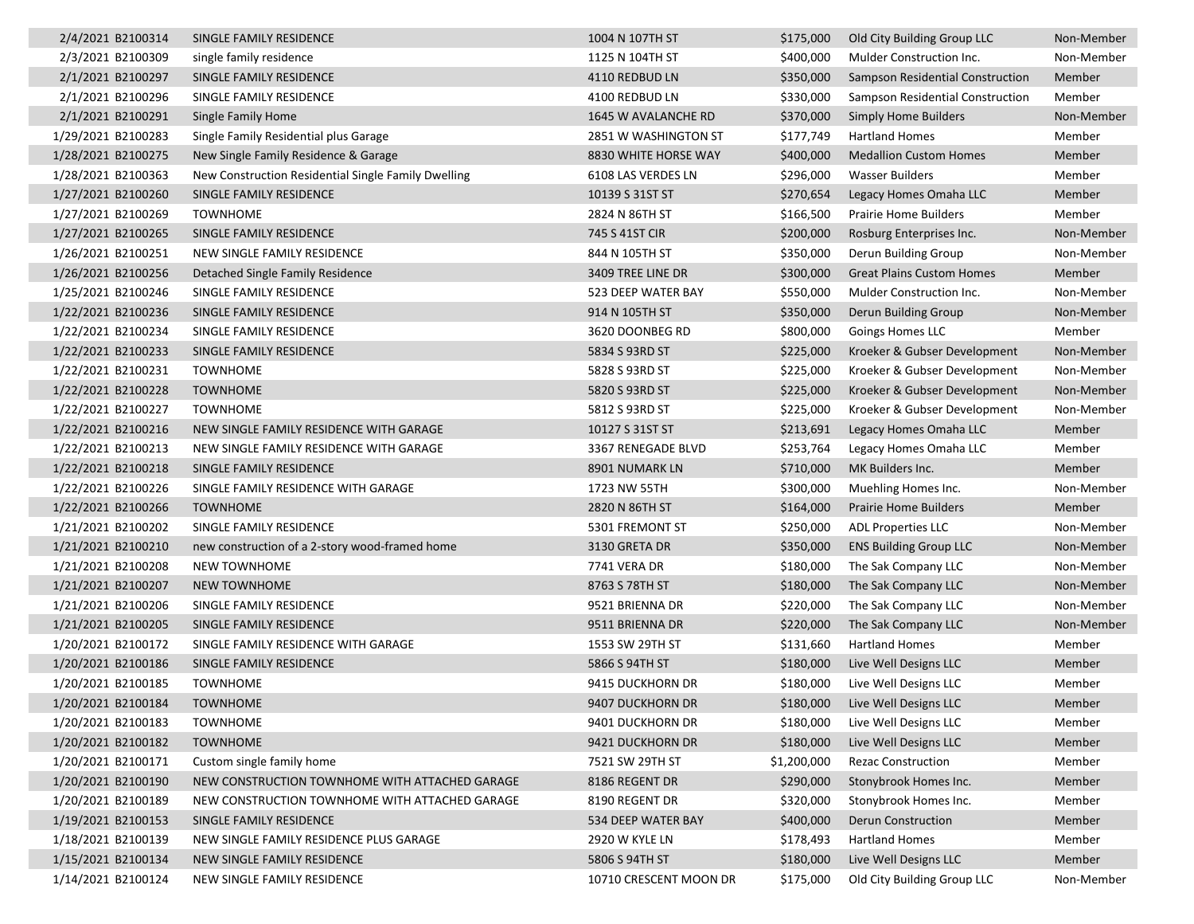| | | | | | |
|---|---|---|---|---|---|
| 2/4/2021 B2100314 | SINGLE FAMILY RESIDENCE | 1004 N 107TH ST | $175,000 | Old City Building Group LLC | Non-Member |
| 2/3/2021 B2100309 | single family residence | 1125 N 104TH ST | $400,000 | Mulder Construction Inc. | Non-Member |
| 2/1/2021 B2100297 | SINGLE FAMILY RESIDENCE | 4110 REDBUD LN | $350,000 | Sampson Residential Construction | Member |
| 2/1/2021 B2100296 | SINGLE FAMILY RESIDENCE | 4100 REDBUD LN | $330,000 | Sampson Residential Construction | Member |
| 2/1/2021 B2100291 | Single Family Home | 1645 W AVALANCHE RD | $370,000 | Simply Home Builders | Non-Member |
| 1/29/2021 B2100283 | Single Family Residential plus Garage | 2851 W WASHINGTON ST | $177,749 | Hartland Homes | Member |
| 1/28/2021 B2100275 | New Single Family Residence & Garage | 8830 WHITE HORSE WAY | $400,000 | Medallion Custom Homes | Member |
| 1/28/2021 B2100363 | New Construction Residential Single Family Dwelling | 6108 LAS VERDES LN | $296,000 | Wasser Builders | Member |
| 1/27/2021 B2100260 | SINGLE FAMILY RESIDENCE | 10139 S 31ST ST | $270,654 | Legacy Homes Omaha LLC | Member |
| 1/27/2021 B2100269 | TOWNHOME | 2824 N 86TH ST | $166,500 | Prairie Home Builders | Member |
| 1/27/2021 B2100265 | SINGLE FAMILY RESIDENCE | 745 S 41ST CIR | $200,000 | Rosburg Enterprises Inc. | Non-Member |
| 1/26/2021 B2100251 | NEW SINGLE FAMILY RESIDENCE | 844 N 105TH ST | $350,000 | Derun Building Group | Non-Member |
| 1/26/2021 B2100256 | Detached Single Family Residence | 3409 TREE LINE DR | $300,000 | Great Plains Custom Homes | Member |
| 1/25/2021 B2100246 | SINGLE FAMILY RESIDENCE | 523 DEEP WATER BAY | $550,000 | Mulder Construction Inc. | Non-Member |
| 1/22/2021 B2100236 | SINGLE FAMILY RESIDENCE | 914 N 105TH ST | $350,000 | Derun Building Group | Non-Member |
| 1/22/2021 B2100234 | SINGLE FAMILY RESIDENCE | 3620 DOONBEG RD | $800,000 | Goings Homes LLC | Member |
| 1/22/2021 B2100233 | SINGLE FAMILY RESIDENCE | 5834 S 93RD ST | $225,000 | Kroeker & Gubser Development | Non-Member |
| 1/22/2021 B2100231 | TOWNHOME | 5828 S 93RD ST | $225,000 | Kroeker & Gubser Development | Non-Member |
| 1/22/2021 B2100228 | TOWNHOME | 5820 S 93RD ST | $225,000 | Kroeker & Gubser Development | Non-Member |
| 1/22/2021 B2100227 | TOWNHOME | 5812 S 93RD ST | $225,000 | Kroeker & Gubser Development | Non-Member |
| 1/22/2021 B2100216 | NEW SINGLE FAMILY RESIDENCE WITH GARAGE | 10127 S 31ST ST | $213,691 | Legacy Homes Omaha LLC | Member |
| 1/22/2021 B2100213 | NEW SINGLE FAMILY RESIDENCE WITH GARAGE | 3367 RENEGADE BLVD | $253,764 | Legacy Homes Omaha LLC | Member |
| 1/22/2021 B2100218 | SINGLE FAMILY RESIDENCE | 8901 NUMARK LN | $710,000 | MK Builders Inc. | Member |
| 1/22/2021 B2100226 | SINGLE FAMILY RESIDENCE WITH GARAGE | 1723 NW 55TH | $300,000 | Muehling Homes Inc. | Non-Member |
| 1/22/2021 B2100266 | TOWNHOME | 2820 N 86TH ST | $164,000 | Prairie Home Builders | Member |
| 1/21/2021 B2100202 | SINGLE FAMILY RESIDENCE | 5301 FREMONT ST | $250,000 | ADL Properties LLC | Non-Member |
| 1/21/2021 B2100210 | new construction of a 2-story wood-framed home | 3130 GRETA DR | $350,000 | ENS Building Group LLC | Non-Member |
| 1/21/2021 B2100208 | NEW TOWNHOME | 7741 VERA DR | $180,000 | The Sak Company LLC | Non-Member |
| 1/21/2021 B2100207 | NEW TOWNHOME | 8763 S 78TH ST | $180,000 | The Sak Company LLC | Non-Member |
| 1/21/2021 B2100206 | SINGLE FAMILY RESIDENCE | 9521 BRIENNA DR | $220,000 | The Sak Company LLC | Non-Member |
| 1/21/2021 B2100205 | SINGLE FAMILY RESIDENCE | 9511 BRIENNA DR | $220,000 | The Sak Company LLC | Non-Member |
| 1/20/2021 B2100172 | SINGLE FAMILY RESIDENCE WITH GARAGE | 1553 SW 29TH ST | $131,660 | Hartland Homes | Member |
| 1/20/2021 B2100186 | SINGLE FAMILY RESIDENCE | 5866 S 94TH ST | $180,000 | Live Well Designs LLC | Member |
| 1/20/2021 B2100185 | TOWNHOME | 9415 DUCKHORN DR | $180,000 | Live Well Designs LLC | Member |
| 1/20/2021 B2100184 | TOWNHOME | 9407 DUCKHORN DR | $180,000 | Live Well Designs LLC | Member |
| 1/20/2021 B2100183 | TOWNHOME | 9401 DUCKHORN DR | $180,000 | Live Well Designs LLC | Member |
| 1/20/2021 B2100182 | TOWNHOME | 9421 DUCKHORN DR | $180,000 | Live Well Designs LLC | Member |
| 1/20/2021 B2100171 | Custom single family home | 7521 SW 29TH ST | $1,200,000 | Rezac Construction | Member |
| 1/20/2021 B2100190 | NEW CONSTRUCTION TOWNHOME WITH ATTACHED GARAGE | 8186 REGENT DR | $290,000 | Stonybrook Homes Inc. | Member |
| 1/20/2021 B2100189 | NEW CONSTRUCTION TOWNHOME WITH ATTACHED GARAGE | 8190 REGENT DR | $320,000 | Stonybrook Homes Inc. | Member |
| 1/19/2021 B2100153 | SINGLE FAMILY RESIDENCE | 534 DEEP WATER BAY | $400,000 | Derun Construction | Member |
| 1/18/2021 B2100139 | NEW SINGLE FAMILY RESIDENCE PLUS GARAGE | 2920 W KYLE LN | $178,493 | Hartland Homes | Member |
| 1/15/2021 B2100134 | NEW SINGLE FAMILY RESIDENCE | 5806 S 94TH ST | $180,000 | Live Well Designs LLC | Member |
| 1/14/2021 B2100124 | NEW SINGLE FAMILY RESIDENCE | 10710 CRESCENT MOON DR | $175,000 | Old City Building Group LLC | Non-Member |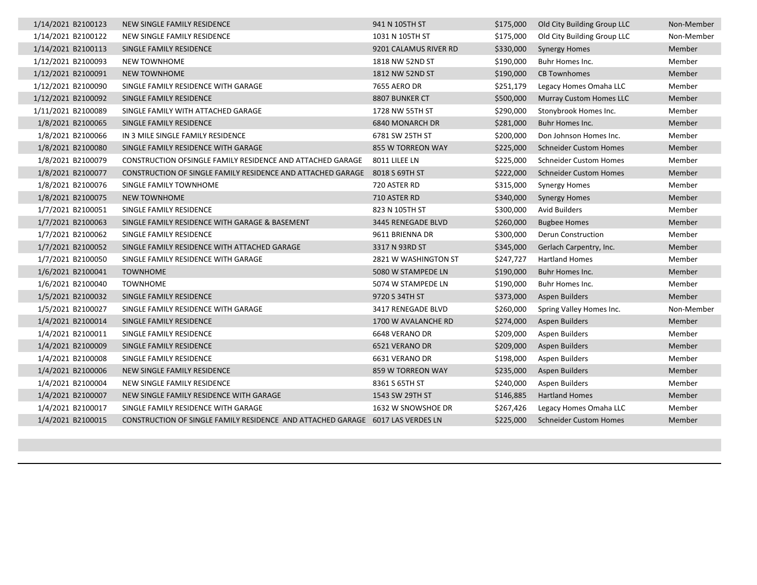| | | | | | | |
|---|---|---|---|---|---|---|
| 1/14/2021 | B2100123 | NEW SINGLE FAMILY RESIDENCE | 941 N 105TH ST | $175,000 | Old City Building Group LLC | Non-Member |
| 1/14/2021 | B2100122 | NEW SINGLE FAMILY RESIDENCE | 1031 N 105TH ST | $175,000 | Old City Building Group LLC | Non-Member |
| 1/14/2021 | B2100113 | SINGLE FAMILY RESIDENCE | 9201 CALAMUS RIVER RD | $330,000 | Synergy Homes | Member |
| 1/12/2021 | B2100093 | NEW TOWNHOME | 1818 NW 52ND ST | $190,000 | Buhr Homes Inc. | Member |
| 1/12/2021 | B2100091 | NEW TOWNHOME | 1812 NW 52ND ST | $190,000 | CB Townhomes | Member |
| 1/12/2021 | B2100090 | SINGLE FAMILY RESIDENCE WITH GARAGE | 7655 AERO DR | $251,179 | Legacy Homes Omaha LLC | Member |
| 1/12/2021 | B2100092 | SINGLE FAMILY RESIDENCE | 8807 BUNKER CT | $500,000 | Murray Custom Homes LLC | Member |
| 1/11/2021 | B2100089 | SINGLE FAMILY WITH ATTACHED GARAGE | 1728 NW 55TH ST | $290,000 | Stonybrook Homes Inc. | Member |
| 1/8/2021 | B2100065 | SINGLE FAMILY RESIDENCE | 6840 MONARCH DR | $281,000 | Buhr Homes Inc. | Member |
| 1/8/2021 | B2100066 | IN 3 MILE SINGLE FAMILY RESIDENCE | 6781 SW 25TH ST | $200,000 | Don Johnson Homes Inc. | Member |
| 1/8/2021 | B2100080 | SINGLE FAMILY RESIDENCE WITH GARAGE | 855 W TORREON WAY | $225,000 | Schneider Custom Homes | Member |
| 1/8/2021 | B2100079 | CONSTRUCTION OFSINGLE FAMILY RESIDENCE AND ATTACHED GARAGE | 8011 LILEE LN | $225,000 | Schneider Custom Homes | Member |
| 1/8/2021 | B2100077 | CONSTRUCTION OF SINGLE FAMILY RESIDENCE AND ATTACHED GARAGE | 8018 S 69TH ST | $222,000 | Schneider Custom Homes | Member |
| 1/8/2021 | B2100076 | SINGLE FAMILY TOWNHOME | 720 ASTER RD | $315,000 | Synergy Homes | Member |
| 1/8/2021 | B2100075 | NEW TOWNHOME | 710 ASTER RD | $340,000 | Synergy Homes | Member |
| 1/7/2021 | B2100051 | SINGLE FAMILY RESIDENCE | 823 N 105TH ST | $300,000 | Avid Builders | Member |
| 1/7/2021 | B2100063 | SINGLE FAMILY RESIDENCE WITH GARAGE & BASEMENT | 3445 RENEGADE BLVD | $260,000 | Bugbee Homes | Member |
| 1/7/2021 | B2100062 | SINGLE FAMILY RESIDENCE | 9611 BRIENNA DR | $300,000 | Derun Construction | Member |
| 1/7/2021 | B2100052 | SINGLE FAMILY RESIDENCE WITH ATTACHED GARAGE | 3317 N 93RD ST | $345,000 | Gerlach Carpentry, Inc. | Member |
| 1/7/2021 | B2100050 | SINGLE FAMILY RESIDENCE WITH GARAGE | 2821 W WASHINGTON ST | $247,727 | Hartland Homes | Member |
| 1/6/2021 | B2100041 | TOWNHOME | 5080 W STAMPEDE LN | $190,000 | Buhr Homes Inc. | Member |
| 1/6/2021 | B2100040 | TOWNHOME | 5074 W STAMPEDE LN | $190,000 | Buhr Homes Inc. | Member |
| 1/5/2021 | B2100032 | SINGLE FAMILY RESIDENCE | 9720 S 34TH ST | $373,000 | Aspen Builders | Member |
| 1/5/2021 | B2100027 | SINGLE FAMILY RESIDENCE WITH GARAGE | 3417 RENEGADE BLVD | $260,000 | Spring Valley Homes Inc. | Non-Member |
| 1/4/2021 | B2100014 | SINGLE FAMILY RESIDENCE | 1700 W AVALANCHE RD | $274,000 | Aspen Builders | Member |
| 1/4/2021 | B2100011 | SINGLE FAMILY RESIDENCE | 6648 VERANO DR | $209,000 | Aspen Builders | Member |
| 1/4/2021 | B2100009 | SINGLE FAMILY RESIDENCE | 6521 VERANO DR | $209,000 | Aspen Builders | Member |
| 1/4/2021 | B2100008 | SINGLE FAMILY RESIDENCE | 6631 VERANO DR | $198,000 | Aspen Builders | Member |
| 1/4/2021 | B2100006 | NEW SINGLE FAMILY RESIDENCE | 859 W TORREON WAY | $235,000 | Aspen Builders | Member |
| 1/4/2021 | B2100004 | NEW SINGLE FAMILY RESIDENCE | 8361 S 65TH ST | $240,000 | Aspen Builders | Member |
| 1/4/2021 | B2100007 | NEW SINGLE FAMILY RESIDENCE WITH GARAGE | 1543 SW 29TH ST | $146,885 | Hartland Homes | Member |
| 1/4/2021 | B2100017 | SINGLE FAMILY RESIDENCE WITH GARAGE | 1632 W SNOWSHOE DR | $267,426 | Legacy Homes Omaha LLC | Member |
| 1/4/2021 | B2100015 | CONSTRUCTION OF SINGLE FAMILY RESIDENCE AND ATTACHED GARAGE | 6017 LAS VERDES LN | $225,000 | Schneider Custom Homes | Member |